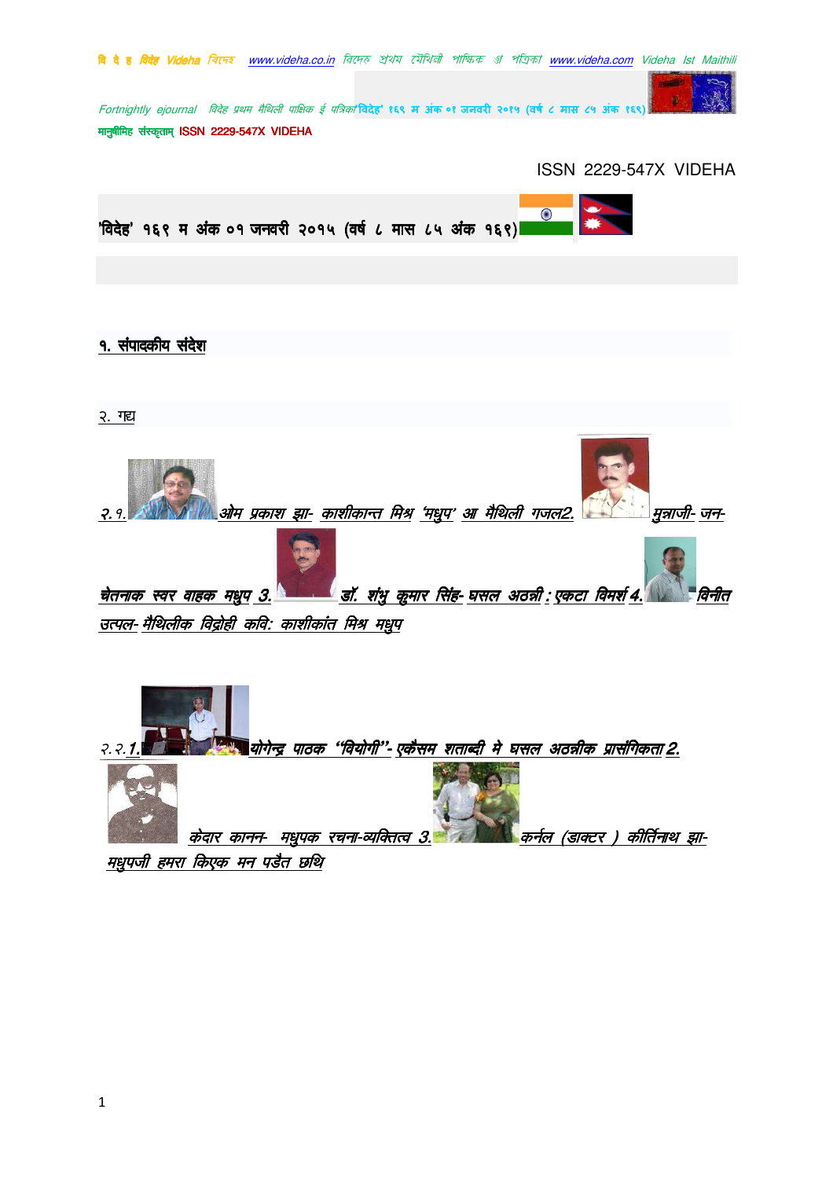ISSN 2229-547X VIDEHA

'विदेह' १६९ म अंक ०१ जनवरी २०१५ (वर्ष ८ मास ८५ अंक १६९)

## १. संपादकीय संदेश

## २. गद्य

२.१. ओम प्रकाश झा- काशीकान्त मिश्र 'मधुप' आ मैथिली गजल2. मुन्नाजी- जन-चेतनाक स्वर वाहक मधुप 3. डॉ. शंभु कुमार सिंह- घसल अठन्नी : एकटा विमर्श 4. विनीत उत्पल- मैथिलीक विद्रोही कवि: काशीकांत मिश्र मधुप

२.२.1. योगेन्द्र पाठक "वियोगी"- एकैसम शताब्दी मे घसल अठन्नीक प्रासंगिकता 2. केदार कानन- मधुपक रचना-व्यक्तित्व 3. कर्नल (डाक्टर ) कीर्तिनाथ झा- मधुपजी हमरा किएक मन पड़ैत छथि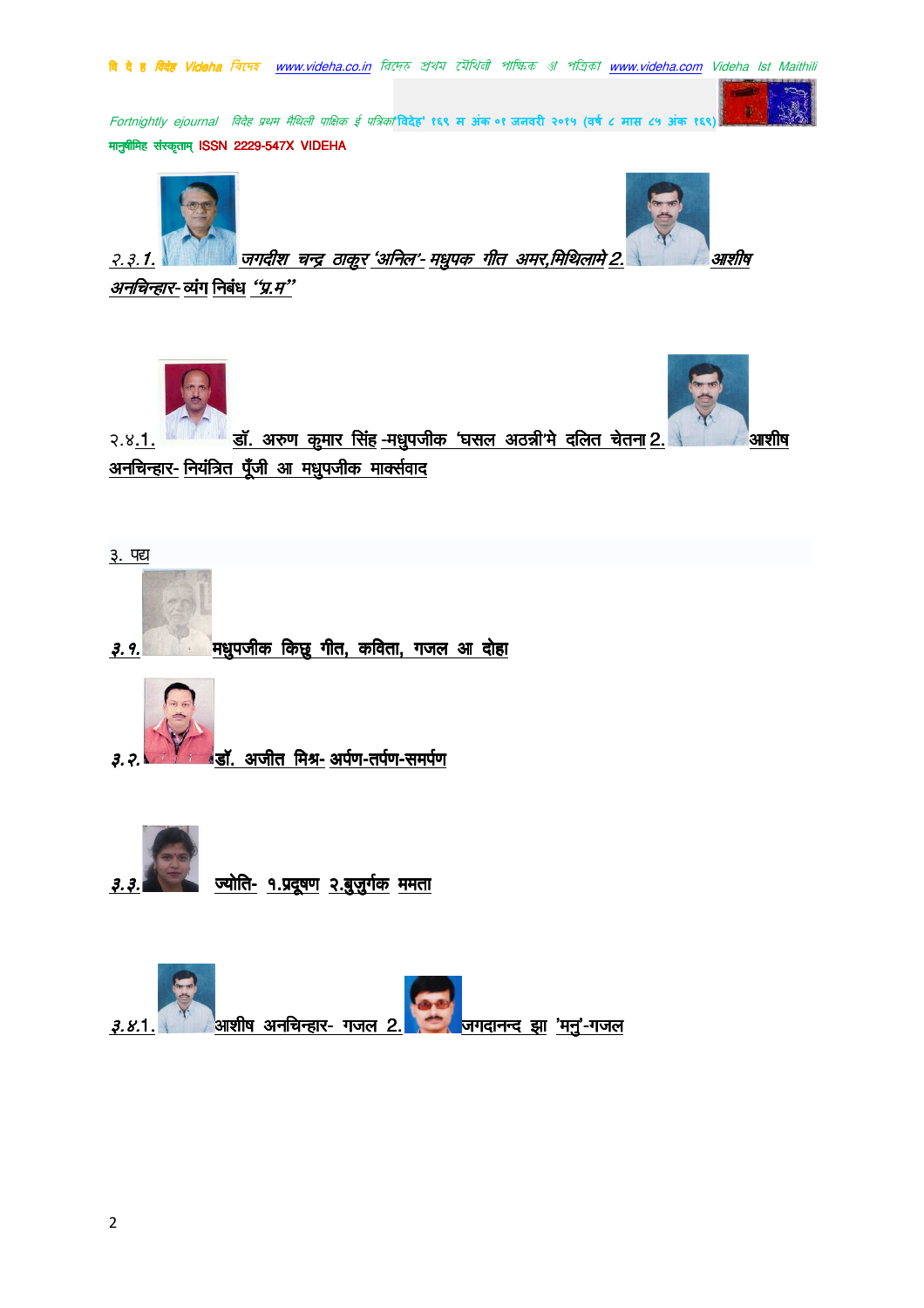२.३.1. जगदीश चन्द्र ठाकुर 'अनिल'- मधुपक गीत अमर,मिथिलामे 2. आशीष अनचिन्हार- व्यंग निबंध "प्र.म"

२.४.1. डॉ. अरुण कुमार सिंह -मधुपजीक 'घसल अठन्नी'मे दलित चेतना 2. आशीष अनचिन्हार- नियंत्रित पूँजी आ मधुपजीक मार्क्सवाद

३. पद्य

३.१. मधुपजीक किछु गीत, कविता, गजल आ दोहा

३.२. डॉ. अजीत मिश्र- अर्पण-तर्पण-समर्पण

३.३. ज्योति- १.प्रदूषण २.बुजुर्गक ममता

३.४.1. आशीष अनचिन्हार- गजल 2. जगदानन्द झा 'मनु'-गजल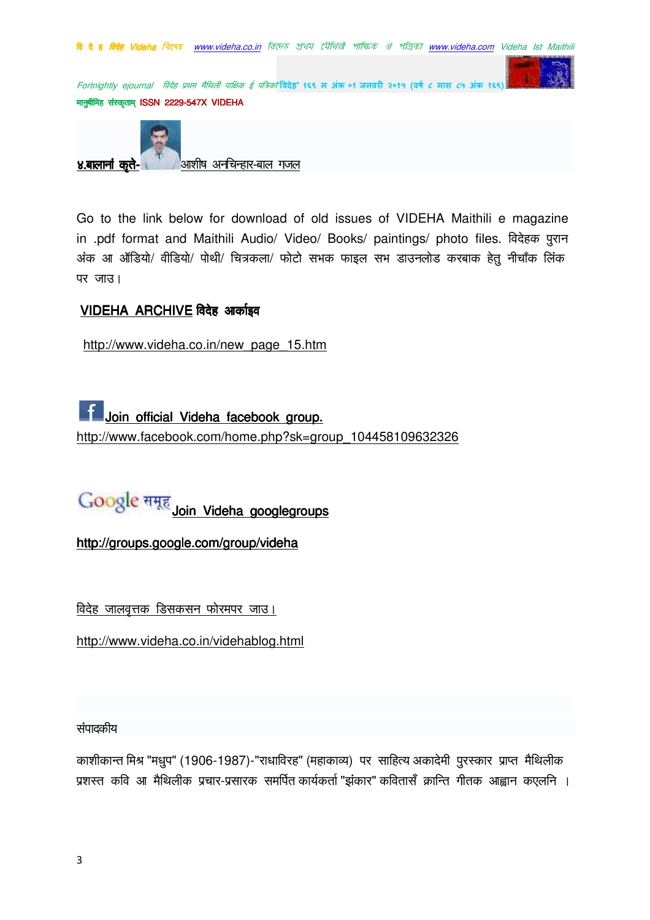**४.बालानां कृते-** आशीष अनचिन्हार-बाल गजल

Go to the link below for download of old issues of VIDEHA Maithili e magazine in .pdf format and Maithili Audio/ Video/ Books/ paintings/ photo files. विदेहक पुरान अंक आ ऑडियो/ वीडियो/ पोथी/ चित्रकला/ फोटो सभक फाइल सभ डाउनलोड करबाक हेतु नीचाँक लिंक पर जाउ।

**VIDEHA ARCHIVE विदेह आर्काइव**

http://www.videha.co.in/new_page_15.htm

Join official Videha facebook group.
http://www.facebook.com/home.php?sk=group_104458109632326

Google समूह Join Videha googlegroups

**http://groups.google.com/group/videha**

विदेह जालवृत्तक डिसकसन फोरमपर जाउ।

http://www.videha.co.in/videhablog.html

संपादकीय

काशीकान्त मिश्र "मधुप" (1906-1987)-"राधाविरह" (महाकाव्य) पर साहित्य अकादेमी पुरस्कार प्राप्त मैथिलीक प्रशस्त कवि आ मैथिलीक प्रचार-प्रसारक समर्पित कार्यकर्ता "झंकार" कवितासँ क्रान्ति गीतक आह्वान कएलनि ।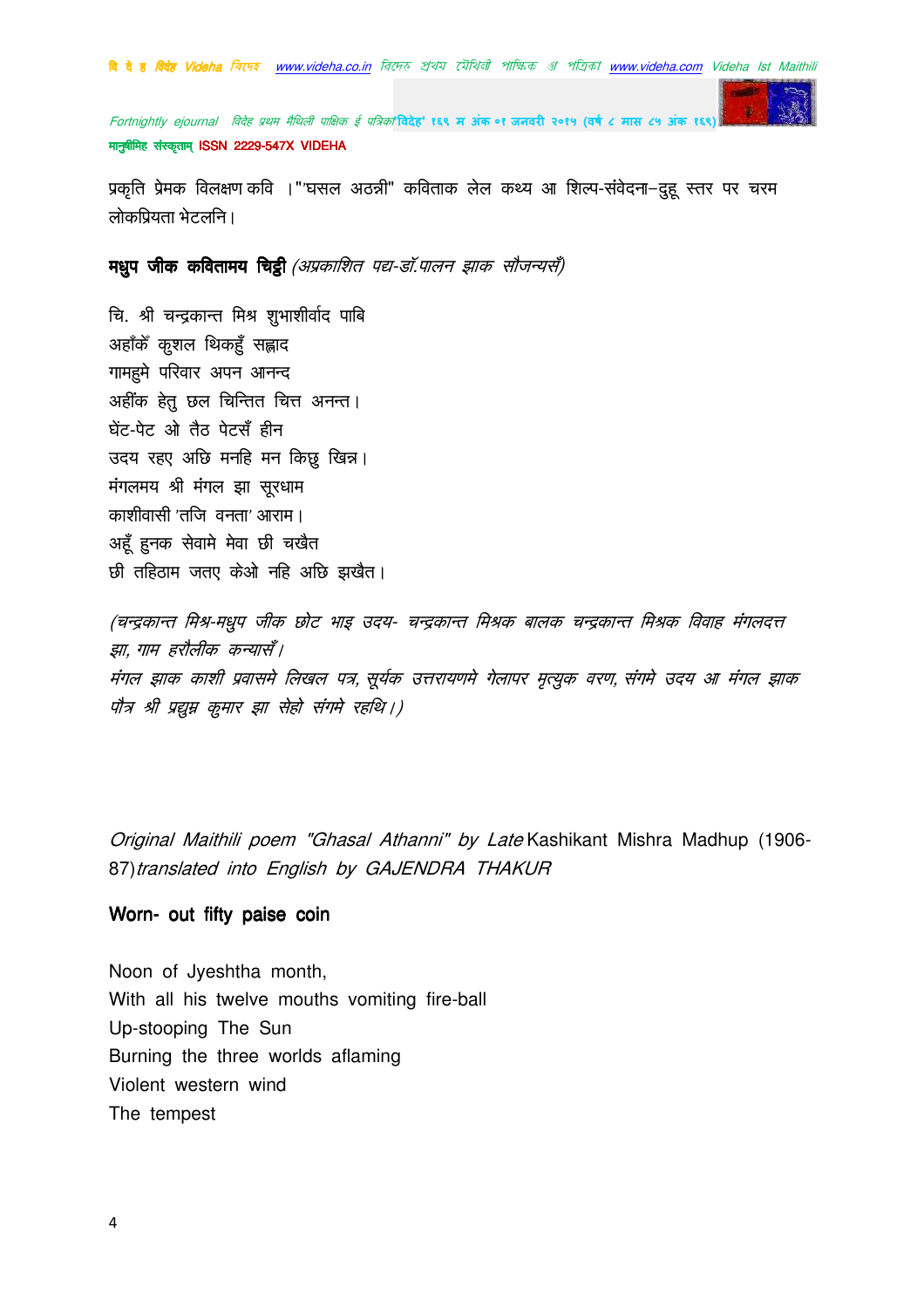प्रकृति प्रेमक विलक्षण कवि ।"'घसल अठन्नी" कविताक लेल कथ्य आ शिल्प-संवेदना–दुहू स्तर पर चरम लोकप्रियता भेटलनि।

**मधुप जीक कवितामय चिट्ठी** *(अप्रकाशित पद्य-डॉ.पालन झाक सौजन्यसँ)*

चि. श्री चन्द्रकान्त मिश्र शुभाशीर्वाद पाबि
अहाँकें कुशल थिकहुँ सह्लाद
गामहुमे परिवार अपन आनन्द
अहींक हेतु छल चिन्तित चित्त अनन्त।
घेंट-पेट ओ तैठ पेटसँ हीन
उदय रहए अछि मनहि मन किछु खिन्न।
मंगलमय श्री मंगल झा सूरधाम
काशीवासी 'तजि वनता' आराम।
अहूँ हुनक सेवामे मेवा छी चखैत
छी तहिठाम जतए केओ नहि अछि झखैत।

*(चन्द्रकान्त मिश्र-मधुप जीक छोट भाइ उदय- चन्द्रकान्त मिश्रक बालक चन्द्रकान्त मिश्रक विवाह मंगलदत्त झा, गाम हरौलीक कन्यासँ।*
*मंगल झाक काशी प्रवासमे लिखल पत्र, सूर्यक उत्तरायणमे गेलापर मृत्युक वरण, संगमे उदय आ मंगल झाक पौत्र श्री प्रद्युम्न कुमार झा सेहो संगमे रहथि।)*

*Original Maithili poem "Ghasal Athanni" by Late* Kashikant Mishra Madhup (1906-87)*translated into English by GAJENDRA THAKUR*

**Worn- out fifty paise coin**

Noon of Jyeshtha month,
With all his twelve mouths vomiting fire-ball
Up-stooping The Sun
Burning the three worlds aflaming
Violent western wind
The tempest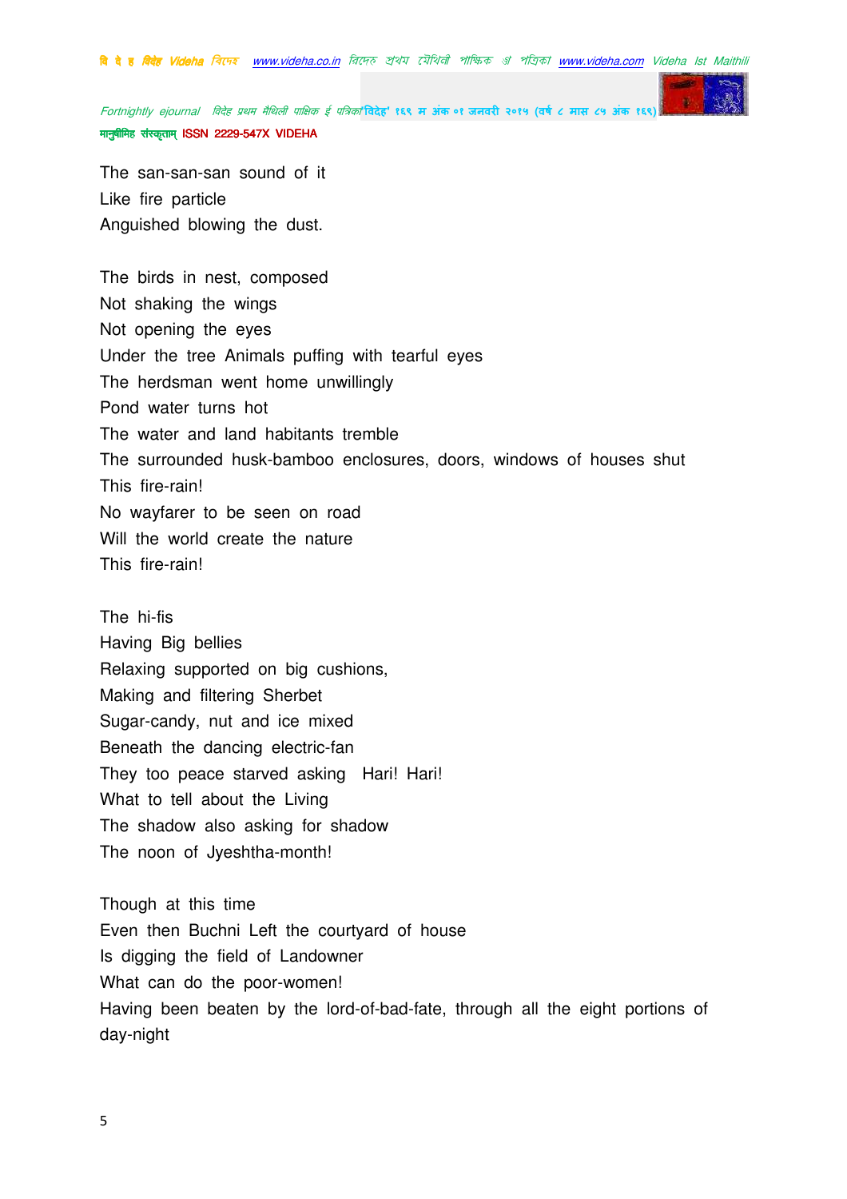The san-san-san sound of it
Like fire particle
Anguished blowing the dust.

The birds in nest, composed
Not shaking the wings
Not opening the eyes
Under the tree Animals puffing with tearful eyes
The herdsman went home unwillingly
Pond water turns hot
The water and land habitants tremble
The surrounded husk-bamboo enclosures, doors, windows of houses shut
This fire-rain!
No wayfarer to be seen on road
Will the world create the nature
This fire-rain!

The hi-fis
Having Big bellies
Relaxing supported on big cushions,
Making and filtering Sherbet
Sugar-candy, nut and ice mixed
Beneath the dancing electric-fan
They too peace starved asking  Hari! Hari!
What to tell about the Living
The shadow also asking for shadow
The noon of Jyeshtha-month!

Though at this time
Even then Buchni Left the courtyard of house
Is digging the field of Landowner
What can do the poor-women!
Having been beaten by the lord-of-bad-fate, through all the eight portions of day-night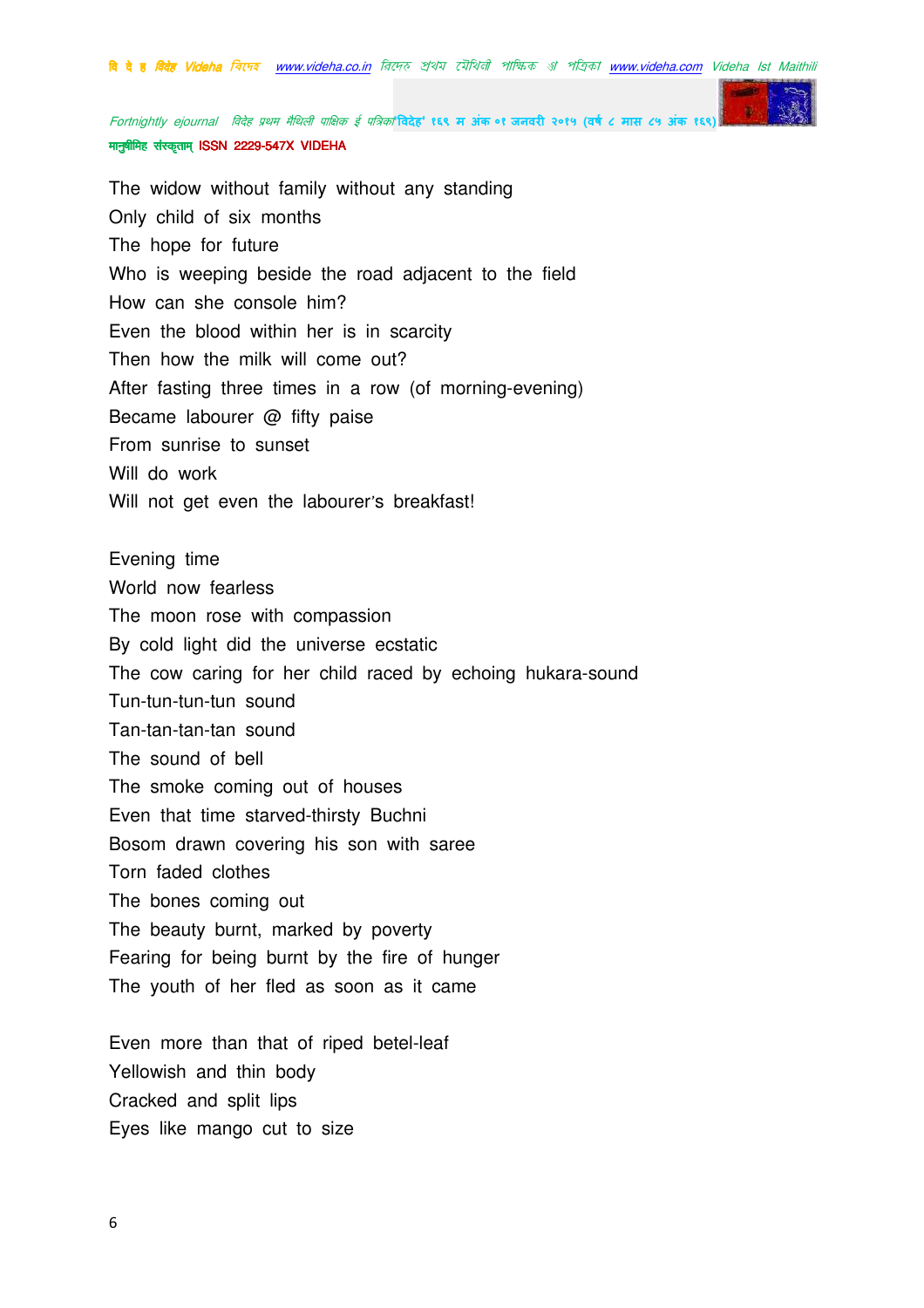The widow without family without any standing
Only child of six months
The hope for future
Who is weeping beside the road adjacent to the field
How can she console him?
Even the blood within her is in scarcity
Then how the milk will come out?
After fasting three times in a row (of morning-evening)
Became labourer @ fifty paise
From sunrise to sunset
Will do work
Will not get even the labourer's breakfast!

Evening time
World now fearless
The moon rose with compassion
By cold light did the universe ecstatic
The cow caring for her child raced by echoing hukara-sound
Tun-tun-tun-tun sound
Tan-tan-tan-tan sound
The sound of bell
The smoke coming out of houses
Even that time starved-thirsty Buchni
Bosom drawn covering his son with saree
Torn faded clothes
The bones coming out
The beauty burnt, marked by poverty
Fearing for being burnt by the fire of hunger
The youth of her fled as soon as it came

Even more than that of riped betel-leaf
Yellowish and thin body
Cracked and split lips
Eyes like mango cut to size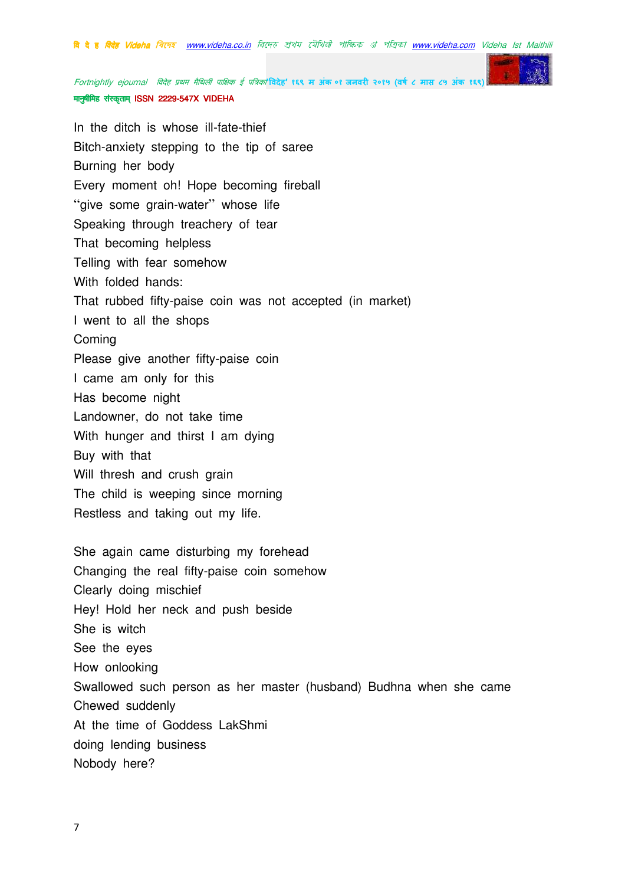In the ditch is whose ill-fate-thief  
Bitch-anxiety stepping to the tip of saree  
Burning her body  
Every moment oh! Hope becoming fireball  
“give some grain-water” whose life  
Speaking through treachery of tear  
That becoming helpless  
Telling with fear somehow  
With folded hands:  
That rubbed fifty-paise coin was not accepted (in market)  
I went to all the shops  
Coming  
Please give another fifty-paise coin  
I came am only for this  
Has become night  
Landowner, do not take time  
With hunger and thirst I am dying  
Buy with that  
Will thresh and crush grain  
The child is weeping since morning  
Restless and taking out my life.

She again came disturbing my forehead  
Changing the real fifty-paise coin somehow  
Clearly doing mischief  
Hey! Hold her neck and push beside  
She is witch  
See the eyes  
How onlooking  
Swallowed such person as her master (husband) Budhna when she came  
Chewed suddenly  
At the time of Goddess LakShmi  
doing lending business  
Nobody here?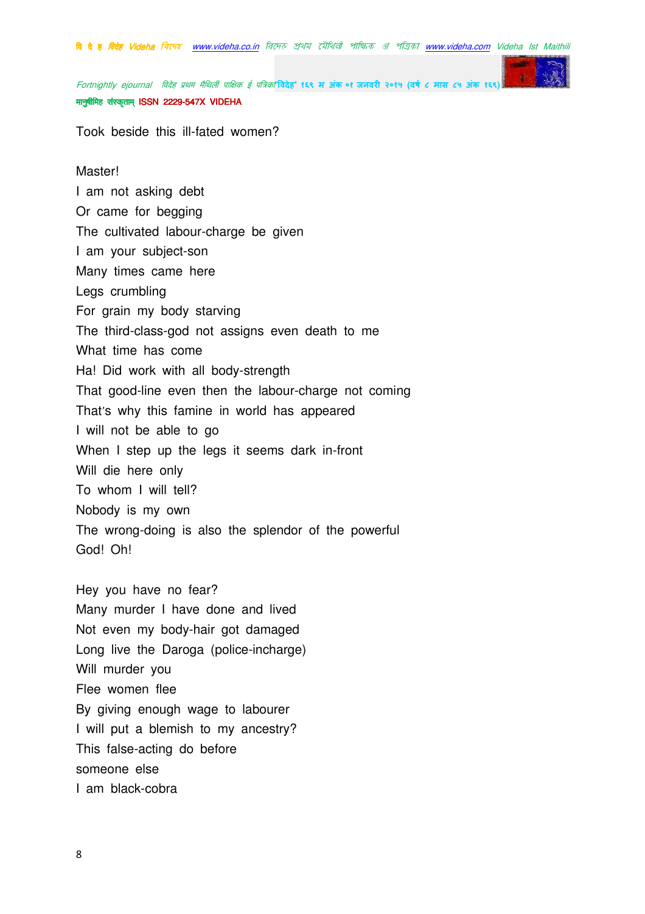Took beside this ill-fated women?

Master!
I am not asking debt
Or came for begging
The cultivated labour-charge be given
I am your subject-son
Many times came here
Legs crumbling
For grain my body starving
The third-class-god not assigns even death to me
What time has come
Ha! Did work with all body-strength
That good-line even then the labour-charge not coming
That's why this famine in world has appeared
I will not be able to go
When I step up the legs it seems dark in-front
Will die here only
To whom I will tell?
Nobody is my own
The wrong-doing is also the splendor of the powerful
God! Oh!

Hey you have no fear?
Many murder I have done and lived
Not even my body-hair got damaged
Long live the Daroga (police-incharge)
Will murder you
Flee women flee
By giving enough wage to labourer
I will put a blemish to my ancestry?
This false-acting do before
someone else
I am black-cobra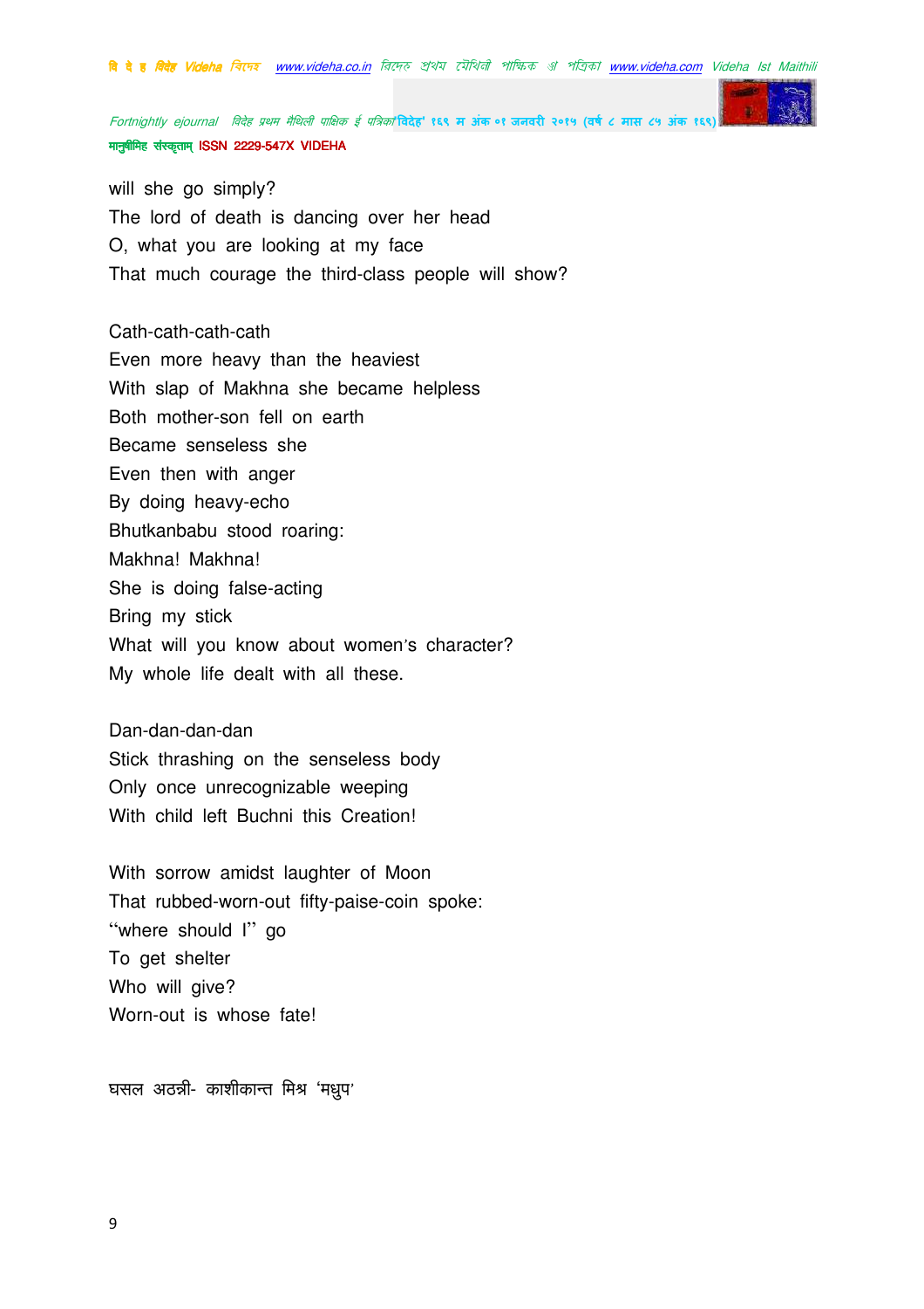will she go simply?
The lord of death is dancing over her head
O, what you are looking at my face
That much courage the third-class people will show?

Cath-cath-cath-cath
Even more heavy than the heaviest
With slap of Makhna she became helpless
Both mother-son fell on earth
Became senseless she
Even then with anger
By doing heavy-echo
Bhutkanbabu stood roaring:
Makhna! Makhna!
She is doing false-acting
Bring my stick
What will you know about women's character?
My whole life dealt with all these.

Dan-dan-dan-dan
Stick thrashing on the senseless body
Only once unrecognizable weeping
With child left Buchni this Creation!

With sorrow amidst laughter of Moon
That rubbed-worn-out fifty-paise-coin spoke:
"where should I" go
To get shelter
Who will give?
Worn-out is whose fate!

घसल अठन्नी- काशीकान्त मिश्र 'मधुप'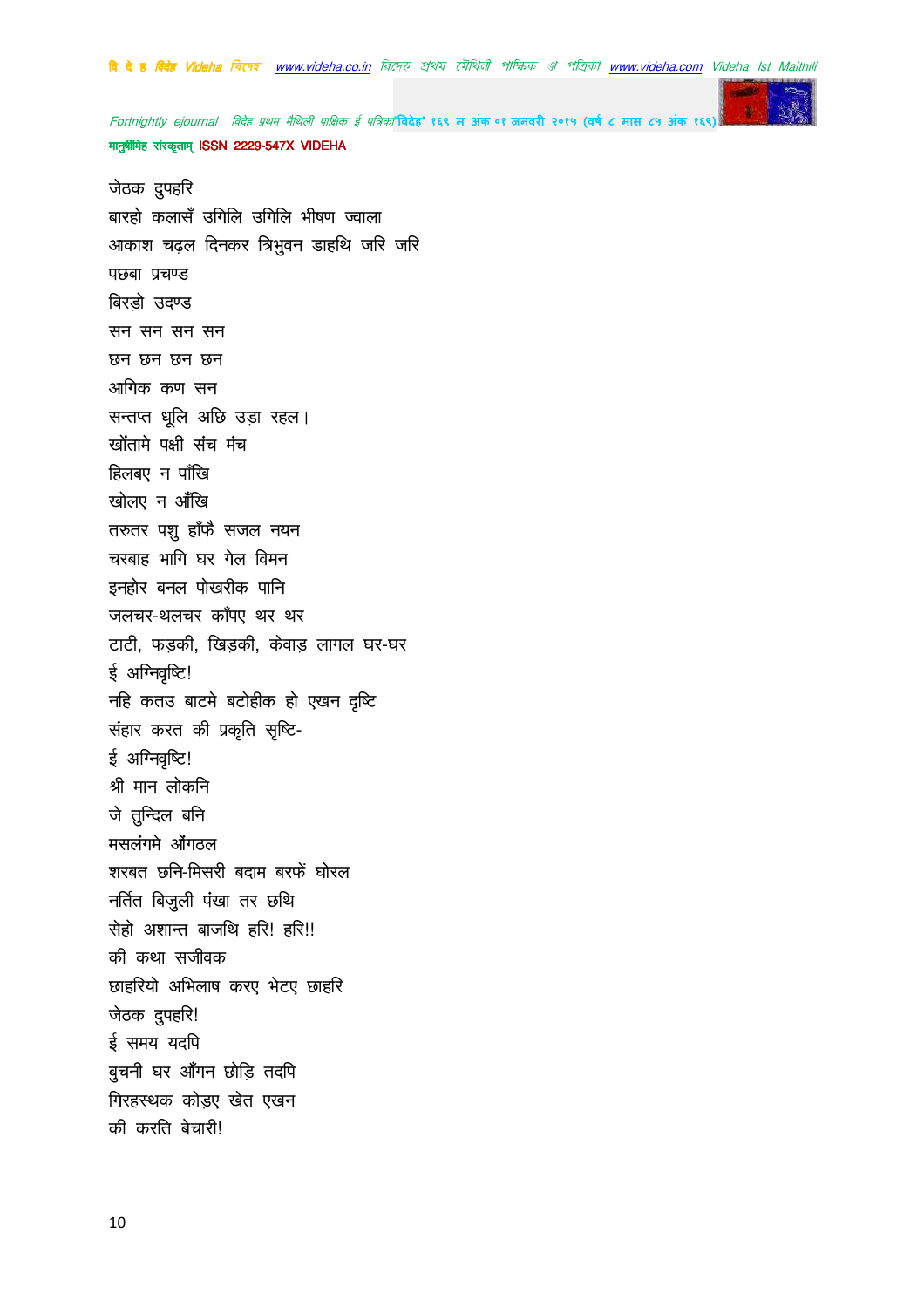जेठक दुपहरि
बारहो कलासँ उगिलि उगिलि भीषण ज्वाला
आकाश चढ़ल दिनकर त्रिभुवन डाहथि जरि जरि
पछबा प्रचण्ड
बिरड़ो उदण्ड
सन सन सन सन
छन छन छन छन
आगिक कण सन
सन्तप्त धूलि अछि उड़ा रहल।
खोंतामे पक्षी संच मंच
हिलबए न पाँखि
खोलए न आँखि
तरुतर पशु हाँफै सजल नयन
चरबाह भागि घर गेल विमन
इनहोर बनल पोखरीक पानि
जलचर-थलचर काँपए थर थर
टाटी, फड़की, खिड़की, केवाड़ लागल घर-घर
ई अग्निवृष्टि!
नहि कतउ बाटमे बटोहीक हो एखन दृष्टि
संहार करत की प्रकृति सृष्टि-
ई अग्निवृष्टि!
श्री मान लोकनि
जे तुन्दिल बनि
मसलंगमे ओंगठल
शरबत छनि-मिसरी बदाम बरफें घोरल
नर्तित बिजुली पंखा तर छथि
सेहो अशान्त बाजथि हरि! हरि!!
की कथा सजीवक
छाहरियो अभिलाष करए भेटए छाहरि
जेठक दुपहरि!
ई समय यदपि
बुचनी घर आँगन छोड़ि तदपि
गिरहस्थक कोड़ए खेत एखन
की करति बेचारी!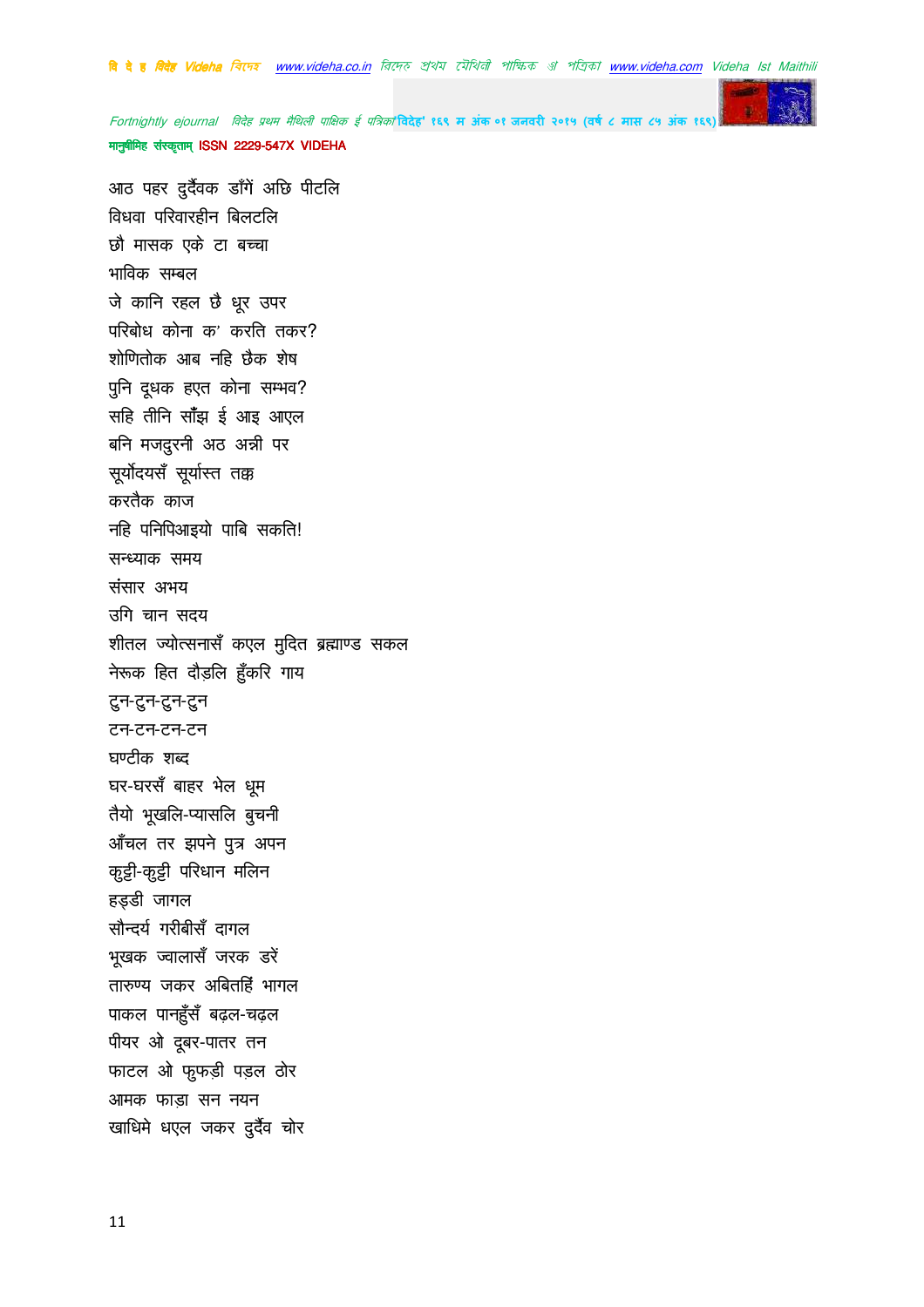आठ पहर दुर्दैवक डाँगें अछि पीटलि
विधवा परिवारहीन बिलटलि
छौ मासक एके टा बच्चा
भाविक सम्बल
जे कानि रहल छै धूर उपर
परिबोध कोना क' करति तकर?
शोणितोक आब नहि छैक शेष
पुनि दूधक हएत कोना सम्भव?
सहि तीनि साँझ ई आइ आएल
बनि मजदुरनी अठ अन्नी पर
सूर्योदयसँ सूर्यास्त तक्क
करतैक काज
नहि पनिपिआइयो पाबि सकति!
सन्ध्याक समय
संसार अभय
उगि चान सदय
शीतल ज्योत्सनासँ कएल मुदित ब्रह्माण्ड सकल
नेरूक हित दौड़लि हुँकरि गाय
टुन-टुन-टुन-टुन
टन-टन-टन-टन
घण्टीक शब्द
घर-घरसँ बाहर भेल धूम
तैयो भूखलि-प्यासलि बुचनी
आँचल तर झपने पुत्र अपन
कुट्टी-कुट्टी परिधान मलिन
हड्डी जागल
सौन्दर्य गरीबीसँ दागल
भूखक ज्वालासँ जरक डरें
तारुण्य जकर अबितहिं भागल
पाकल पानहुँसँ बढ़ल-चढ़ल
पीयर ओ दूबर-पातर तन
फाटल ओ फुफड़ी पड़ल ठोर
आमक फाड़ा सन नयन
खाधिमे धएल जकर दुर्दैव चोर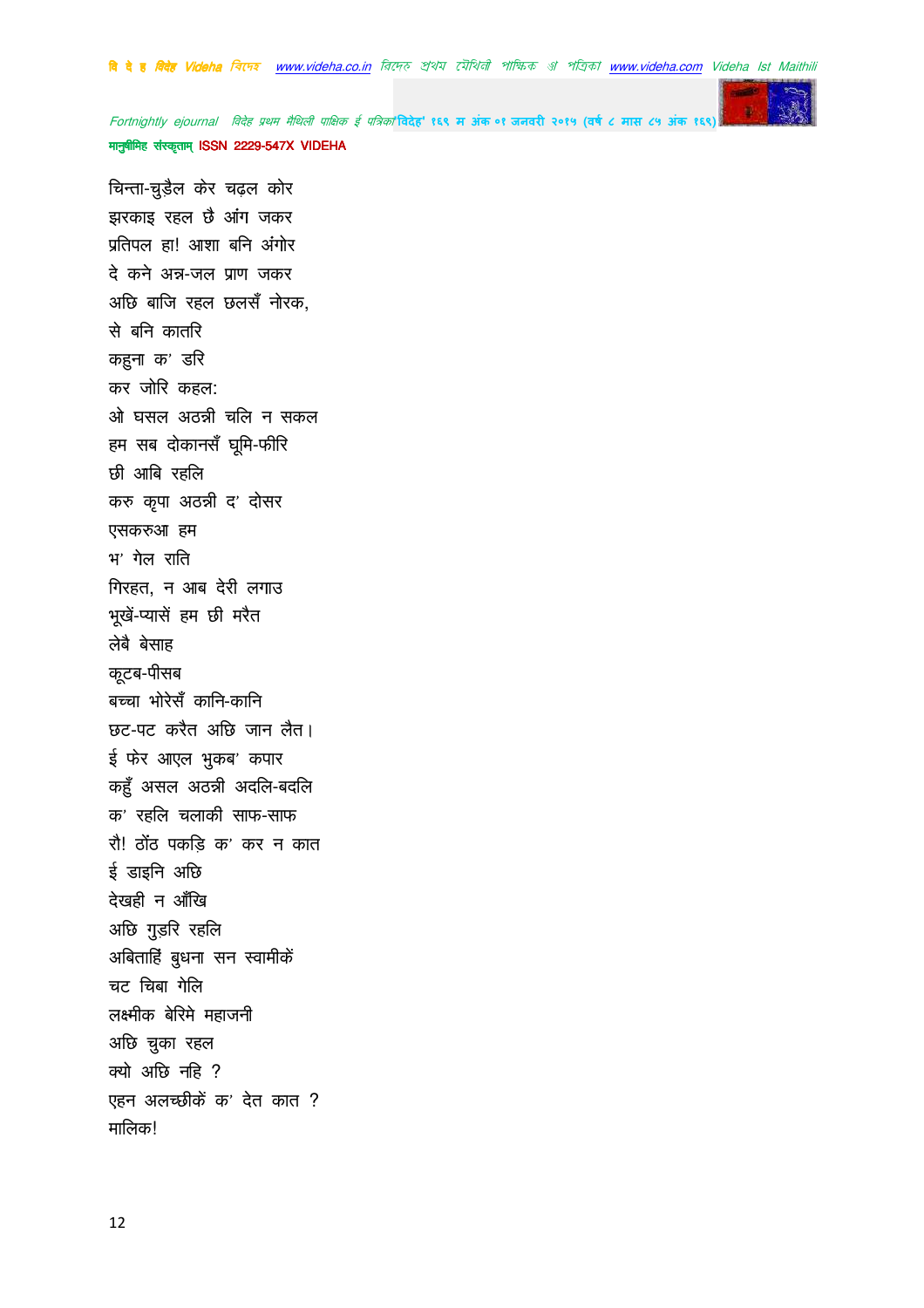चिन्ता-चुड़ैल केर चढ़ल कोर
झरकाइ रहल छै आंग जकर
प्रतिपल हा! आशा बनि अंगोर
दे कने अन्न-जल प्राण जकर
अछि बाजि रहल छलसँ नोरक,
से बनि कातरि
कहुना क' डरि
कर जोरि कहल:
ओ घसल अठन्नी चलि न सकल
हम सब दोकानसँ घूमि-फीरि
छी आबि रहलि
करु कृपा अठन्नी द' दोसर
एसकरुआ हम
भ' गेल राति
गिरहत, न आब देरी लगाउ
भूखें-प्यासें हम छी मरैत
लेबै बेसाह
कूटब-पीसब
बच्चा भोरेसँ कानि-कानि
छट-पट करैत अछि जान लैत।
ई फेर आएल भुकब' कपार
कहुँ असल अठन्नी अदलि-बदलि
क' रहलि चलाकी साफ-साफ
रौ! ठोंठ पकड़ि क' कर न कात
ई डाइनि अछि
देखही न आँखि
अछि गुड़रि रहलि
अबिताहिं बुधना सन स्वामीकें
चट चिबा गेलि
लक्ष्मीक बेरिमे महाजनी
अछि चुका रहल
क्यो अछि नहि ?
एहन अलच्छीकें क' देत कात ?
मालिक!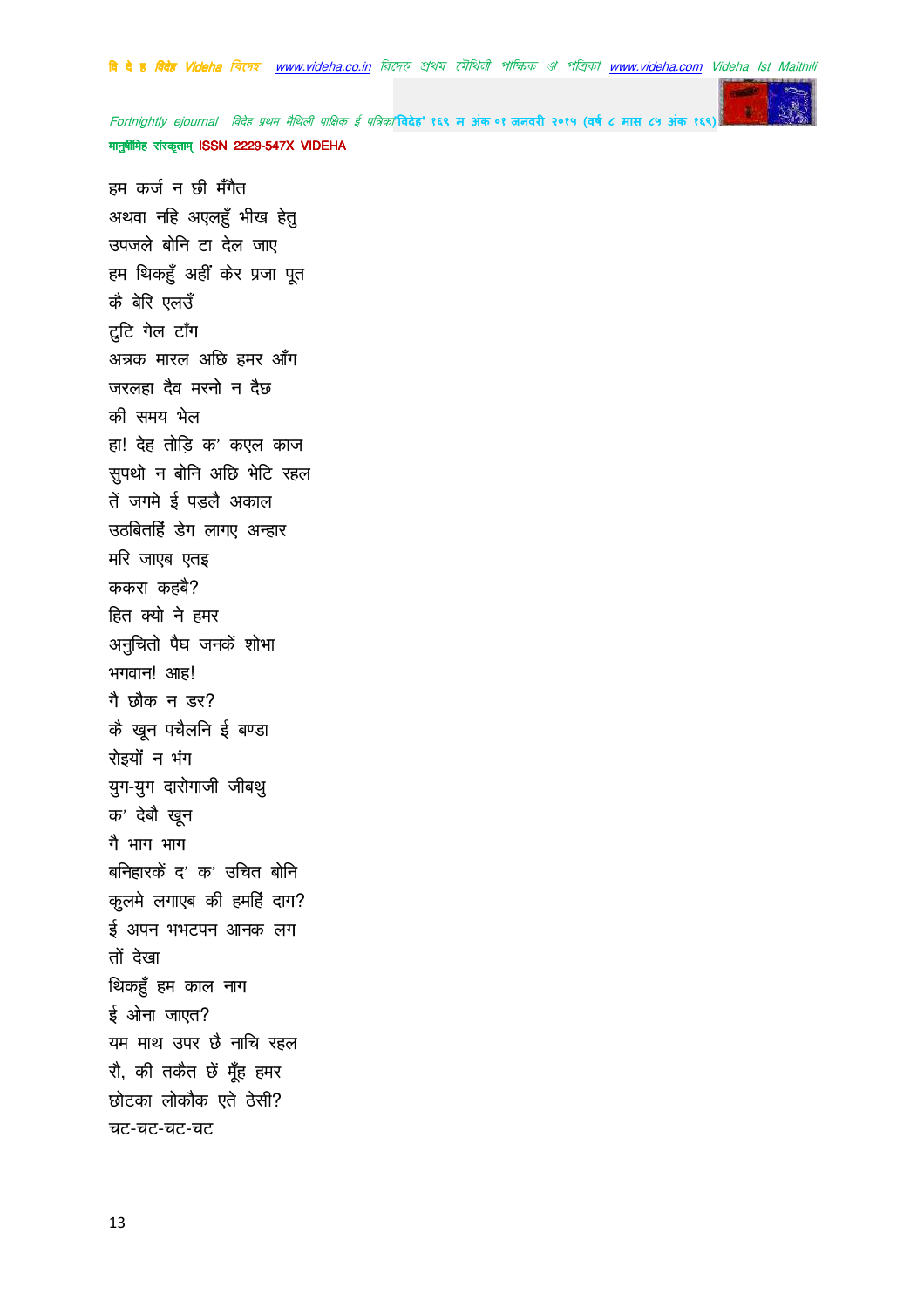हम कर्ज न छी मँगैत
अथवा नहि अएलहुँ भीख हेतु
उपजले बोनि टा देल जाए
हम थिकहुँ अहीं केर प्रजा पूत
कै बेरि एलउँ
टुटि गेल टाँग
अन्नक मारल अछि हमर आँग
जरलहा दैव मरनो न दैछ
की समय भेल
हा! देह तोड़ि क' कएल काज
सुपथो न बोनि अछि भेटि रहल
तें जगमे ई पड़लै अकाल
उठबितहिं डेग लागए अन्हार
मरि जाएब एतइ
ककरा कहबै?
हित क्यो ने हमर
अनुचितो पैघ जनकें शोभा
भगवान! आह!
गै छौक न डर?
कै खून पचैलनि ई बण्डा
रोइयों न भंग
युग-युग दारोगाजी जीबथु
क' देबौ खून
गै भाग भाग
बनिहारकें द' क' उचित बोनि
कुलमे लगाएब की हमहिं दाग?
ई अपन भभटपन आनक लग
तों देखा
थिकहुँ हम काल नाग
ई ओना जाएत?
यम माथ उपर छै नाचि रहल
रौ, की तकैत छें मूँह हमर
छोटका लोकौक एते ठेसी?
चट-चट-चट-चट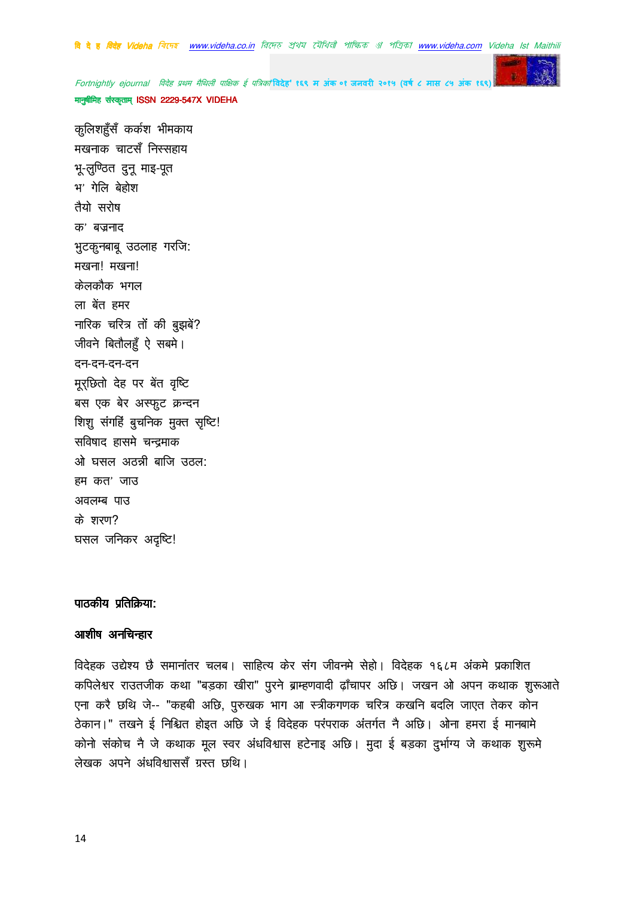कुलिशहुँसँ कर्कश भीमकाय
मखनाक चाटसँ निस्सहाय
भू-लुण्ठित दुनू माइ-पूत
भ' गेलि बेहोश
तैयो सरोष
क' बज्रनाद
भुटकुनबाबू उठलाह गरजि:
मखना! मखना!
केलकौक भगल
ला बेंत हमर
नारिक चरित्र तों की बुझबें?
जीवने बितौलहुँ ऐ सबमे।
दन-दन-दन-दन
मूर्छितो देह पर बेंत वृष्टि
बस एक बेर अस्फुट क्रन्दन
शिशु संगहिं बुचनिक मुक्त सृष्टि!
सविषाद हासमे चन्द्रमाक
ओ घसल अठन्नी बाजि उठल:
हम कत' जाउ
अवलम्ब पाउ
के शरण?
घसल जनिकर अदृष्टि!

**पाठकीय प्रतिक्रिया:**

**आशीष अनचिन्हार**

विदेहक उद्येश्य छै समानांतर चलब। साहित्य केर संग जीवनमे सेहो। विदेहक १६८म अंकमे प्रकाशित कपिलेश्वर राउतजीक कथा "बड़का खीरा" पुरने ब्राम्हणवादी ढाँचापर अछि। जखन ओ अपन कथाक शुरूआते एना करै छथि जे-- "कहबी अछि, पुरुखक भाग आ स्त्रीकगणक चरित्र कखनि बदलि जाएत तेकर कोन ठेकान।" तखने ई निश्चित होइत अछि जे ई विदेहक परंपराक अंतर्गत नै अछि। ओना हमरा ई मानबामे कोनो संकोच नै जे कथाक मूल स्वर अंधविश्वास हटेनाइ अछि। मुदा ई बड़का दुर्भाग्य जे कथाक शुरूमे लेखक अपने अंधविश्वाससँ ग्रस्त छथि।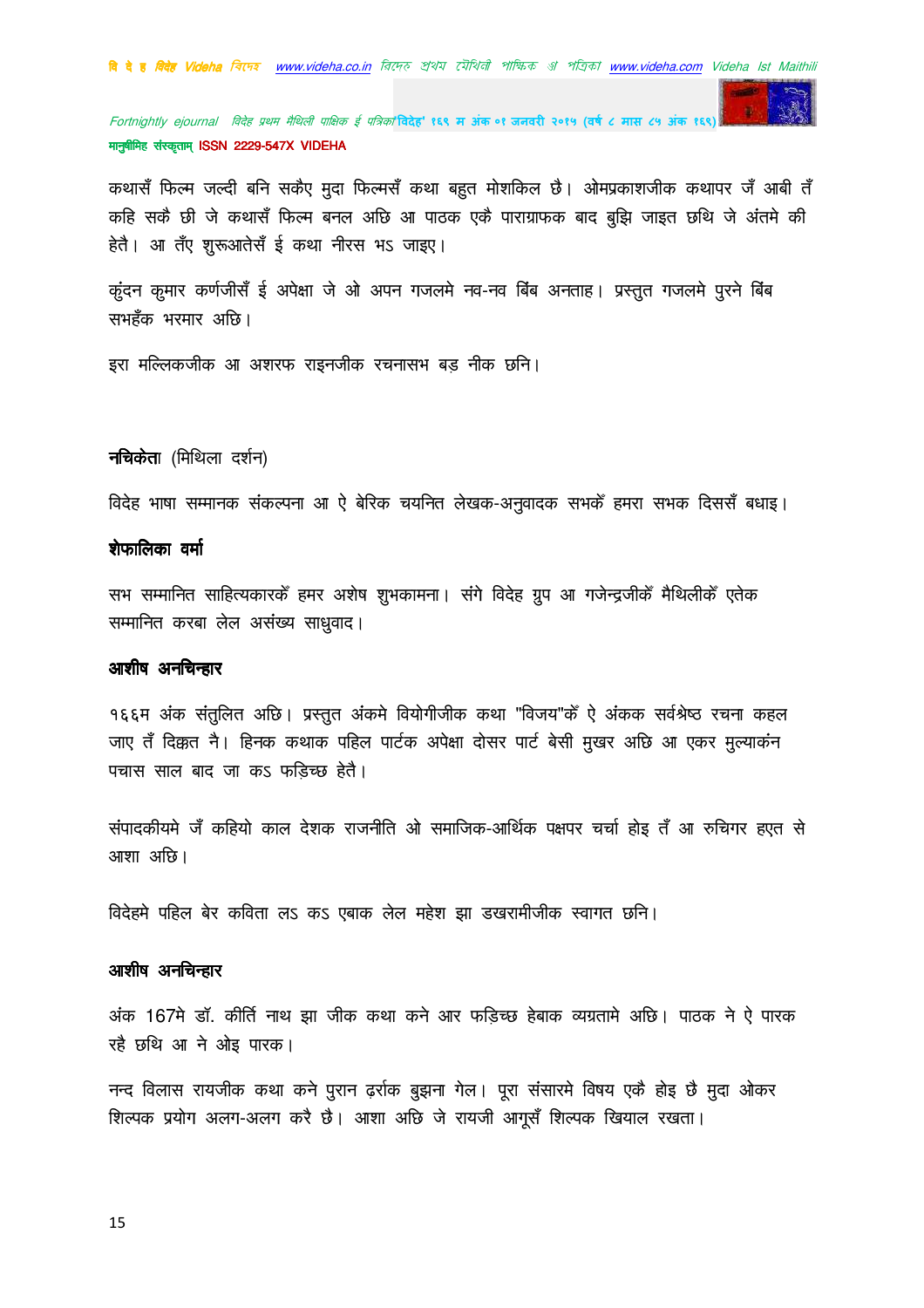कथासँ फिल्म जल्दी बनि सकैए मुदा फिल्मसँ कथा बहुत मोशकिल छै। ओमप्रकाशजीक कथापर जँ आबी तँ कहि सकै छी जे कथासँ फिल्म बनल अछि आ पाठक एकै पाराग्राफक बाद बुझि जाइत छथि जे अंतमे की हेतै। आ तँए शुरूआतेसँ ई कथा नीरस भऽ जाइए।

कुंदन कुमार कर्णजीसँ ई अपेक्षा जे ओ अपन गजलमे नव-नव बिंब अनताह। प्रस्तुत गजलमे पुरने बिंब सभहँक भरमार अछि।

इरा मल्लिकजीक आ अशरफ राइनजीक रचनासभ बड़ नीक छनि।

**नचिकेता** (मिथिला दर्शन)

विदेह भाषा सम्मानक संकल्पना आ ऐ बेरिक चयनित लेखक-अनुवादक सभकेँ हमरा सभक दिससँ बधाइ।

**शेफालिका वर्मा**

सभ सम्मानित साहित्यकारकेँ हमर अशेष शुभकामना। संगे विदेह ग्रुप आ गजेन्द्रजीकेँ मैथिलीकेँ एतेक सम्मानित करबा लेल असंख्य साधुवाद।

**आशीष अनचिन्हार**

१६६म अंक संतुलित अछि। प्रस्तुत अंकमे वियोगीजीक कथा "विजय"केँ ऐ अंकक सर्वश्रेष्ठ रचना कहल जाए तँ दिक्कत नै। हिनक कथाक पहिल पार्टक अपेक्षा दोसर पार्ट बेसी मुखर अछि आ एकर मुल्यांकन पचास साल बाद जा कऽ फड़िच्छ हेतै।

संपादकीयमे जँ कहियो काल देशक राजनीति ओ समाजिक-आर्थिक पक्षपर चर्चा होइ तँ आ रुचिगर हएत से आशा अछि।

विदेहमे पहिल बेर कविता लऽ कऽ एबाक लेल महेश झा डखरामीजीक स्वागत छनि।

**आशीष अनचिन्हार**

अंक 167मे डॉ. कीर्ति नाथ झा जीक कथा कने आर फड़िच्छ हेबाक व्यग्रतामे अछि। पाठक ने ऐ पारक रहै छथि आ ने ओइ पारक।

नन्द विलास रायजीक कथा कने पुरान ढ़र्राक बुझना गेल। पूरा संसारमे विषय एकै होइ छै मुदा ओकर शिल्पक प्रयोग अलग-अलग करै छै। आशा अछि जे रायजी आगूसँ शिल्पक खियाल रखता।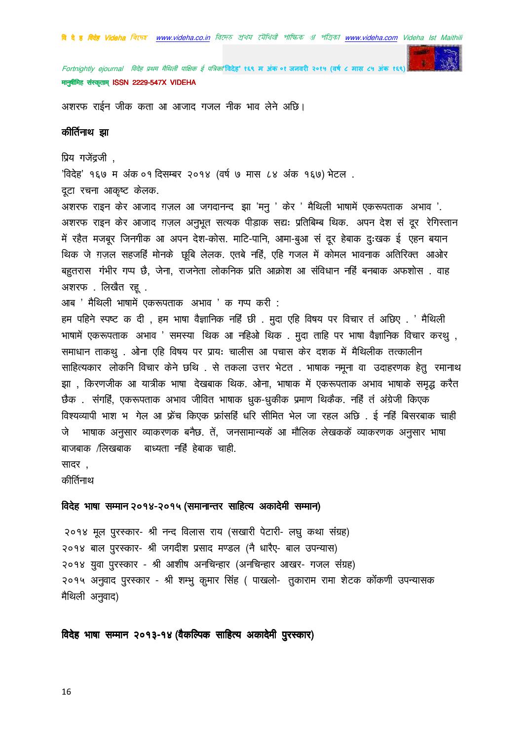अशरफ राईन जीक कता आ आजाद गजल नीक भाव लेने अछि।

**कीर्तिनाथ झा**

प्रिय गजेंद्रजी ,

'विदेह' १६७ म अंक ०१ दिसम्बर २०१४ (वर्ष ७ मास ८४ अंक १६७) भेटल .

दूटा रचना आकृष्ट केलक.

अशरफ राइन केर आजाद ग़ज़ल आ जगदानन्द झा 'मनु ' केर ' मैथिली भाषामें एकरूपताक अभाव '. अशरफ राइन केर आजाद ग़ज़ल अनुभूत सत्यक पीड़ाक सद्यः प्रतिबिम्ब थिक. अपन देश सं दूर रेगिस्तान में रहैत मजबूर जिनगीक आ अपन देश-कोस. माटि-पानि, आमा-बुआ सं दूर हेबाक दुःखक ई एहन बयान थिक जे ग़ज़ल सहजहिं मोनके छूबि लेलक. एतबे नहिं, एहि गजल में कोमल भावनाक अतिरिक्त आओर बहुतरास गंभीर गप्प छै, जेना, राजनेता लोकनिक प्रति आक्रोश आ संविधान नहिं बनबाक अफशोस . वाह अशरफ . लिखैत रहू .

आब ' मैथिली भाषामें एकरूपताक अभाव ' क गप्प करी :

हम पहिने स्पष्ट क दी , हम भाषा वैज्ञानिक नहिं छी . मुदा एहि विषय पर विचार तं अछिए . ' मैथिली भाषामें एकरूपताक अभाव ' समस्या थिक आ नहिओ थिक . मुदा ताहि पर भाषा वैज्ञानिक विचार करथु , समाधान ताकथु . ओना एहि विषय पर प्रायः चालीस आ पचास केर दशक में मैथिलीक तत्कालीन साहित्यकार लोकनि विचार केने छथि . से तकला उत्तर भेटत . भाषाक नमूना वा उदाहरणक हेतु रमानाथ झा , किरणजीक आ यात्रीक भाषा देखबाक थिक. ओना, भाषाक में एकरूपताक अभाव भाषाके समृद्ध करैत छैक . संगहिं, एकरूपताक अभाव जीवित भाषाक धुक-धुकीक प्रमाण थिकैक. नहिं तं अंग्रेजी किएक विश्यव्यापी भाश भ गेल आ फ्रेंच किएक फ्रांसहिं धरि सीमित भेल जा रहल अछि . ई नहिं बिसरबाक चाही जे भाषाक अनुसार व्याकरणक बनैछ. तें, जनसामान्यकें आ मौलिक लेखककें व्याकरणक अनुसार भाषा बाजबाक /लिखबाक बाध्यता नहिं हेबाक चाही.

सादर ,

कीर्तिनाथ

**विदेह भाषा सम्मान २०१४-२०१५ (समानान्तर साहित्य अकादेमी सम्मान)**

२०१४ मूल पुरस्कार- श्री नन्द विलास राय (सखारी पेटारी- लघु कथा संग्रह)

२०१४ बाल पुरस्कार- श्री जगदीश प्रसाद मण्डल (नै धारैए- बाल उपन्यास)

२०१४ युवा पुरस्कार - श्री आशीष अनचिन्हार (अनचिन्हार आखर- गजल संग्रह)

२०१५ अनुवाद पुरस्कार - श्री शम्भु कुमार सिंह ( पाखलो- तुकाराम रामा शेटक कोंकणी उपन्यासक मैथिली अनुवाद)

**विदेह भाषा सम्मान २०१३-१४ (वैकल्पिक साहित्य अकादेमी पुरस्कार)**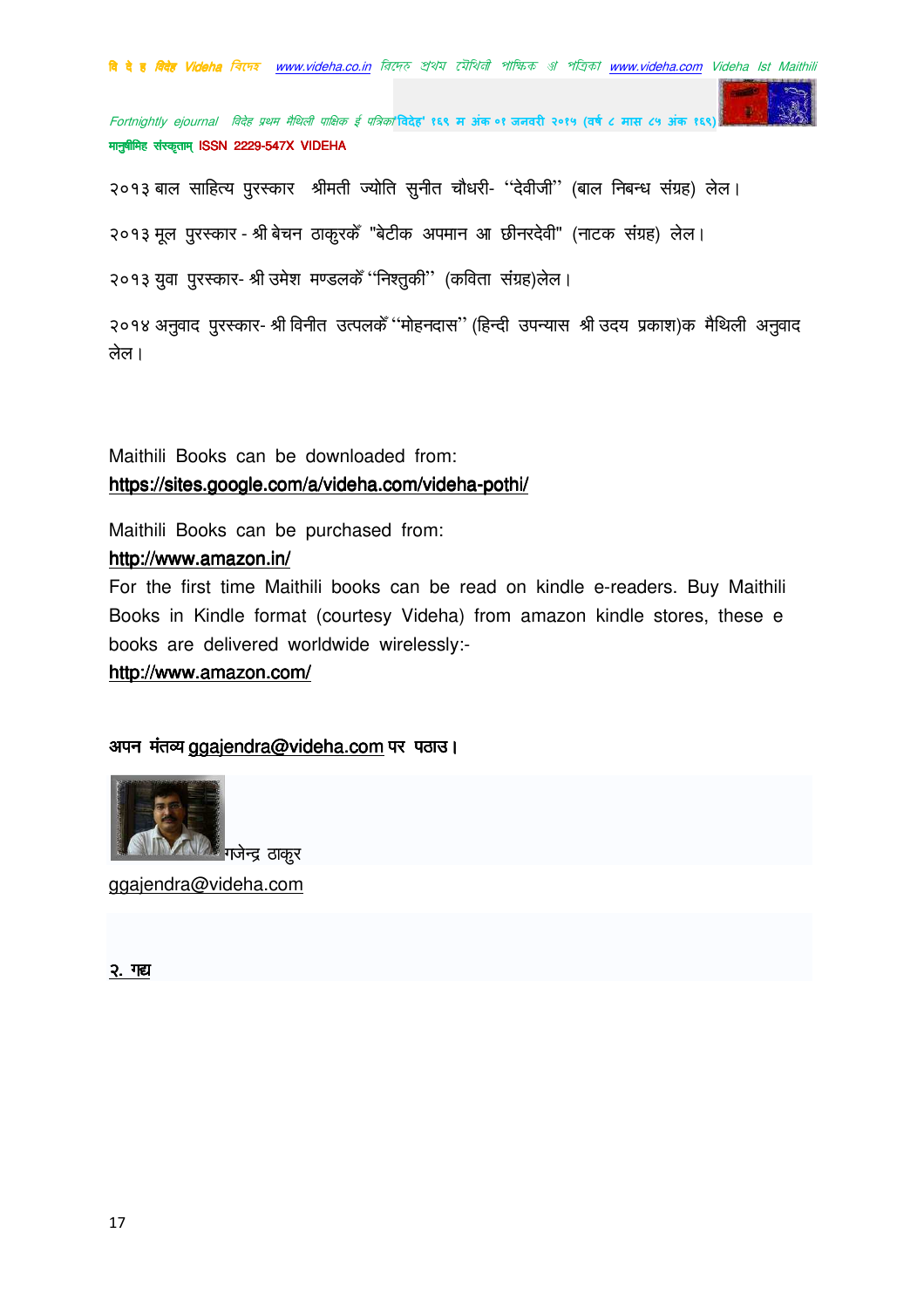२०१३ बाल साहित्य पुरस्कार श्रीमती ज्योति सुनीत चौधरी- "देवीजी" (बाल निबन्ध संग्रह) लेल।

२०१३ मूल पुरस्कार - श्री बेचन ठाकुरकेँ "बेटीक अपमान आ छीनरदेवी" (नाटक संग्रह) लेल।

२०१३ युवा पुरस्कार- श्री उमेश मण्डलकेँ "निश्तुकी" (कविता संग्रह)लेल।

२०१४ अनुवाद पुरस्कार- श्री विनीत उत्पलकेँ "मोहनदास" (हिन्दी उपन्यास श्री उदय प्रकाश)क मैथिली अनुवाद लेल।

Maithili Books can be downloaded from:
https://sites.google.com/a/videha.com/videha-pothi/

Maithili Books can be purchased from:
http://www.amazon.in/
For the first time Maithili books can be read on kindle e-readers. Buy Maithili Books in Kindle format (courtesy Videha) from amazon kindle stores, these e books are delivered worldwide wirelessly:-
http://www.amazon.com/

**अपन मंतव्य ggajendra@videha.com पर पठाउ।**

गजेन्द्र ठाकुर
ggajendra@videha.com

**२. गद्य**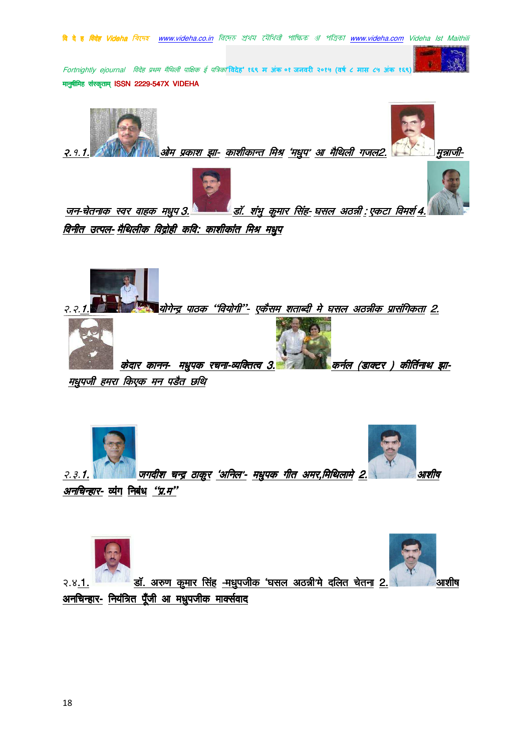२.१.1. ओम प्रकाश झा- काशीकान्त मिश्र 'मधुप' आ मैथिली गजल2. मुन्नाजी- जन-चेतनाक स्वर वाहक मधुप 3. डॉ. शंभु कुमार सिंह- घसल अठन्नी : एकटा विमर्श 4. विनीत उत्पल- मैथिलीक विद्रोही कवि: काशीकांत मिश्र मधुप

२.२.1. योगेन्द्र पाठक "वियोगी"- एकैसम शताब्दी मे घसल अठन्नीक प्रासंगिकता 2. केदार कानन- मधुपक रचना-व्यक्तित्व 3. कर्नल (डाक्टर ) कीर्तिनाथ झा- मधुपजी हमरा किएक मन पड़ैत छथि

२.३.1. जगदीश चन्द्र ठाकुर 'अनिल'- मधुपक गीत अमर,मिथिलामे 2. आशीष अनचिन्हार- व्यंग निबंध "प्र.म"

२.४.1. डॉ. अरुण कुमार सिंह -मधुपजीक 'घसल अठन्नी'मे दलित चेतना 2. आशीष अनचिन्हार- नियंत्रित पूँजी आ मधुपजीक मार्क्सवाद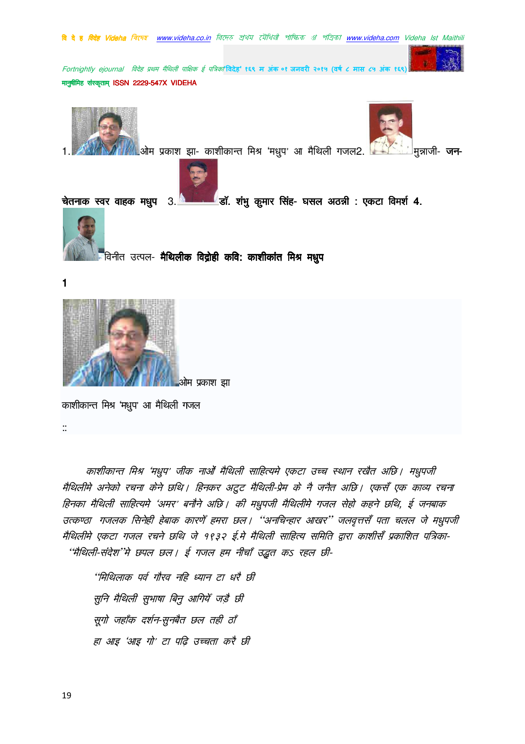1. ओम प्रकाश झा- काशीकान्त मिश्र 'मधुप' आ मैथिली गजल 2. मुन्नाजी- **जन-चेतनाक स्वर वाहक मधुप** 3. **डॉ. शंभु कुमार सिंह- घसल अठन्नी : एकटा विमर्श** 4. विनीत उत्पल- **मैथिलीक विद्रोही कवि: काशीकांत मिश्र मधुप**

**1**

ओम प्रकाश झा

काशीकान्त मिश्र 'मधुप' आ मैथिली गजल

::

*काशीकान्त मिश्र 'मधुप' जीक नाओं मैथिली साहित्यमे एकटा उच्च स्थान रखैत अछि। मधुपजी मैथिलीमे अनेको रचना केने छथि। हिनकर अटुट मैथिली-प्रेम के नै जनैत अछि। एकसँ एक काव्य रचना हिनका मैथिली साहित्यमे 'अमर' बनौने अछि। की मधुपजी मैथिलीमे गजल सेहो कहने छथि, ई जनबाक उत्कण्ठा गजलक सिनेही हेबाक कारणेँ हमरा छल। "अनचिन्हार आखर" जलवृत्तसँ पता चलल जे मधुपजी मैथिलीमे एकटा गजल रचने छथि जे १९३२ ई.मे मैथिली साहित्य समिति द्वारा काशीसँ प्रकाशित पत्रिका-"मैथिली-संदेश"मे छपल छल। ई गजल हम नीचाँ उद्धृत कऽ रहल छी-*

*"मिथिलाक पर्व गौरव नहि ध्यान टा धरै छी*

*सुनि मैथिली सुभाषा बिनु आगियेँ जड़ै छी*

*सूगो जहाँक दर्शन-सुनबैत छल तही ठाँ*

*हा आइ 'आइ गो' टा पढ़ि उच्चता करै छी*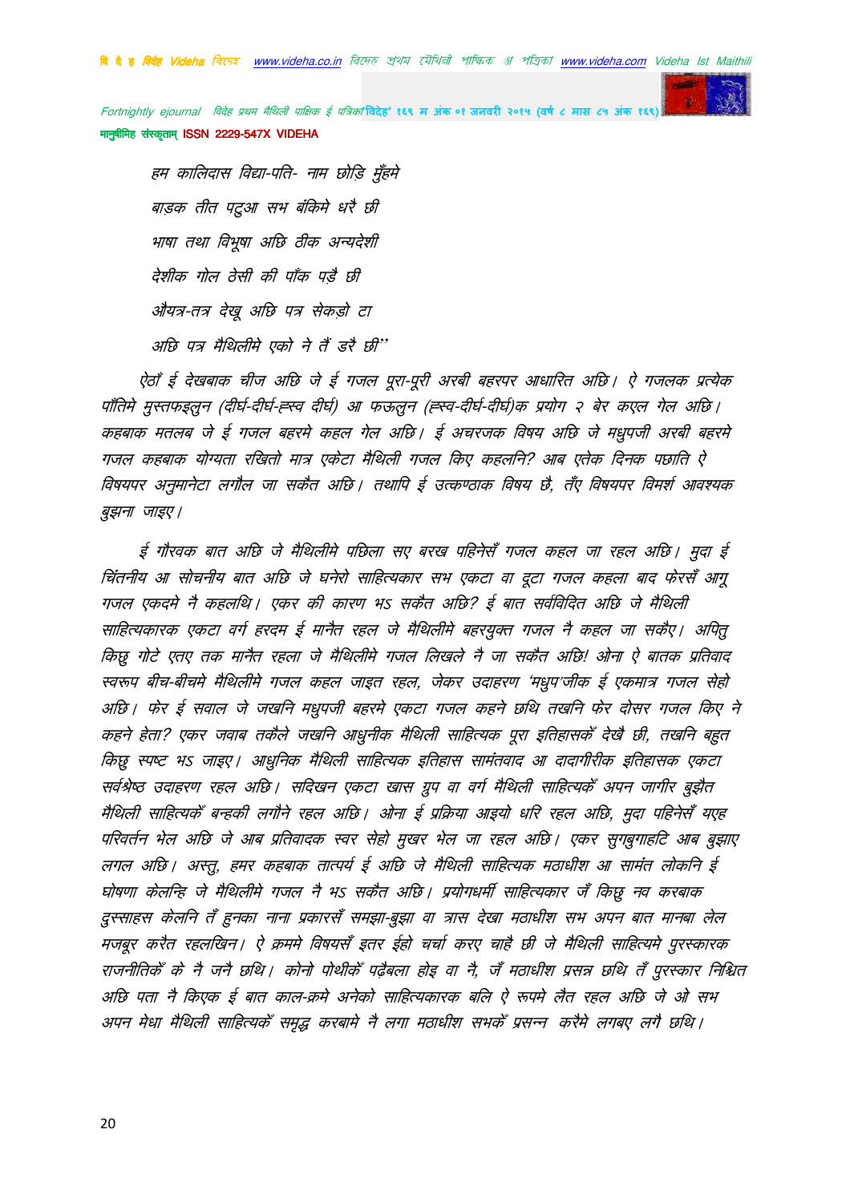हम कालिदास विद्या-पति- नाम छोड़ि मुँहमे

बाड़क तीत पटुआ सभ बंकिमे धरै छी

भाषा तथा विभूषा अछि ठीक अन्यदेशी

देशीक गोल ठेसी की पाँक पड़ै छी

औयत्र-तत्र देखू अछि पत्र सेकड़ो टा

अछि पत्र मैथिलीमे एको ने तैं डरै छी"

ऐठाँ ई देखबाक चीज अछि जे ई गजल पूरा-पूरी अरबी बहरपर आधारित अछि। ऐ गजलक प्रत्येक पाँतिमे मुस्तफइलुन (दीर्घ-दीर्घ-ह्रस्व दीर्घ) आ फऊलुन (ह्रस्व-दीर्घ-दीर्घ)क प्रयोग २ बेर कएल गेल अछि। कहबाक मतलब जे ई गजल बहरमे कहल गेल अछि। ई अचरजक विषय अछि जे मधुपजी अरबी बहरमे गजल कहबाक योग्यता रखितो मात्र एकेटा मैथिली गजल किए कहलनि? आब एतेक दिनक पछाति ऐ विषयपर अनुमानेटा लगौल जा सकैत अछि। तथापि ई उत्कण्ठाक विषय छै, तँए विषयपर विमर्श आवश्यक बुझना जाइए।

ई गौरवक बात अछि जे मैथिलीमे पछिला सए बरख पहिनेसँ गजल कहल जा रहल अछि। मुदा ई चिंतनीय आ सोचनीय बात अछि जे घनेरो साहित्यकार सभ एकटा वा दूटा गजल कहला बाद फेरसँ आगू गजल एकदमे नै कहलथि। एकर की कारण भऽ सकैत अछि? ई बात सर्वविदित अछि जे मैथिली साहित्यकारक एकटा वर्ग हरदम ई मानैत रहल जे मैथिलीमे बहरयुक्त गजल नै कहल जा सकैए। अपितु किछु गोटे एतए तक मानैत रहला जे मैथिलीमे गजल लिखले नै जा सकैत अछि! ओना ऐ बातक प्रतिवाद स्वरूप बीच-बीचमे मैथिलीमे गजल कहल जाइत रहल, जेकर उदाहरण 'मधुप'जीक ई एकमात्र गजल सेहो अछि। फेर ई सवाल जे जखनि मधुपजी बहरमे एकटा गजल कहने छथि तखनि फेर दोसर गजल किए ने कहने हेता? एकर जवाब तकैले जखनि आधुनीक मैथिली साहित्यक पूरा इतिहासकेँ देखै छी, तखनि बहुत किछु स्पष्ट भऽ जाइए। आधुनिक मैथिली साहित्यक इतिहास सामंतवाद आ दादागीरीक इतिहासक एकटा सर्वश्रेष्ठ उदाहरण रहल अछि। सदिखन एकटा खास ग्रुप वा वर्ग मैथिली साहित्यकेँ अपन जागीर बुझैत मैथिली साहित्यकेँ बन्हकी लगौने रहल अछि। ओना ई प्रक्रिया आइयो धरि रहल अछि, मुदा पहिनेसँ यएह परिवर्तन भेल अछि जे आब प्रतिवादक स्वर सेहो मुखर भेल जा रहल अछि। एकर सुगबुगाहटि आब बुझाए लगल अछि। अस्तु, हमर कहबाक तात्पर्य ई अछि जे मैथिली साहित्यक मठाधीश आ सामंत लोकनि ई घोषणा केलन्हि जे मैथिलीमे गजल नै भऽ सकैत अछि। प्रयोगधर्मी साहित्यकार जँ किछु नव करबाक दुस्साहस केलनि तँ हुनका नाना प्रकारसँ समझा-बुझा वा त्रास देखा मठाधीश सभ अपन बात मानबा लेल मजबूर करैत रहलखिन। ऐ क्रममे विषयसँ इतर ईहो चर्चा करए चाहै छी जे मैथिली साहित्यमे पुरस्कारक राजनीतिकेँ के नै जनै छथि। कोनो पोथीकेँ पढ़ैबला होइ वा नै, जँ मठाधीश प्रसन्न छथि तँ पुरस्कार निश्चित अछि पता नै किएक ई बात काल-क्रमे अनेको साहित्यकारक बलि ऐ रूपमे लैत रहल अछि जे ओ सभ अपन मेधा मैथिली साहित्यकेँ समृद्ध करबामे नै लगा मठाधीश सभकेँ प्रसन्न करैमे लगबए लगै छथि।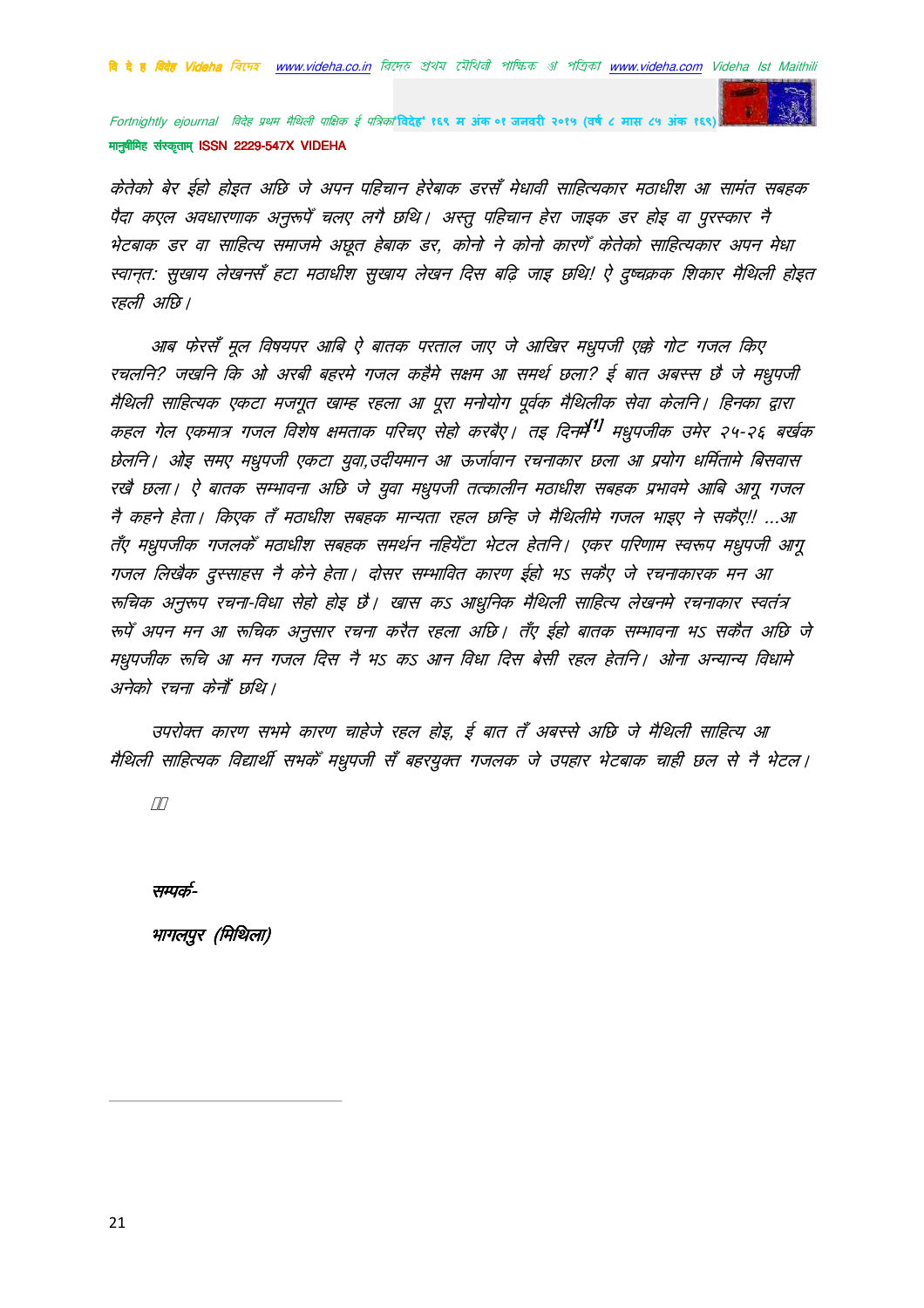*केतेको बेर ईहो होइत अछि जे अपन पहिचान हेरेबाक डरसँ मेधावी साहित्यकार मठाधीश आ सामंत सबहक पैदा कएल अवधारणाक अनुरूपेँ चलए लगै छथि। अस्तु पहिचान हेरा जाइक डर होइ वा पुरस्कार नै भेटबाक डर वा साहित्य समाजमे अछूत हेबाक डर, कोनो ने कोनो कारणेँ केतेको साहित्यकार अपन मेधा स्वान्त: सुखाय लेखनसँ हटा मठाधीश सुखाय लेखन दिस बढ़ि जाइ छथि! ऐ दुष्चक्रक शिकार मैथिली होइत रहली अछि।*

*आब फेरसँ मूल विषयपर आबि ऐ बातक परताल जाए जे आखिर मधुपजी एक्के गोट गजल किए रचलनि? जखनि कि ओ अरबी बहरमे गजल कहैमे सक्षम आ समर्थ छला? ई बात अबस्स छै जे मधुपजी मैथिली साहित्यक एकटा मजगूत खाम्ह रहला आ पूरा मनोयोग पूर्वक मैथिलीक सेवा केलनि। हिनका द्वारा कहल गेल एकमात्र गजल विशेष क्षमताक परिचए सेहो करबैए। तइ दिनमे[1] मधुपजीक उमेर २५-२६ बर्खक छेलनि। ओइ समए मधुपजी एकटा युवा,उदीयमान आ ऊर्जावान रचनाकार छला आ प्रयोग धर्मितामे बिसवास रखै छला। ऐ बातक सम्भावना अछि जे युवा मधुपजी तत्कालीन मठाधीश सबहक प्रभावमे आबि आगू गजल नै कहने हेता। किएक तँ मठाधीश सबहक मान्यता रहल छन्हि जे मैथिलीमे गजल भाइए ने सकैए!! ...आ तँए मधुपजीक गजलकेँ मठाधीश सबहक समर्थन नहियेँटा भेटल हेतनि। एकर परिणाम स्वरूप मधुपजी आगू गजल लिखैक दुस्साहस नै केने हेता। दोसर सम्भावित कारण ईहो भऽ सकैए जे रचनाकारक मन आ रूचिक अनुरूप रचना-विधा सेहो होइ छै। खास कऽ आधुनिक मैथिली साहित्य लेखनमे रचनाकार स्वतंत्र रूपेँ अपन मन आ रूचिक अनुसार रचना करैत रहला अछि। तँए ईहो बातक सम्भावना भऽ सकैत अछि जे मधुपजीक रूचि आ मन गजल दिस नै भऽ कऽ आन विधा दिस बेसी रहल हेतनि। ओना अन्यान्य विधामे अनेको रचना केनौँ छथि।*

*उपरोक्त कारण सभमे कारण चाहेजे रहल होइ, ई बात तँ अबस्से अछि जे मैथिली साहित्य आ मैथिली साहित्यक विद्यार्थी सभकेँ मधुपजी सँ बहरयुक्त गजलक जे उपहार भेटबाक चाही छल से नै भेटल।*

***सम्पर्क-***

***भागलपुर (मिथिला)***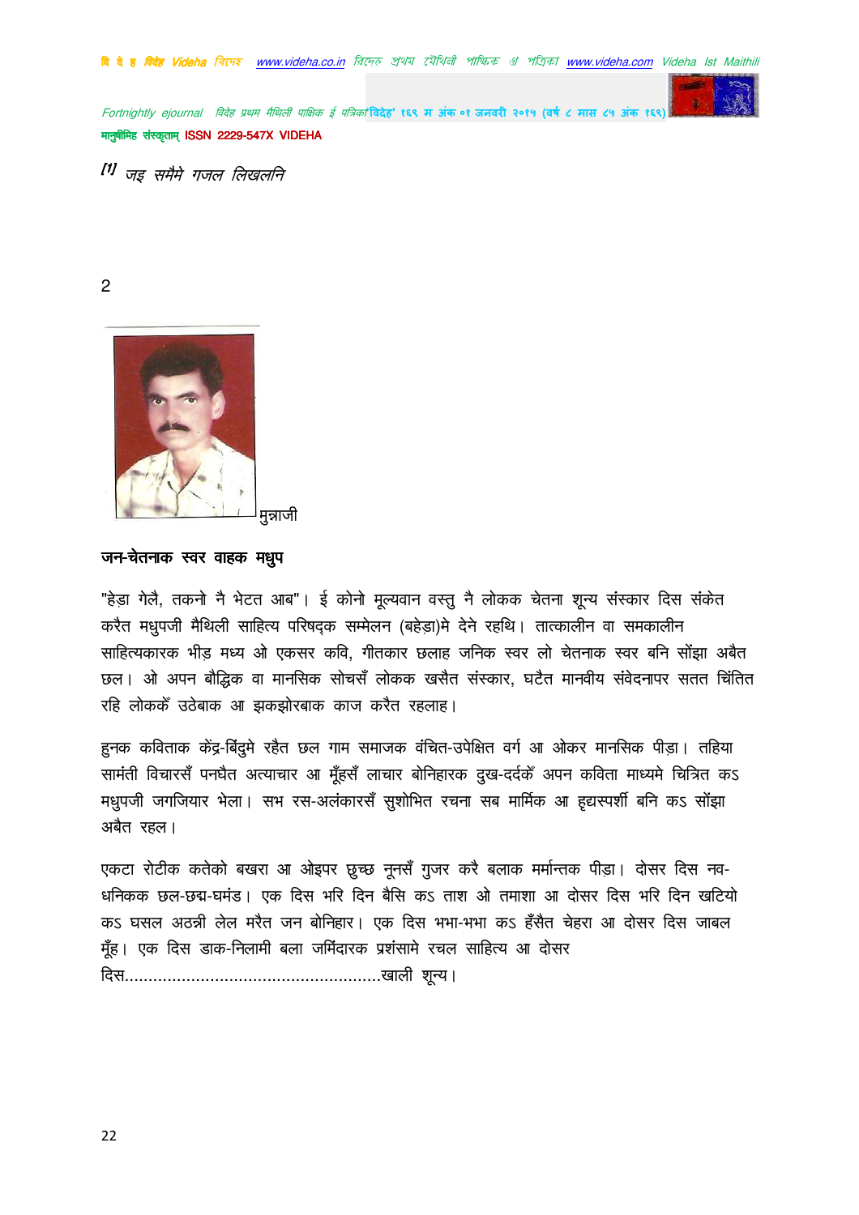[1] जइ समैमे गजल लिखलनि

2

मुन्नाजी

**जन-चेतनाक स्वर वाहक मधुप**

"हेड़ा गेलै, तकनो नै भेटत आब"। ई कोनो मूल्यवान वस्तु नै लोकक चेतना शून्य संस्कार दिस संकेत करैत मधुपजी मैथिली साहित्य परिषद्क सम्मेलन (बहेड़ा)मे देने रहथि। तात्कालीन वा समकालीन साहित्यकारक भीड़ मध्य ओ एकसर कवि, गीतकार छलाह जनिक स्वर लो चेतनाक स्वर बनि सोंझा अबैत छल। ओ अपन बौद्धिक वा मानसिक सोचसँ लोकक खसैत संस्कार, घटैत मानवीय संवेदनापर सतत चिंतित रहि लोककेँ उठेबाक आ झकझोरबाक काज करैत रहलाह।

हुनक कविताक केंद्र-बिंदुमे रहैत छल गाम समाजक वंचित-उपेक्षित वर्ग आ ओकर मानसिक पीड़ा। तहिया सामंती विचारसँ पनघैत अत्याचार आ मूँहसँ लाचार बोनिहारक दुख-दर्दकेँ अपन कविता माध्यमे चित्रित कऽ मधुपजी जगजियार भेला। सभ रस-अलंकारसँ सुशोभित रचना सब मार्मिक आ हृद्यस्पर्शी बनि कऽ सोंझा अबैत रहल।

एकटा रोटीक कतेको बखरा आ ओइपर छुच्छ नूनसँ गुजर करै बलाक मर्मान्तक पीड़ा। दोसर दिस नव-धनिकक छल-छद्म-घमंड। एक दिस भरि दिन बैसि कऽ ताश ओ तमाशा आ दोसर दिस भरि दिन खटियो कऽ घसल अठन्नी लेल मरैत जन बोनिहार। एक दिस भभा-भभा कऽ हँसैत चेहरा आ दोसर दिस जाबल मूँह। एक दिस डाक-निलामी बला जमिंदारक प्रशंसामे रचल साहित्य आ दोसर दिस......................................................खाली शून्य।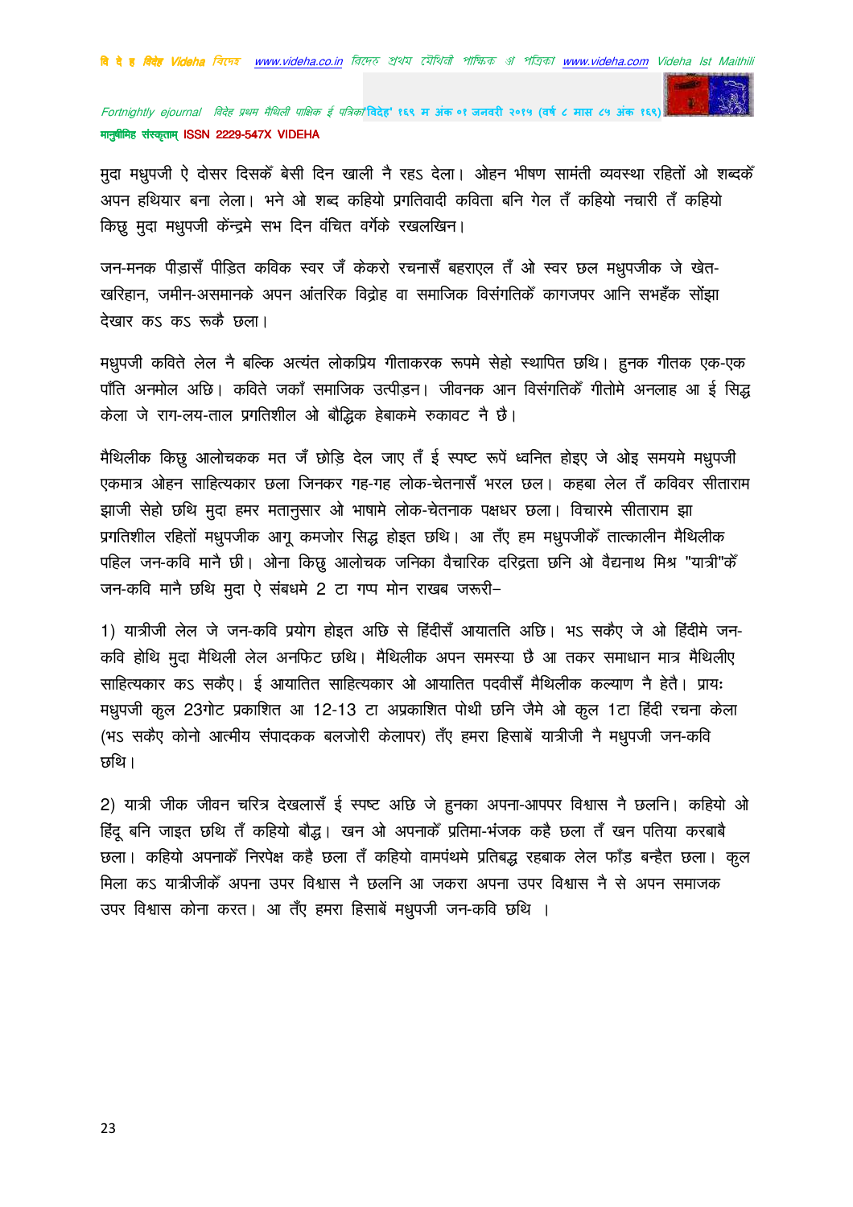मुदा मधुपजी ऐ दोसर दिसकेँ बेसी दिन खाली नै रहऽ देला। ओहन भीषण सामंती व्यवस्था रहितों ओ शब्दकेँ अपन हथियार बना लेला। भने ओ शब्द कहियो प्रगतिवादी कविता बनि गेल तँ कहियो नचारी तँ कहियो किछु मुदा मधुपजी केंन्द्रमे सभ दिन वंचित वर्गेके रखलखिन।

जन-मनक पीड़ासँ पीड़ित कविक स्वर जँ केकरो रचनासँ बहराएल तँ ओ स्वर छल मधुपजीक जे खेत-खरिहान, जमीन-असमानके अपन आंतरिक विद्रोह वा समाजिक विसंगतिकेँ कागजपर आनि सभहँक सोंझा देखार कऽ कऽ रूकै छला।

मधुपजी कविते लेल नै बल्कि अत्यंत लोकप्रिय गीताकरक रूपमे सेहो स्थापित छथि। हुनक गीतक एक-एक पाँति अनमोल अछि। कविते जकाँ समाजिक उत्पीड़न। जीवनक आन विसंगतिकेँ गीतोमे अनलाह आ ई सिद्ध केला जे राग-लय-ताल प्रगतिशील ओ बौद्धिक हेबाकमे रुकावट नै छै।

मैथिलीक किछु आलोचकक मत जँ छोड़ि देल जाए तँ ई स्पष्ट रूपें ध्वनित होइए जे ओइ समयमे मधुपजी एकमात्र ओहन साहित्यकार छला जिनकर गह-गह लोक-चेतनासँ भरल छल। कहबा लेल तँ कविवर सीताराम झाजी सेहो छथि मुदा हमर मतानुसार ओ भाषामे लोक-चेतनाक पक्षधर छला। विचारमे सीताराम झा प्रगतिशील रहितों मधुपजीक आगू कमजोर सिद्ध होइत छथि। आ तँए हम मधुपजीकेँ तात्कालीन मैथिलीक पहिल जन-कवि मानै छी। ओना किछु आलोचक जनिका वैचारिक दरिद्रता छनि ओ वैद्यनाथ मिश्र "यात्री"केँ जन-कवि मानै छथि मुदा ऐ संबधमे 2 टा गप्प मोन राखब जरूरी–

1) यात्रीजी लेल जे जन-कवि प्रयोग होइत अछि से हिंदीसँ आयातित अछि। भऽ सकैए जे ओ हिंदीमे जन-कवि होथि मुदा मैथिली लेल अनफिट छथि। मैथिलीक अपन समस्या छै आ तकर समाधान मात्र मैथिलीए साहित्यकार कऽ सकैए। ई आयातित साहित्यकार ओ आयातित पदवीसँ मैथिलीक कल्याण नै हेतै। प्रायः मधुपजी कुल 23गोट प्रकाशित आ 12-13 टा अप्रकाशित पोथी छनि जैमे ओ कुल 1टा हिंदी रचना केला (भऽ सकैए कोनो आत्मीय संपादकक बलजोरी केलापर) तँए हमरा हिसाबें यात्रीजी नै मधुपजी जन-कवि छथि।

2) यात्री जीक जीवन चरित्र देखलासँ ई स्पष्ट अछि जे हुनका अपना-आपपर विश्वास नै छलनि। कहियो ओ हिंदू बनि जाइत छथि तँ कहियो बौद्ध। खन ओ अपनाकेँ प्रतिमा-भंजक कहै छला तँ खन पतिया करबाबै छला। कहियो अपनाकेँ निरपेक्ष कहै छला तँ कहियो वामपंथमे प्रतिबद्ध रहबाक लेल फाँड़ बन्हैत छला। कुल मिला कऽ यात्रीजीकेँ अपना उपर विश्वास नै छलनि आ जकरा अपना उपर विश्वास नै से अपन समाजक उपर विश्वास कोना करत। आ तँए हमरा हिसाबें मधुपजी जन-कवि छथि ।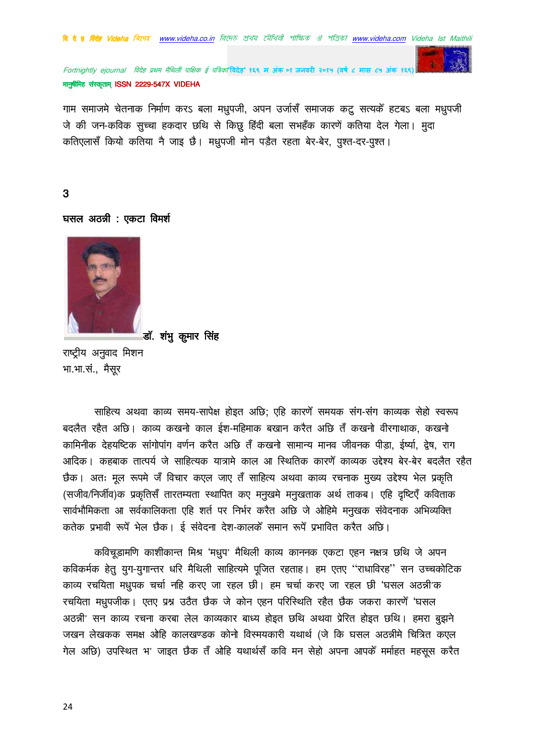गाम समाजमे चेतनाक निर्माण करऽ बला मधुपजी, अपन उर्जासँ समाजक कटु सत्यकेँ हटबऽ बला मधुपजी जे की जन-कविक सुच्चा हकदार छथि से किछु हिंदी बला सभहँक कारणें कतिया देल गेला। मुदा कतिएलासँ कियो कतिया नै जाइ छै। मधुपजी मोन पड़ैत रहता बेर-बेर, पुश्त-दर-पुश्त।

3

## घसल अठन्नी : एकटा विमर्श

**डॉ. शंभु कुमार सिंह**

राष्ट्रीय अनुवाद मिशन
भा.भा.सं., मैसूर

साहित्य अथवा काव्य समय-सापेक्ष होइत अछि; एहि कारणेँ समयक संग-संग काव्यक सेहो स्वरूप बदलैत रहैत अछि। काव्य कखनो काल ईश-महिमाक बखान करैत अछि तँ कखनो वीरगाथाक, कखनो कामिनीक देहयष्टिक सांगोपांग वर्णन करैत अछि तँ कखनो सामान्य मानव जीवनक पीड़ा, ईर्ष्या, द्वेष, राग आदिक। कहबाक तात्पर्य जे साहित्यक यात्रामे काल आ स्थितिक कारणेँ काव्यक उद्देश्य बेर-बेर बदलैत रहैत छैक। अतः मूल रूपमे जँ विचार कएल जाए तँ साहित्य अथवा काव्य रचनाक मुख्य उद्देश्य भेल प्रकृति (सजीव/निर्जीव)क प्रकृतिसँ तारतम्यता स्थापित कए मनुखमे मनुखताक अर्थ ताकब। एहि दृष्टिएँ कविताक सार्वभौमिकता आ सर्वकालिकता एहि शर्त पर निर्भर करैत अछि जे ओहिमे मनुखक संवेदनाक अभिव्यक्ति कतेक प्रभावी रूपेँ भेल छैक। ई संवेदना देश-कालकेँ समान रूपेँ प्रभावित करैत अछि।

कविचूडामणि काशीकान्त मिश्र 'मधुप' मैथिली काव्य काननक एकटा एहन नक्षत्र छथि जे अपन कविकर्मक हेतु युग-युगान्तर धरि मैथिली साहित्यमे पूजित रहताह। हम एतए ''राधाविरह'' सन उच्चकोटिक काव्य रचयिता मधुपक चर्चा नहि करए जा रहल छी। हम चर्चा करए जा रहल छी 'घसल अठन्नी'क रचयिता मधुपजीक। एतए प्रश्न उठैत छैक जे कोन एहन परिस्थिति रहैत छैक जकरा कारणेँ 'घसल अठन्नी' सन काव्य रचना करबा लेल काव्यकार बाध्य होइत छथि अथवा प्रेरित होइत छथि। हमरा बुझने जखन लेखकक समक्ष ओहि कालखण्डक कोनो विस्मयकारी यथार्थ (जे कि घसल अठन्नीमे चित्रित कएल गेल अछि) उपस्थित भ' जाइत छैक तँ ओहि यथार्थसँ कवि मन सेहो अपना आपकेँ मर्माहत महसूस करैत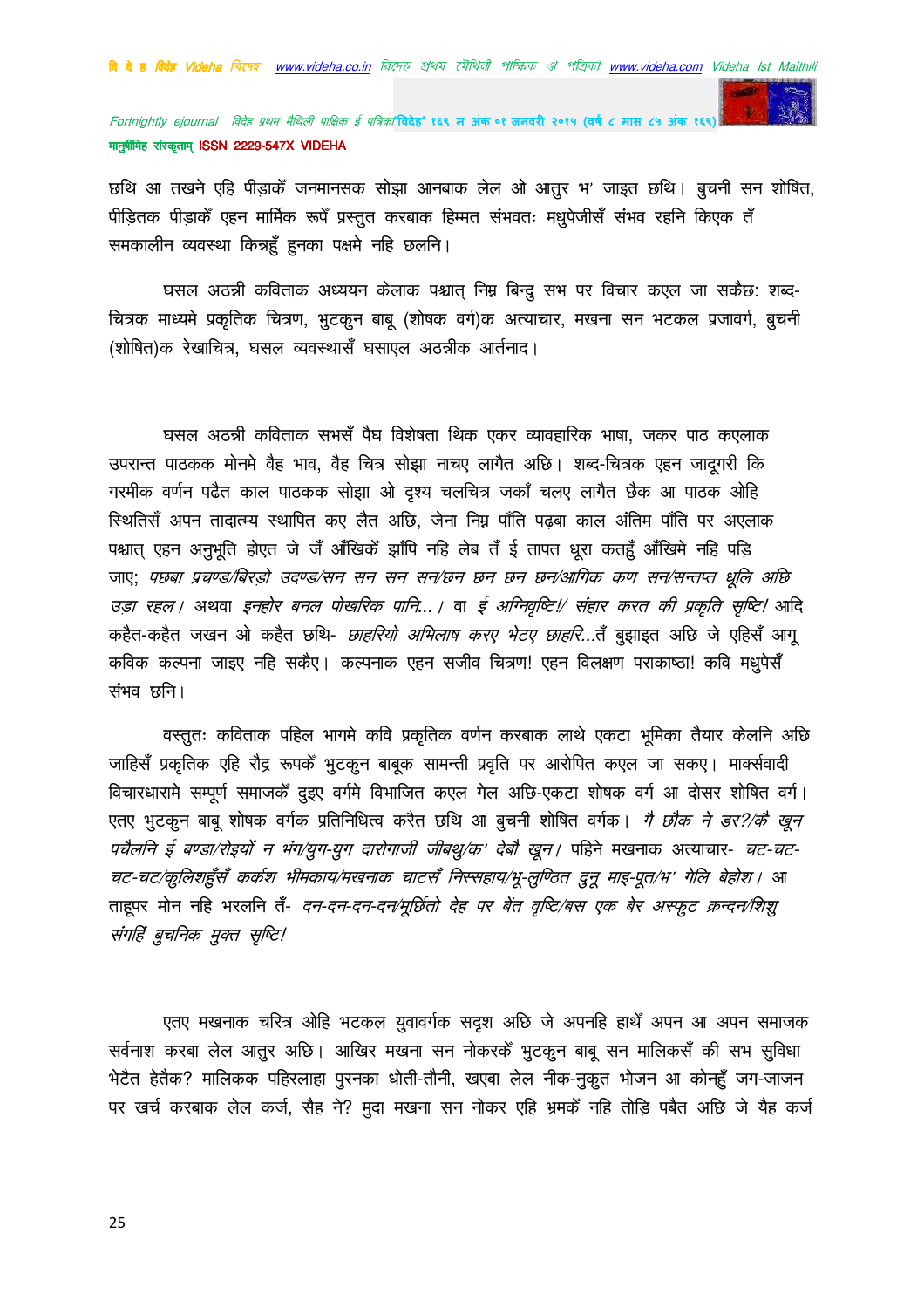छथि आ तखने एहि पीड़ाकेँ जनमानसक सोझा आनबाक लेल ओ आतुर भ' जाइत छथि। बुचनी सन शोषित, पीड़ितक पीड़ाकेँ एहन मार्मिक रूपेँ प्रस्तुत करबाक हिम्मत संभवतः मधुपेजीसँ संभव रहनि किएक तँ समकालीन व्यवस्था किन्नहुँ हुनका पक्षमे नहि छलनि।

घसल अठन्नी कविताक अध्ययन केलाक पश्चात् निम्न बिन्दु सभ पर विचार कएल जा सकैछ: शब्द-चित्रक माध्यमे प्रकृतिक चित्रण, भुटकुन बाबू (शोषक वर्ग)क अत्याचार, मखना सन भटकल प्रजावर्ग, बुचनी (शोषित)क रेखाचित्र, घसल व्यवस्थासँ घसाएल अठन्नीक आर्तनाद।

घसल अठन्नी कविताक सभसँ पैघ विशेषता थिक एकर व्यावहारिक भाषा, जकर पाठ कएलाक उपरान्त पाठकक मोनमे वैह भाव, वैह चित्र सोझा नाचए लागैत अछि। शब्द-चित्रक एहन जादूगरी कि गरमीक वर्णन पढैत काल पाठकक सोझा ओ दृश्य चलचित्र जकाँ चलए लागैत छैक आ पाठक ओहि स्थितिसँ अपन तादात्म्य स्थापित कए लैत अछि, जेना निम्न पाँति पढ़बा काल अंतिम पाँति पर अएलाक पश्चात् एहन अनुभूति होएत जे जँ आँखिकेँ झाँपि नहि लेब तँ ई तापत धूरा कतहुँ आँखिमे नहि पड़ि जाए; *पछबा प्रचण्ड/बिरड़ो उदण्ड/सन सन सन सन/छन छन छन छन/आगिक कण सन/सन्तप्त धूलि अछि उड़ा रहल।* अथवा *इनहोर बनल पोखरिक पानि...।* वा *ई अग्निवृष्टि!/ संहार करत की प्रकृति सृष्टि!* आदि कहैत-कहैत जखन ओ कहैत छथि- *छाहरियो अभिलाष करए भेटए छाहरि...*तँ बुझाइत अछि जे एहिसँ आगू कविक कल्पना जाइए नहि सकैए। कल्पनाक एहन सजीव चित्रण! एहन विलक्षण पराकाष्ठा! कवि मधुपेसँ संभव छनि।

वस्तुतः कविताक पहिल भागमे कवि प्रकृतिक वर्णन करबाक लाथे एकटा भूमिका तैयार केलनि अछि जाहिसँ प्रकृतिक एहि रौद्र रूपकेँ भुटकुन बाबूक सामन्ती प्रवृति पर आरोपित कएल जा सकए। मार्क्सवादी विचारधारामे सम्पूर्ण समाजकेँ दुइए वर्गमे विभाजित कएल गेल अछि-एकटा शोषक वर्ग आ दोसर शोषित वर्ग। एतए भुटकुन बाबू शोषक वर्गक प्रतिनिधित्व करैत छथि आ बुचनी शोषित वर्गक। *गै छौंक ने डर?/कै खून पचैलनि ई बण्डा/रोइयों न भंग/युग-युग दारोगाजी जीबथु/क' देबौ खून।* पहिने मखनाक अत्याचार- *चट-चट-चट-चट/कुलिशहुँसँ कर्कश भीमकाय/मखनाक चाटसँ निस्सहाय/भू-लुण्ठित दुनू माइ-पूत/भ' गेलि बेहोश।* आ ताहूपर मोन नहि भरलनि तँ- *दन-दन-दन-दन/मूर्छितो देह पर बेंत वृष्टि/बस एक बेर अस्फुट क्रन्दन/शिशु संगहिं बुचनिक मुक्त सृष्टि!*

एतए मखनाक चरित्र ओहि भटकल युवावर्गक सदृश अछि जे अपनहि हाथेँ अपन आ अपन समाजक सर्वनाश करबा लेल आतुर अछि। आखिर मखना सन नोकरकेँ भुटकुन बाबू सन मालिकसँ की सभ सुविधा भेटैत हेतैक? मालिकक पहिरलाहा पुरनका धोती-तौनी, खएबा लेल नीक-नुकुत भोजन आ कोनहुँ जग-जाजन पर खर्च करबाक लेल कर्ज, सैह ने? मुदा मखना सन नोकर एहि भ्रमकेँ नहि तोड़ि पबैत अछि जे यैह कर्ज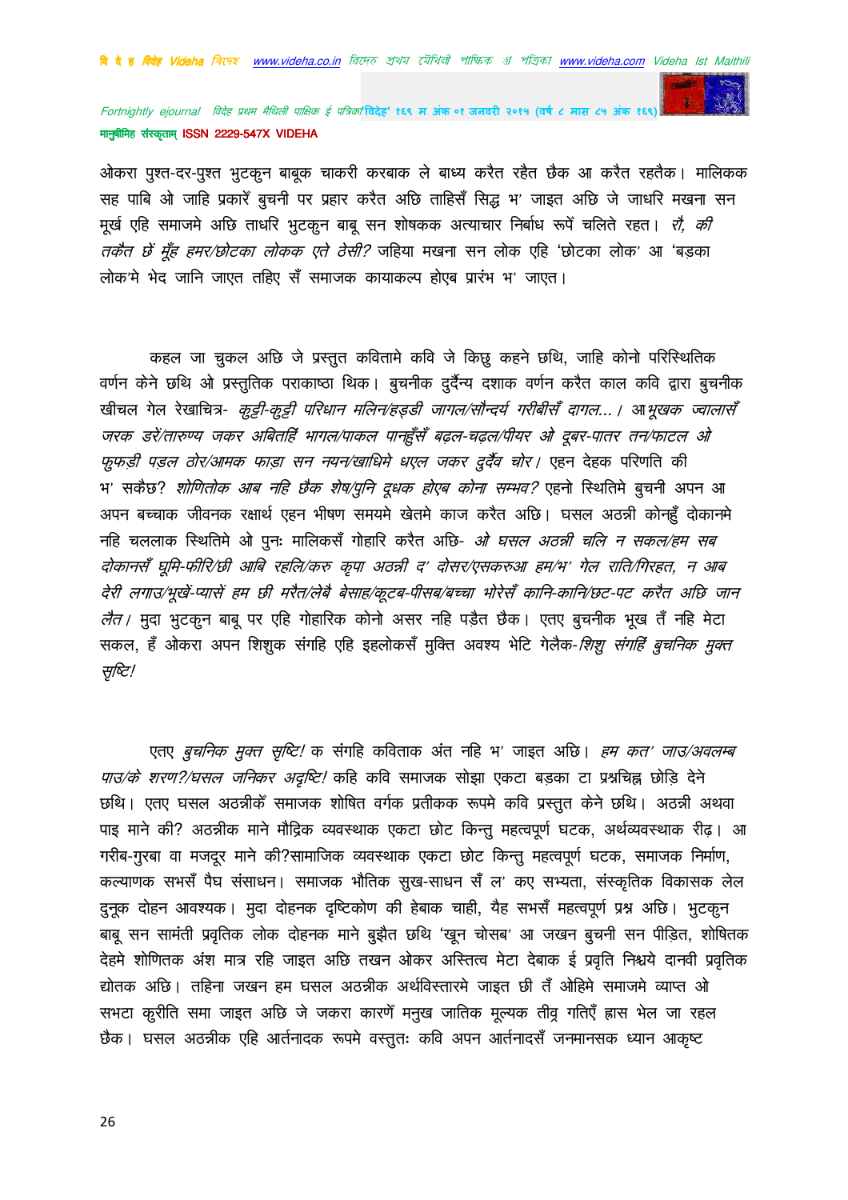ओकरा पुश्त-दर-पुश्त भुटकुन बाबूक चाकरी करबाक ले बाध्य करैत रहैत छैक आ करैत रहतैक। मालिकक सह पाबि ओ जाहि प्रकारेँ बुचनी पर प्रहार करैत अछि ताहिसँ सिद्ध भ' जाइत अछि जे जाधरि मखना सन मूर्ख एहि समाजमे अछि ताधरि भुटकुन बाबू सन शोषकक अत्याचार निर्बाध रूपेँ चलिते रहत। *रौ, की तकैत छें मूँह हमर/छोटका लोकक एते ठेसी?* जहिया मखना सन लोक एहि 'छोटका लोक' आ 'बड़का लोक'मे भेद जानि जाएत तहिए सँ समाजक कायाकल्प होएब प्रारंभ भ' जाएत।

कहल जा चुकल अछि जे प्रस्तुत कवितामे कवि जे किछु कहने छथि, जाहि कोनो परिस्थितिक वर्णन केने छथि ओ प्रस्तुतिक पराकाष्ठा थिक। बुचनीक दुर्दैन्य दशाक वर्णन करैत काल कवि द्वारा बुचनीक खीचल गेल रेखाचित्र- *कुट्टी-कुट्टी परिधान मलिन/हड्डी जागल/सौन्दर्य गरीबीसँ दागल...।* आ *भूखक ज्वालासँ जरक डरें/तारुण्य जकर अबितहिं भागल/पाकल पान्हुँसँ बढ़ल-चढ़ल/पीयर ओ दूबर-पातर तन/फाटल ओ फुफड़ी पड़ल ठोर/आमक फाड़ा सन नयन/खाधिमे धएल जकर दुर्दैव चोर।* एहन देहक परिणति की भ' सकैछ? *शोणितोक आब नहि छैक शेष/पुनि दूधक होएब कोना सम्भव?* एहनो स्थितिमे बुचनी अपन आ अपन बच्चाक जीवनक रक्षार्थ एहन भीषण समयमे खेतमे काज करैत अछि। घसल अठन्नी कोन्हुँ दोकानमे नहि चललाक स्थितिमे ओ पुनः मालिकसँ गोहारि करैत अछि- *ओ घसल अठन्नी चलि न सकल/हम सब दोकानसँ घूमि-फीरि/छी आबि रहलि/करु कृपा अठन्नी द' दोसर/एसकरुआ हम/भ' गेल राति/गिरहत, न आब देरी लगाउ/भूखें-प्यासें हम छी मरैत/लेबै बेसाह/कूटब-पीसब/बच्चा भोरेसँ कानि-कानि/छट-पट करैत अछि जान लैत।* मुदा भुटकुन बाबू पर एहि गोहारिक कोनो असर नहि पड़ैत छैक। एतए बुचनीक भूख तँ नहि मेटा सकल, हँ ओकरा अपन शिशुक संगहि एहि इहलोकसँ मुक्ति अवश्य भेटि गेलैक-*शिशु संगहिं बुचनिक मुक्त सृष्टि!*

एतए *बुचनिक मुक्त सृष्टि!* क संगहि कविताक अंत नहि भ' जाइत अछि। *हम कत' जाउ/अवलम्ब पाउ/के शरण?/घसल जनिकर अदृष्टि!* कहि कवि समाजक सोझा एकटा बड़का टा प्रश्नचिह्न छोड़ि देने छथि। एतए घसल अठन्नीकेँ समाजक शोषित वर्गक प्रतीकक रूपमे कवि प्रस्तुत केने छथि। अठन्नी अथवा पाइ माने की? अठन्नीक माने मौद्रिक व्यवस्थाक एकटा छोट किन्तु महत्वपूर्ण घटक, अर्थव्यवस्थाक रीढ़। आ गरीब-गुरबा वा मजदूर माने की?सामाजिक व्यवस्थाक एकटा छोट किन्तु महत्वपूर्ण घटक, समाजक निर्माण, कल्याणक सभसँ पैघ संसाधन। समाजक भौतिक सुख-साधन सँ ल' कए सभ्यता, संस्कृतिक विकासक लेल दुनूक दोहन आवश्यक। मुदा दोहनक दृष्टिकोण की हेबाक चाही, यैह सभसँ महत्वपूर्ण प्रश्न अछि। भुटकुन बाबू सन सामंती प्रवृतिक लोक दोहनक माने बुझैत छथि 'खून चोसब' आ जखन बुचनी सन पीड़ित, शोषितक देहमे शोणितक अंश मात्र रहि जाइत अछि तखन ओकर अस्तित्व मेटा देबाक ई प्रवृति निश्चये दानवी प्रवृतिक द्योतक अछि। तहिना जखन हम घसल अठन्नीक अर्थविस्तारमे जाइत छी तँ ओहिमे समाजमे व्याप्त ओ सभटा कुरीति समा जाइत अछि जे जकरा कारणेँ मनुख जातिक मूल्यक तीव्र गतिएँ ह्रास भेल जा रहल छैक। घसल अठन्नीक एहि आर्तनादक रूपमे वस्तुतः कवि अपन आर्तनादसँ जनमानसक ध्यान आकृष्ट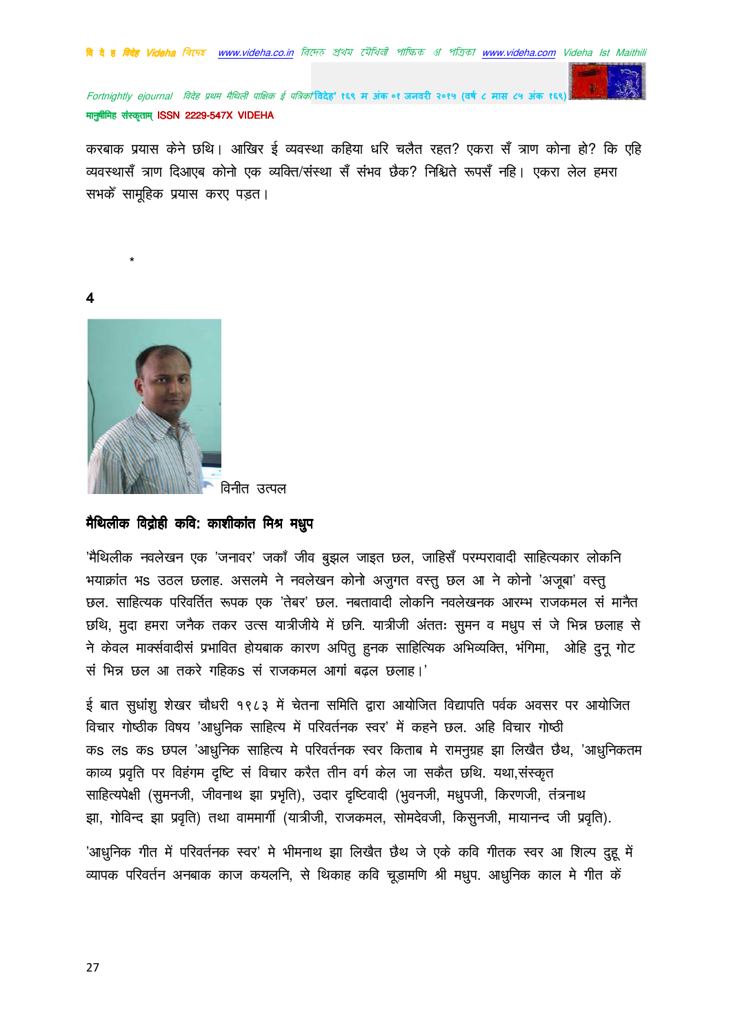करबाक प्रयास केने छथि। आखिर ई व्यवस्था कहिया धरि चलैत रहत? एकरा सँ त्राण कोना हो? कि एहि व्यवस्थासँ त्राण दिआएब कोनो एक व्यक्ति/संस्था सँ संभव छैक? निश्चिते रूपसँ नहि। एकरा लेल हमरा सभकेँ सामूहिक प्रयास करए पड़त।

*

**4**

विनीत उत्पल

### मैथिलीक विद्रोही कवि: काशीकांत मिश्र मधुप

'मैथिलीक नवलेखन एक 'जनावर' जकाँ जीव बुझल जाइत छल, जाहिसँ परम्परावादी साहित्यकार लोकनि भयाक्रांत भs उठल छलाह. असलमे ने नवलेखन कोनो अजुगत वस्तु छल आ ने कोनो 'अजूबा' वस्तु छल. साहित्यक परिवर्तित रूपक एक 'तेबर' छल. नबतावादी लोकनि नवलेखनक आरम्भ राजकमल सं मानैत छथि, मुदा हमरा जनैक तकर उत्स यात्रीजीये में छनि. यात्रीजी अंततः सुमन व मधुप सं जे भिन्न छलाह से ने केवल मार्क्सवादीसं प्रभावित होयबाक कारण अपितु हुनक साहित्यिक अभिव्यक्ति, भंगिमा, ओहि दुनू गोट सं भिन्न छल आ तकरे गहिकs सं राजकमल आगां बढ़ल छलाह।'

ई बात सुधांशु शेखर चौधरी १९८३ में चेतना समिति द्वारा आयोजित विद्यापति पर्वक अवसर पर आयोजित विचार गोष्ठीक विषय 'आधुनिक साहित्य में परिवर्तनक स्वर' में कहने छल. अहि विचार गोष्ठी कs लs कs छपल 'आधुनिक साहित्य मे परिवर्तनक स्वर किताब मे रामनुग्रह झा लिखैत छैथ, 'आधुनिकतम काव्य प्रवृति पर विहंगम दृष्टि सं विचार करैत तीन वर्ग केल जा सकैत छथि. यथा,संस्कृत साहित्यपेक्षी (सुमनजी, जीवनाथ झा प्रभृति), उदार दृष्टिवादी (भुवनजी, मधुपजी, किरणजी, तंत्रनाथ झा, गोविन्द झा प्रवृति) तथा वाममार्गी (यात्रीजी, राजकमल, सोमदेवजी, किसुनजी, मायानन्द जी प्रवृति).

'आधुनिक गीत में परिवर्तनक स्वर' मे भीमनाथ झा लिखैत छैथ जे एके कवि गीतक स्वर आ शिल्प दुहू में व्यापक परिवर्तन अनबाक काज कयलनि, से थिकाह कवि चूडामणि श्री मधुप. आधुनिक काल मे गीत कें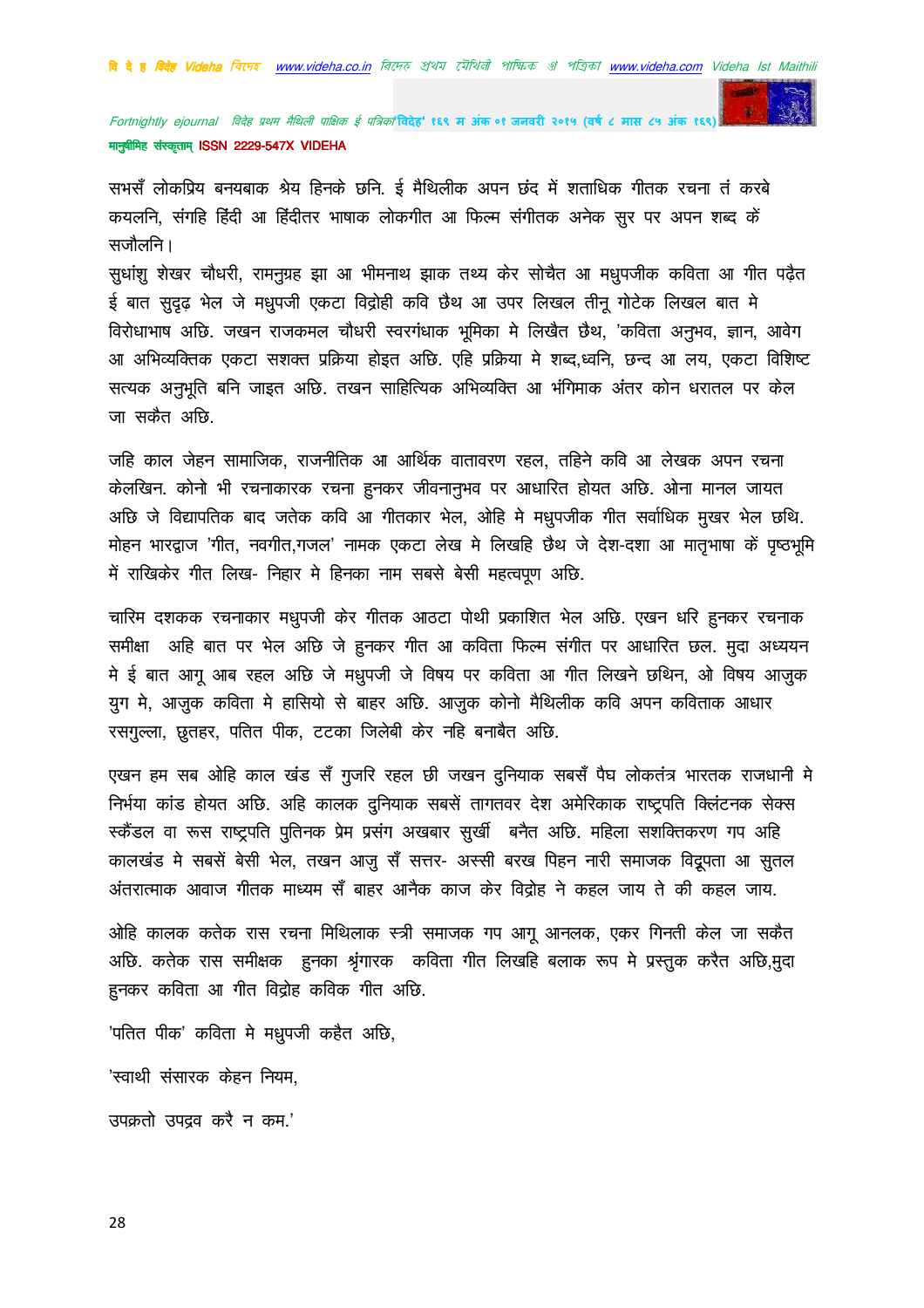सभसँ लोकप्रिय बनयबाक श्रेय हिनके छनि. ई मैथिलीक अपन छंद में शताधिक गीतक रचना तं करबे कयलनि, संगहि हिंदी आ हिंदीतर भाषाक लोकगीत आ फिल्म संगीतक अनेक सुर पर अपन शब्द कें सजौलनि।

सुधांशु शेखर चौधरी, रामनुग्रह झा आ भीमनाथ झाक तथ्य केर सोचैत आ मधुपजीक कविता आ गीत पढ़ैत ई बात सुदृढ़ भेल जे मधुपजी एकटा विद्रोही कवि छैथ आ उपर लिखल तीनू गोटेक लिखल बात मे विरोधाभाष अछि. जखन राजकमल चौधरी स्वरगंधाक भूमिका मे लिखैत छैथ, 'कविता अनुभव, ज्ञान, आवेग आ अभिव्यक्तिक एकटा सशक्त प्रक्रिया होइत अछि. एहि प्रक्रिया मे शब्द,ध्वनि, छन्द आ लय, एकटा विशिष्ट सत्यक अनुभूति बनि जाइत अछि. तखन साहित्यिक अभिव्यक्ति आ भंगिमाक अंतर कोन धरातल पर केल जा सकैत अछि.

जहि काल जेहन सामाजिक, राजनीतिक आ आर्थिक वातावरण रहल, तहिने कवि आ लेखक अपन रचना केलखिन. कोनो भी रचनाकारक रचना हुनकर जीवनानुभव पर आधारित होयत अछि. ओना मानल जायत अछि जे विद्यापतिक बाद जतेक कवि आ गीतकार भेल, ओहि मे मधुपजीक गीत सर्वाधिक मुखर भेल छथि. मोहन भारद्वाज 'गीत, नवगीत,गजल' नामक एकटा लेख मे लिखहि छैथ जे देश-दशा आ मातृभाषा कें पृष्ठभूमि में राखिकेर गीत लिख- निहार मे हिनका नाम सबसे बेसी महत्वपूण अछि.

चारिम दशकक रचनाकार मधुपजी केर गीतक आठटा पोथी प्रकाशित भेल अछि. एखन धरि हुनकर रचनाक समीक्षा अहि बात पर भेल अछि जे हुनकर गीत आ कविता फिल्म संगीत पर आधारित छल. मुदा अध्ययन मे ई बात आगू आब रहल अछि जे मधुपजी जे विषय पर कविता आ गीत लिखने छथिन, ओ विषय आजुक युग मे, आजुक कविता मे हासियो से बाहर अछि. आजुक कोनो मैथिलीक कवि अपन कविताक आधार रसगुल्ला, छुतहर, पतित पीक, टटका जिलेबी केर नहि बनाबैत अछि.

एखन हम सब ओहि काल खंड सँ गुजरि रहल छी जखन दुनियाक सबसँ पैघ लोकतंत्र भारतक राजधानी मे निर्भया कांड होयत अछि. अहि कालक दुनियाक सबसें तागतवर देश अमेरिकाक राष्ट्रपति क्लिंटनक सेक्स स्कैंडल वा रूस राष्ट्रपति पुतिनक प्रेम प्रसंग अखबार सुर्खी बनैत अछि. महिला सशक्तिकरण गप अहि कालखंड मे सबसें बेसी भेल, तखन आजु सँ सत्तर- अस्सी बरख पिहन नारी समाजक विद्रूपता आ सुतल अंतरात्माक आवाज गीतक माध्यम सँ बाहर आनैक काज केर विद्रोह ने कहल जाय ते की कहल जाय.

ओहि कालक कतेक रास रचना मिथिलाक स्त्री समाजक गप आगू आनलक, एकर गिनती केल जा सकैत अछि. कतेक रास समीक्षक हुनका श्रृंगारक कविता गीत लिखहि बलाक रूप मे प्रस्तुक करैत अछि,मुदा हुनकर कविता आ गीत विद्रोह कविक गीत अछि.

'पतित पीक' कविता मे मधुपजी कहैत अछि,

'स्वाथी संसारक केहन नियम,

उपक्रतो उपद्रव करै न कम.'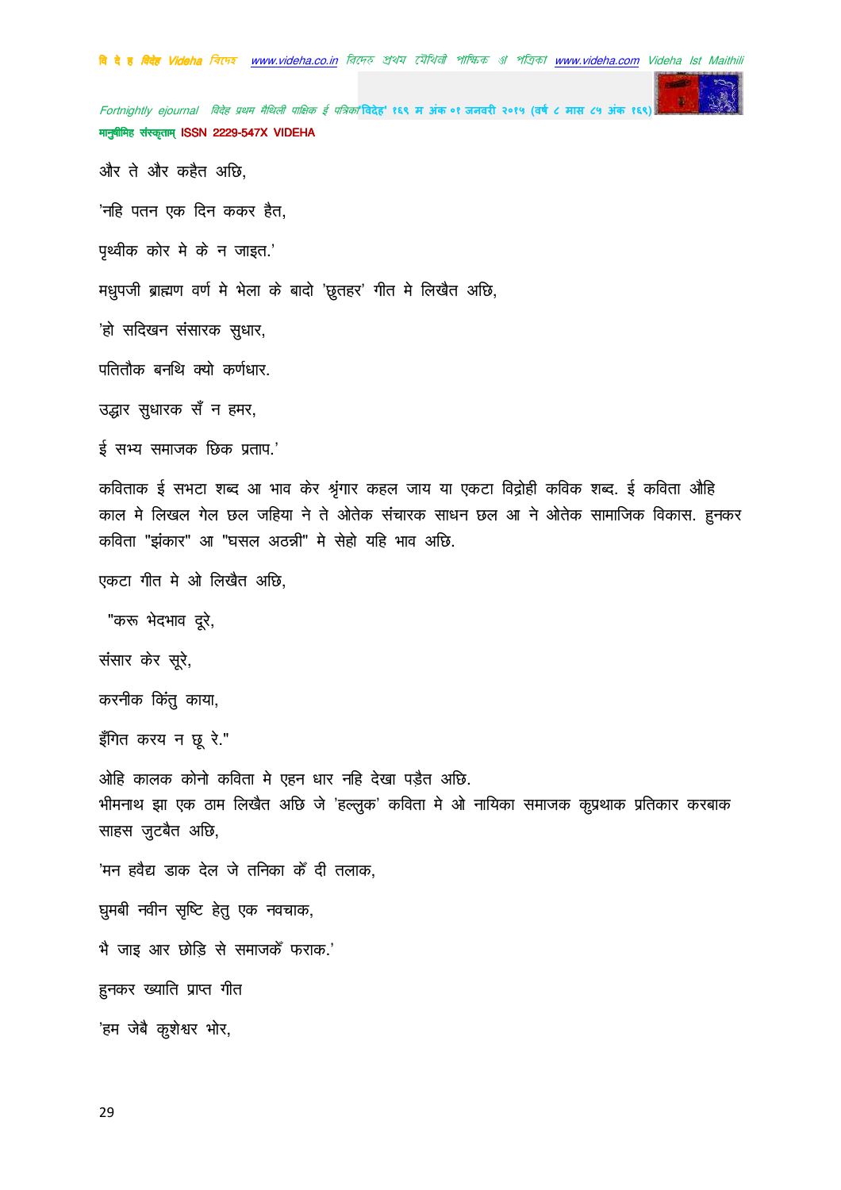और ते और कहैत अछि,

'नहि पतन एक दिन ककर हैत,

पृथ्वीक कोर मे के न जाइत.'

मधुपजी ब्राह्मण वर्ण मे भेला के बादो 'छुतहर' गीत मे लिखैत अछि,

'हो सदिखन संसारक सुधार,

पतितौक बनथि क्यो कर्णधार.

उद्धार सुधारक सँ न हमर,

ई सभ्य समाजक छिक प्रताप.'

कविताक ई सभटा शब्द आ भाव केर श्रृंगार कहल जाय या एकटा विद्रोही कविक शब्द. ई कविता औहि काल मे लिखल गेल छल जहिया ने ते ओतेक संचारक साधन छल आ ने ओतेक सामाजिक विकास. हुनकर कविता "झंकार" आ "घसल अठन्नी" मे सेहो यहि भाव अछि.

एकटा गीत मे ओ लिखैत अछि,

"करू भेदभाव दूरे,

संसार केर सूरे,

करनीक किंतु काया,

इँगित करय न छू रे."

ओहि कालक कोनो कविता मे एहन धार नहि देखा पड़ैत अछि.
भीमनाथ झा एक ठाम लिखैत अछि जे 'हल्लुक' कविता मे ओ नायिका समाजक कुप्रथाक प्रतिकार करबाक साहस जुटबैत अछि,

'मन हवैद्य डाक देल जे तनिका कँ दी तलाक,

घुमबी नवीन सृष्टि हेतु एक नवचाक,

भै जाइ आर छोड़ि से समाजकँ फराक.'

हुनकर ख्याति प्राप्त गीत

'हम जेबै कुशेश्वर भोर,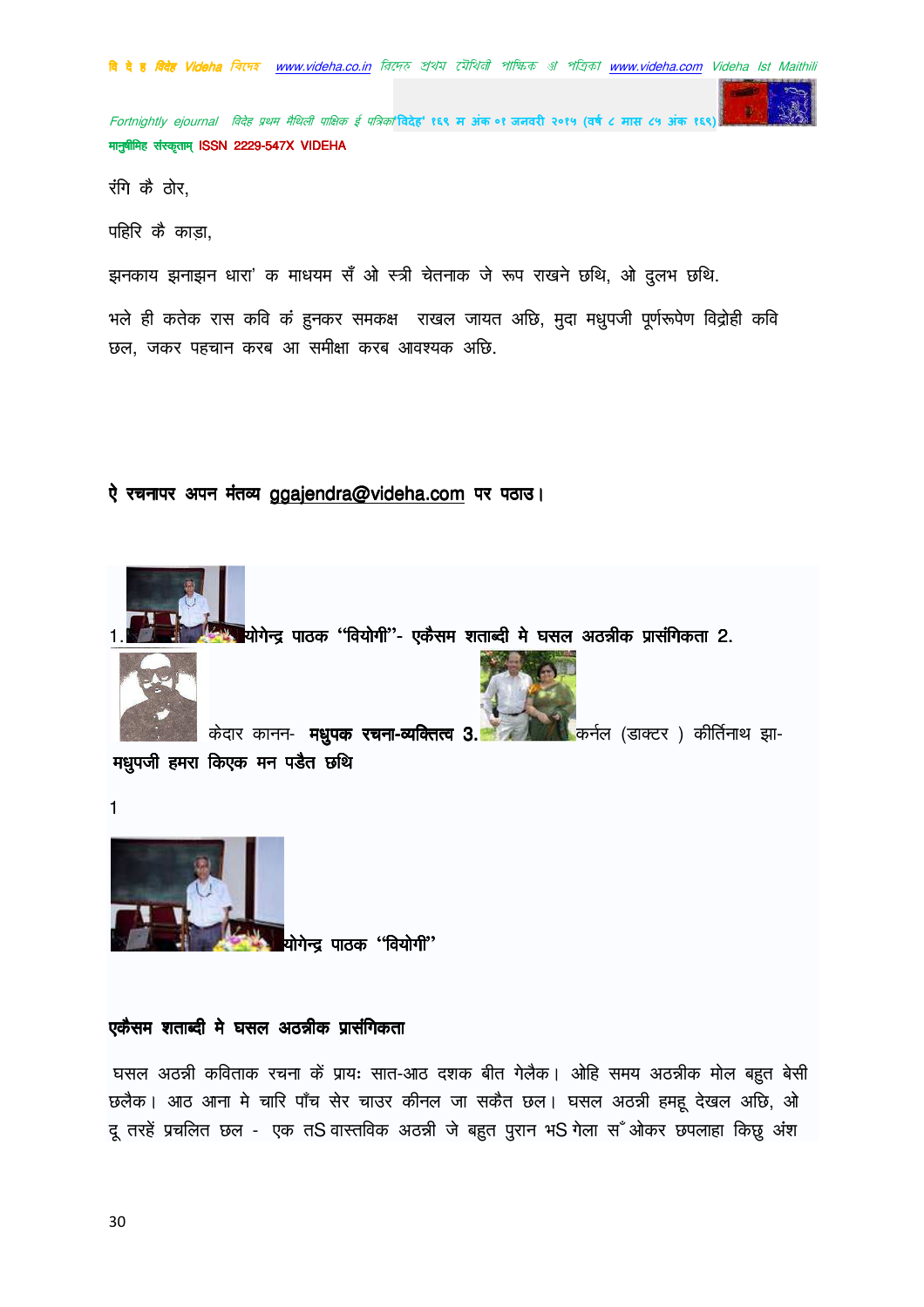रंगि कै ठोर,

पहिरि कै काड़ा,

झनकाय झनाझन धारा' क माधयम सँ ओ स्त्री चेतनाक जे रूप राखने छथि, ओ दुलभ छथि.

भले ही कतेक रास कवि कं हुनकर समकक्ष  राखल जायत अछि, मुदा मधुपजी पूर्णरूपेण विद्रोही कवि छल, जकर पहचान करब आ समीक्षा करब आवश्यक अछि.

**ऐ रचनापर अपन मंतव्य ggajendra@videha.com पर पठाउ।**

1. **योगेन्द्र पाठक ''वियोगी''- एकैसम शताब्दी मे घसल अठन्नीक प्रासंगिकता** 2. केदार कानन- **मधुपक रचना-व्यक्तित्व** 3. कर्नल (डाक्टर ) कीर्तिनाथ झा- **मधुपजी हमरा किएक मन पडैत छथि**

1

**योगेन्द्र पाठक ''वियोगी''**

**एकैसम शताब्दी मे घसल अठन्नीक प्रासंगिकता**

घसल अठन्नी कविताक रचना कें प्रायः सात-आठ दशक बीत गेलैक। ओहि समय अठन्नीक मोल बहुत बेसी छलैक। आठ आना मे चारि पाँच सेर चाउर कीनल जा सकैत छल। घसल अठन्नी हमहू देखल अछि, ओ दू तरहें प्रचलित छल - एक तऽ वास्तविक अठन्नी जे बहुत पुरान भऽ गेला सँ ओकर छपलाहा किछु अंश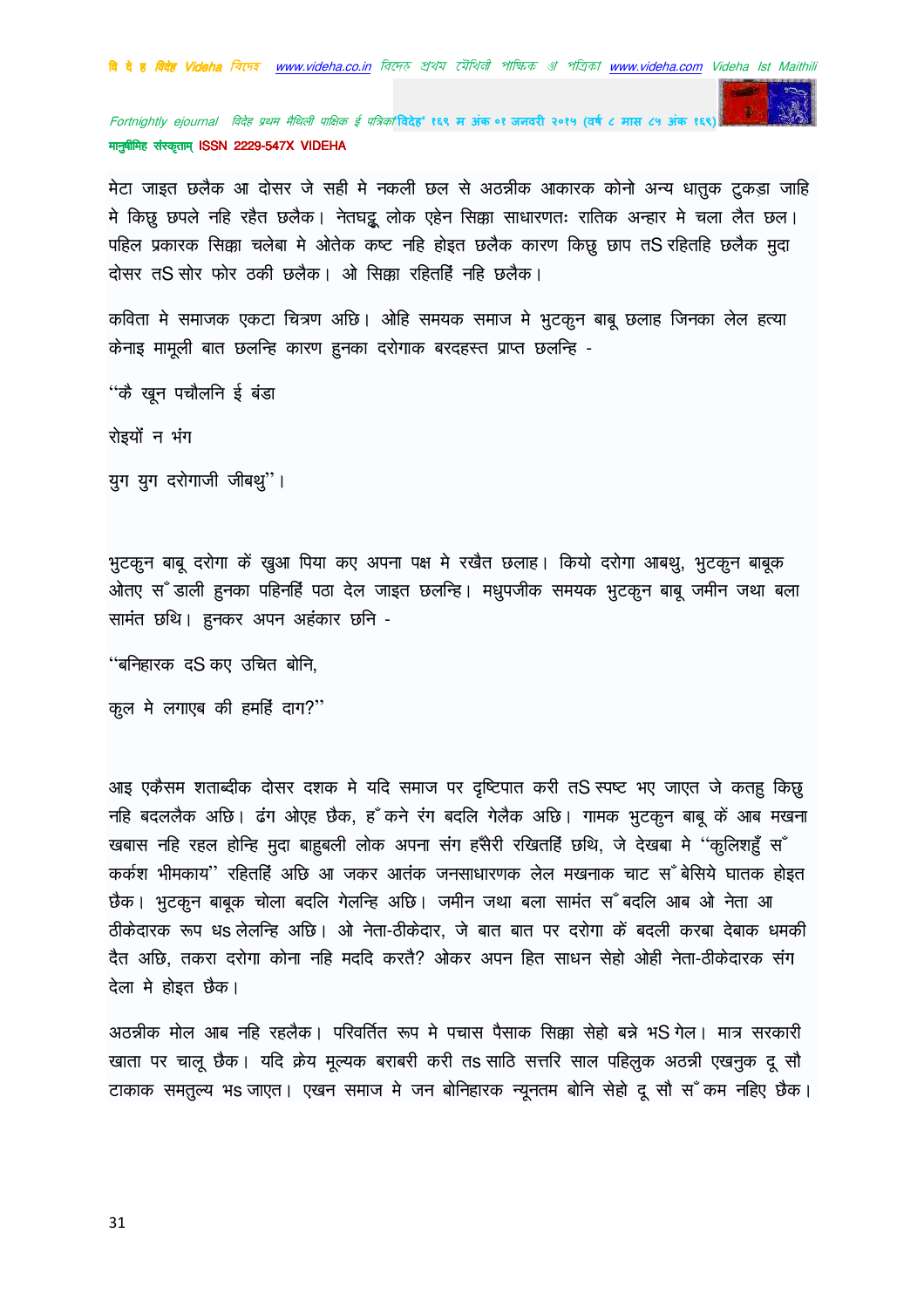मेटा जाइत छलैक आ दोसर जे सही मे नकली छल से अठन्नीक आकारक कोनो अन्य धातुक टुकड़ा जाहि मे किछु छपले नहि रहैत छलैक। नेतघट्टू लोक एहेन सिक्का साधारणतः रातिक अन्हार मे चला लैत छल। पहिल प्रकारक सिक्का चलेबा मे ओतेक कष्ट नहि होइत छलैक कारण किछु छाप तS रहितहि छलैक मुदा दोसर तS सोर फोर ठकी छलैक। ओ सिक्का रहितहिं नहि छलैक।

कविता मे समाजक एकटा चित्रण अछि। ओहि समयक समाज मे भुटकुन बाबू छलाह जिनका लेल हत्या केनाइ मामूली बात छलन्हि कारण हुनका दरोगाक बरदहस्त प्राप्त छलन्हि -

"कै खून पचौलनि ई बंडा

रोइयों न भंग

युग युग दरोगाजी जीबथु"।

भुटकुन बाबू दरोगा कें खुआ पिया कए अपना पक्ष मे रखैत छलाह। कियो दरोगा आबथु, भुटकुन बाबूक ओतए सँ डाली हुनका पहिनहिं पठा देल जाइत छलन्हि। मधुपजीक समयक भुटकुन बाबू जमीन जथा बला सामंत छथि। हुनकर अपन अहंकार छनि -

"बनिहारक दS कए उचित बोनि,

कूल मे लगाएब की हमहिं दाग?"

आइ एकैसम शताब्दीक दोसर दशक मे यदि समाज पर दृष्टिपात करी तS स्पष्ट भए जाएत जे कतहु किछु नहि बदललैक अछि। ढंग ओएह छैक, हँकने रंग बदलि गेलैक अछि। गामक भुटकुन बाबू कें आब मखना खबास नहि रहल होन्हि मुदा बाहुबली लोक अपना संग हँसैरी रखितहिं छथि, जे देखबा मे "कुलिशहुँ सँ कर्कश भीमकाय" रहितहिं अछि आ जकर आतंक जनसाधारणक लेल मखनाक चाट सँ बेसिये घातक होइत छैक। भुटकुन बाबूक चोला बदलि गेलन्हि अछि। जमीन जथा बला सामंत सँ बदलि आब ओ नेता आ ठीकेदारक रूप धS लेलन्हि अछि। ओ नेता-ठीकेदार, जे बात बात पर दरोगा कें बदली करबा देबाक धमकी दैत अछि, तकरा दरोगा कोना नहि मददि करतै? ओकर अपन हित साधन सेहो ओही नेता-ठीकेदारक संग देला मे होइत छैक।

अठन्नीक मोल आब नहि रहलैक। परिवर्तित रूप मे पचास पैसाक सिक्का सेहो बन्ने भS गेल। मात्र सरकारी खाता पर चालू छैक। यदि क्रेय मूल्यक बराबरी करी तS साठि सत्तरि साल पहिलुक अठन्नी एखनुक दू सौ टाकाक समतुल्य भS जाएत। एखन समाज मे जन बोनिहारक न्यूनतम बोनि सेहो दू सौ सँ कम नहिए छैक।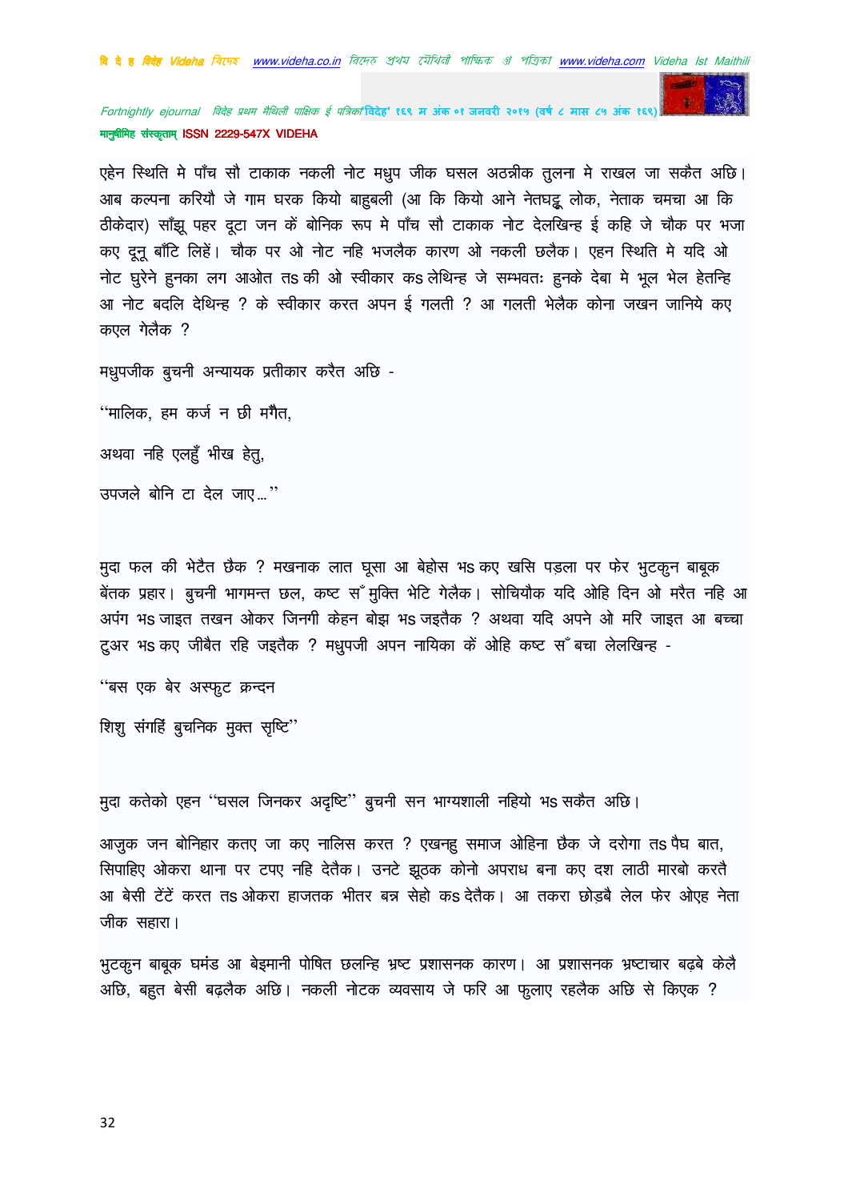एहेन स्थिति मे पाँच सौ टाकाक नकली नोट मधुप जीक घसल अठन्नीक तुलना मे राखल जा सकैत अछि। आब कल्पना करियौ जे गाम घरक कियो बाहुबली (आ कि कियो आने नेतघट्टू लोक, नेताक चमचा आ कि ठीकेदार) साँझू पहर दूटा जन कें बोनिक रूप मे पाँच सौ टाकाक नोट देलखिन्ह ई कहि जे चौक पर भजा कए दूनू बाँटि लिहें। चौक पर ओ नोट नहि भजलैक कारण ओ नकली छलैक। एहन स्थिति मे यदि ओ नोट घुरेने हुनका लग आओत तऽ की ओ स्वीकार कऽ लेथिन्ह जे सम्भवतः हुनके देबा मे भूल भेल हेतन्हि आ नोट बदलि देथिन्ह ? के स्वीकार करत अपन ई गलती ? आ गलती भेलैक कोना जखन जानिये कए कएल गेलैक ?

मधुपजीक बुचनी अन्यायक प्रतीकार करैत अछि -

"मालिक, हम कर्ज न छी मँगैत,

अथवा नहि एलहुँ भीख हेतु,

उपजले बोनि टा देल जाए..."

मुदा फल की भेटैत छैक ? मखनाक लात घूसा आ बेहोस भऽ कए खसि पड़ला पर फेर भुटकुन बाबूक बेंतक प्रहार। बुचनी भागमन्त छल, कष्ट सँ मुक्ति भेटि गेलैक। सोचियौक यदि ओहि दिन ओ मरैत नहि आ अपंग भऽ जाइत तखन ओकर जिनगी केहन बोझ भऽ जइतैक ? अथवा यदि अपने ओ मरि जाइत आ बच्चा टुअर भऽ कए जीबैत रहि जइतैक ? मधुपजी अपन नायिका कें ओहि कष्ट सँ बचा लेलखिन्ह -

"बस एक बेर अस्फुट क्रन्दन

शिशु संगहिं बुचनिक मुक्त सृष्टि"

मुदा कतेको एहन "घसल जिनकर अदृष्टि" बुचनी सन भाग्यशाली नहियो भऽ सकैत अछि।

आजुक जन बोनिहार कतए जा कए नालिस करत ? एखनहु समाज ओहिना छैक जे दरोगा तऽ पैघ बात, सिपाहिए ओकरा थाना पर टपए नहि देतैक। उनटे झूठक कोनो अपराध बना कए दश लाठी मारबो करतै आ बेसी टेंटें करत तऽ ओकरा हाजतक भीतर बन्न सेहो कऽ देतैक। आ तकरा छोड़बै लेल फेर ओएह नेता जीक सहारा।

भुटकुन बाबूक घमंड आ बेइमानी पोषित छलन्हि भ्रष्ट प्रशासनक कारण। आ प्रशासनक भ्रष्टाचार बढ़बे केलै अछि, बहुत बेसी बढ़लैक अछि। नकली नोटक व्यवसाय जे फरि आ फुलाए रहलैक अछि से किएक ?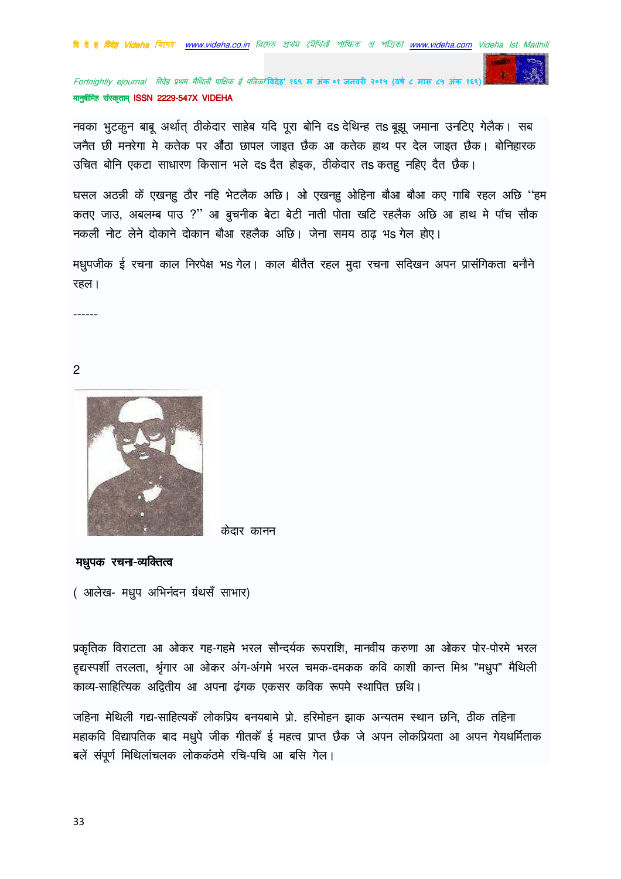नवका भुटकुन बाबू अर्थात् ठीकेदार साहेब यदि पूरा बोनि दऽ देथिन्ह तऽ बूझू जमाना उनटिए गेलैक। सब जनैत छी मनरेगा मे कतेक पर औंठा छापल जाइत छैक आ कतेक हाथ पर देल जाइत छैक। बोनिहारक उचित बोनि एकटा साधारण किसान भले दऽ दैत होइक, ठीकेदार तऽ कतहु नहिए दैत छैक।

घसल अठन्नी कें एखनहु ठौर नहि भेटलैक अछि। ओ एखनहु ओहिना बौआ बौआ कए गाबि रहल अछि "हम कतए जाउ, अबलम्ब पाउ ?" आ बुचनीक बेटा बेटी नाती पोता खटि रहलैक अछि आ हाथ मे पाँच सौक नकली नोट लेने दोकाने दोकान बौआ रहलैक अछि। जेना समय ठाढ़ भऽ गेल होए।

मधुपजीक ई रचना काल निरपेक्ष भऽ गेल। काल बीतैत रहल मुदा रचना सदिखन अपन प्रासंगिकता बनौने रहल।

------

2

केदार कानन

**मधुपक रचना-व्यक्तित्व**

( आलेख- मधुप अभिनंदन ग्रंथसँ साभार)

प्रकृतिक विराटता आ ओकर गह-गहमे भरल सौन्दर्यक रूपराशि, मानवीय करुणा आ ओकर पोर-पोरमे भरल हृद्यस्पर्शी तरलता, श्रृंगार आ ओकर अंग-अंगमे भरल चमक-दमकक कवि काशी कान्त मिश्र "मधुप" मैथिली काव्य-साहित्यिक अद्वितीय आ अपना ढ़ंगक एकसर कविक रूपमे स्थापित छथि।

जहिना मैथिली गद्य-साहित्यकेँ लोकप्रिय बनयबामे प्रो. हरिमोहन झाक अन्यतम स्थान छनि, ठीक तहिना महाकवि विद्यापतिक बाद मधुपे जीक गीतकेँ ई महत्व प्राप्त छैक जे अपन लोकप्रियता आ अपन गेयधर्मिताक बलें संपूर्ण मिथिलांचलक लोककंठमे रचि-पचि आ बसि गेल।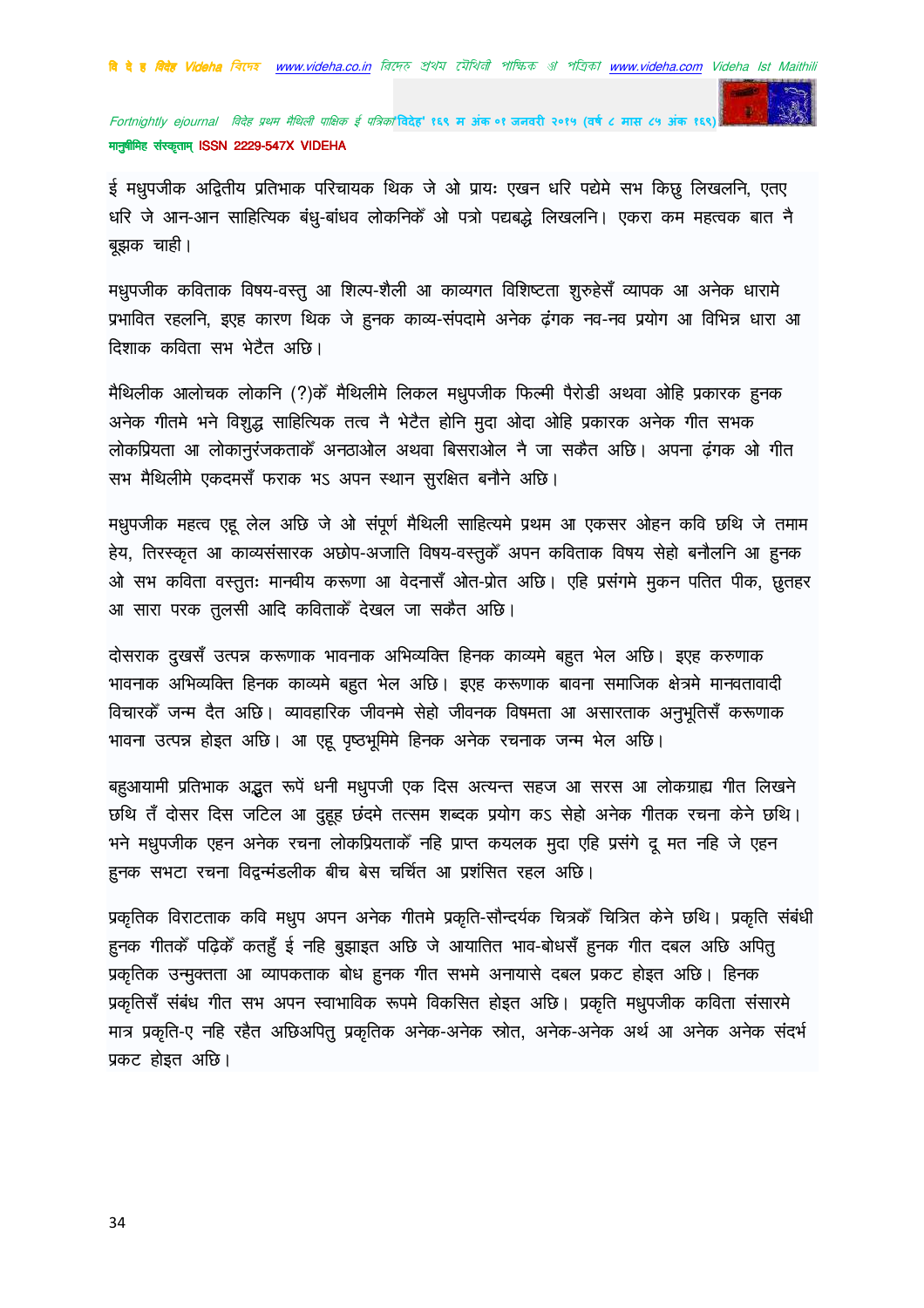ई मधुपजीक अद्वितीय प्रतिभाक परिचायक थिक जे ओ प्रायः एखन धरि पद्यमे सभ किछु लिखलनि, एतए धरि जे आन-आन साहित्यिक बंधु-बांधव लोकनिकेँ ओ पत्रो पद्यबद्धे लिखलनि। एकरा कम महत्वक बात नै बूझक चाही।

मधुपजीक कविताक विषय-वस्तु आ शिल्प-शैली आ काव्यगत विशिष्टता शुरुहेसँ व्यापक आ अनेक धारामे प्रभावित रहलनि, इएह कारण थिक जे हुनक काव्य-संपदामे अनेक ढ़ंगक नव-नव प्रयोग आ विभिन्न धारा आ दिशाक कविता सभ भेटैत अछि।

मैथिलीक आलोचक लोकनि (?)केँ मैथिलीमे लिकल मधुपजीक फिल्मी पैरोडी अथवा ओहि प्रकारक हुनक अनेक गीतमे भने विशुद्ध साहित्यिक तत्व नै भेटैत होनि मुदा ओदा ओहि प्रकारक अनेक गीत सभक लोकप्रियता आ लोकानुरंजकताकेँ अनठाओल अथवा बिसराओल नै जा सकैत अछि। अपना ढ़ंगक ओ गीत सभ मैथिलीमे एकदमसँ फराक भऽ अपन स्थान सुरक्षित बनौने अछि।

मधुपजीक महत्व एहू लेल अछि जे ओ संपूर्ण मैथिली साहित्यमे प्रथम आ एकसर ओहन कवि छथि जे तमाम हेय, तिरस्कृत आ काव्यसंसारक अछोप-अजाति विषय-वस्तुकेँ अपन कविताक विषय सेहो बनौलनि आ हुनक ओ सभ कविता वस्तुतः मान्वीय करूणा आ वेदनासँ ओत-प्रोत अछि। एहि प्रसंगमे मुकन पतित पीक, छुतहर आ सारा परक तुलसी आदि कविताकेँ देखल जा सकैत अछि।

दोसराक दुखसँ उत्पन्न करूणाक भावनाक अभिव्यक्ति हिनक काव्यमे बहुत भेल अछि। इएह करुणाक भावनाक अभिव्यक्ति हिनक काव्यमे बहुत भेल अछि। इएह करूणाक बावना समाजिक क्षेत्रमे मान्वतावादी विचारकेँ जन्म दैत अछि। व्यावहारिक जीवनमे सेहो जीवनक विषमता आ असारताक अनुभूतिसँ करूणाक भावना उत्पन्न होइत अछि। आ एहू पृष्ठभूमिमे हिनक अनेक रचनाक जन्म भेल अछि।

बहुआयामी प्रतिभाक अद्भुत रूपें धनी मधुपजी एक दिस अत्यन्त सहज आ सरस आ लोकग्राह्य गीत लिखने छथि तँ दोसर दिस जटिल आ दुरूह छंदमे तत्सम शब्दक प्रयोग कऽ सेहो अनेक गीतक रचना केने छथि। भने मधुपजीक एहन अनेक रचना लोकप्रियताकेँ नहि प्राप्त कयलक मुदा एहि प्रसंगे दू मत नहि जे एहन हुनक सभटा रचना विद्वन्मंडलीक बीच बेस चर्चित आ प्रशंसित रहल अछि।

प्रकृतिक विराटताक कवि मधुप अपन अनेक गीतमे प्रकृति-सौन्दर्यक चित्रकेँ चित्रित केने छथि। प्रकृति संबंधी हुनक गीतकेँ पढ़िकेँ कतहुँ ई नहि बुझाइत अछि जे आयातित भाव-बोधसँ हुनक गीत दबल अछि अपितु प्रकृतिक उन्मुक्तता आ व्यापकताक बोध हुनक गीत सभमे अनायासे दबल प्रकट होइत अछि। हिनक प्रकृतिसँ संबंध गीत सभ अपन स्वाभाविक रूपमे विकसित होइत अछि। प्रकृति मधुपजीक कविता संसारमे मात्र प्रकृति-ए नहि रहैत अछिअपितु प्रकृतिक अनेक-अनेक स्रोत, अनेक-अनेक अर्थ आ अनेक अनेक संदर्भ प्रकट होइत अछि।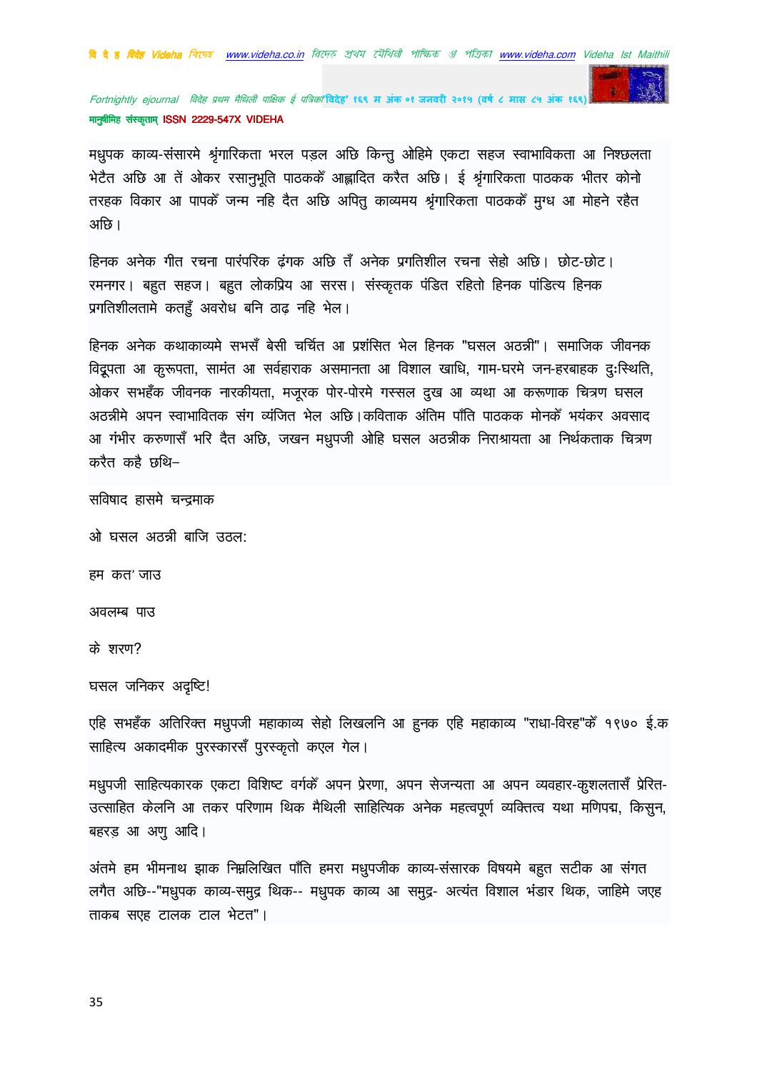मधुपक काव्य-संसारमे श्रृंगारिकता भरल पड़ल अछि किन्तु ओहिमे एकटा सहज स्वाभाविकता आ निश्छलता भेटैत अछि आ तें ओकर रसानुभूति पाठककें आह्लादित करैत अछि। ई श्रृंगारिकता पाठकक भीतर कोनो तरहक विकार आ पापकें जन्म नहि दैत अछि अपितु काव्यमय श्रृंगारिकता पाठककें मुग्ध आ मोहने रहैत अछि।

हिनक अनेक गीत रचना पारंपरिक ढ़ंगक अछि तँ अनेक प्रगतिशील रचना सेहो अछि। छोट-छोट। रमनगर। बहुत सहज। बहुत लोकप्रिय आ सरस। संस्कृतक पंडित रहितो हिनक पांडित्य हिनक प्रगतिशीलतामे कतहुँ अवरोध बनि ठाढ़ नहि भेल।

हिनक अनेक कथाकाव्यमे सभसँ बेसी चर्चित आ प्रशंसित भेल हिनक "घसल अठन्नी"। समाजिक जीवनक विद्रूपता आ कुरूपता, सामंत आ सर्वहाराक असमानता आ विशाल खाधि, गाम-घरमे जन-हरबाहक दुःस्थिति, ओकर सभहँक जीवनक नारकीयता, मजूरक पोर-पोरमे गस्सल दुख आ व्यथा आ करूणाक चित्रण घसल अठन्नीमे अपन स्वाभावितक संग व्यंजित भेल अछि।कविताक अंतिम पाँति पाठकक मोनकें भयंकर अवसाद आ गंभीर करुणासँ भरि दैत अछि, जखन मधुपजी ओहि घसल अठन्नीक निराश्रायता आ निर्थकताक चित्रण करैत कहै छथि–

सविषाद हासमे चन्द्रमाक

ओ घसल अठन्नी बाजि उठल:

हम कत' जाउ

अवलम्ब पाउ

के शरण?

घसल जनिकर अदृष्टि!

एहि सभहँक अतिरिक्त मधुपजी महाकाव्य सेहो लिखलनि आ हुनक एहि महाकाव्य "राधा-विरह"कें १९७० ई.क साहित्य अकादमीक पुरस्कारसँ पुरस्कृतो कएल गेल।

मधुपजी साहित्यकारक एकटा विशिष्ट वर्गकें अपन प्रेरणा, अपन सेजन्यता आ अपन व्यवहार-कुशलतासँ प्रेरित-उत्साहित केलनि आ तकर परिणाम थिक मैथिली साहित्यिक अनेक महत्वपूर्ण व्यक्तित्व यथा मणिपद्म, किसुन, बहरड़ आ अणु आदि।

अंतमे हम भीमनाथ झाक निम्नलिखित पाँति हमरा मधुपजीक काव्य-संसारक विषयमे बहुत सटीक आ संगत लगैत अछि--"मधुपक काव्य-समुद्र थिक-- मधुपक काव्य आ समुद्र- अत्यंत विशाल भंडार थिक, जाहिमे जएह ताकब सएह टालक टाल भेटत"।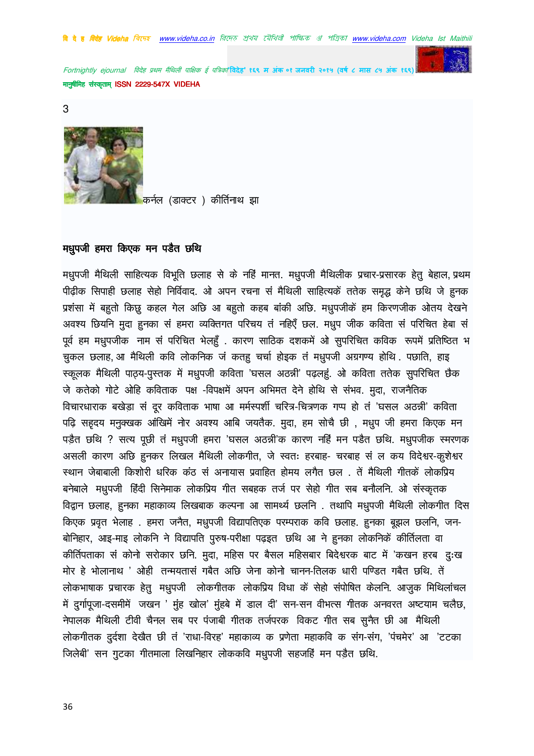3

कर्नल (डाक्टर ) कीर्तिनाथ झा

**मधुपजी हमरा किएक मन पडैत छथि**

मधुपजी मैथिली साहित्यक विभूति छलाह से के नहिं मानत. मधुपजी मैथिलीक प्रचार-प्रसारक हेतु बेहाल, प्रथम पीढ़ीक सिपाही छलाह सेहो निर्विवाद. ओ अपन रचना सं मैथिली साहित्यकें ततेक समृद्ध केने छथि जे हुनक प्रशंसा में बहुतो किछु कहल गेल अछि आ बहुतो कहब बांकी अछि. मधुपजीकें हम किरणजीक ओतय देखने अवश्य छियनि मुदा हुनका सं हमरा व्यक्तिगत परिचय तं नहिएँ छल. मधुप जीक कविता सं परिचित हेबा सं पूर्व हम मधुपजीक नाम सं परिचित भेलहुँ . कारण साठिक दशकमें ओ सुपरिचित कविक रूपमें प्रतिष्ठित भ चुकल छलाह, आ मैथिली कवि लोकनिक जं कतहु चर्चा होइक तं मधुपजी अग्रगण्य होथि . पछाति, हाइ स्कूलक मैथिली पाठ्य-पुस्तक में मधुपजी कविता 'घसल अठन्नी' पढ़लहुं. ओ कविता ततेक सुपरिचित छैक जे कतेको गोटे ओहि कविताक पक्ष -विपक्षमें अपन अभिमत देने होथि से संभव. मुदा, राजनैतिक विचारधाराक बखेड़ा सं दूर कविताक भाषा आ मर्मस्पर्शी चरित्र-चित्रणक गप्प हो तं 'घसल अठन्नी' कविता पढ़ि सहृदय मनुक्खक आंखिमें नोर अवश्य आबि जयतैक. मुदा, हम सोचै छी , मधुप जी हमरा किएक मन पड़ैत छथि ? सत्य पूछी तं मधुपजी हमरा 'घसल अठन्नी'क कारण नहिं मन पडैत छथि. मधुपजीक स्मरणक असली कारण अछि हुनकर लिखल मैथिली लोकगीत, जे स्वतः हरबाह- चरबाह सं ल कय विदेश्वर-कुशेश्वर स्थान जेबाबाली किशोरी धरिक कंठ सं अनायास प्रवाहित होमय लगैत छल . तें मैथिली गीतकें लोकप्रिय बनेबाले मधुपजी हिंदी सिनेमाक लोकप्रिय गीत सबहक तर्ज पर सेहो गीत सब बनौलनि. ओ संस्कृतक विद्वान छलाह, हुनका महाकाव्य लिखबाक कल्पना आ सामर्थ्य छलनि . तथापि मधुपजी मैथिली लोकगीत दिस किएक प्रवृत भेलाह . हमरा जनैत, मधुपजी विद्यापतिएक परम्पराक कवि छलाह. हुनका बूझल छलनि, जन-बोनिहार, आइ-माइ लोकनि ने विद्यापति पुरुष-परीक्षा पढ़इत छथि आ ने हुनका लोकनिकें कीर्तिलता वा कीर्तिपताका सं कोनो सरोकार छनि. मुदा, महिस पर बैसल महिसबार बिदेश्वरक बाट में 'कखन हरब दुःख मोर हे भोलानाथ ' ओही तन्मयतासं गबैत अछि जेना कोनो चानन-तिलक धारी पण्डित गबैत छथि. तें लोकभाषाक प्रचारक हेतु मधुपजी लोकगीतक लोकप्रिय विधा कें सेहो संपोषित केलनि. आजुक मिथिलांचल में दुर्गापूजा-दसमीमें जखन ' मुंह खोल' मुंहबे में डाल दीं' सन-सन वीभत्स गीतक अनवरत अष्टयाम चलैछ, नेपालक मैथिली टीवी चैनल सब पर पंजाबी गीतक तर्जपरक विकट गीत सब सुनैत छी आ मैथिली लोकगीतक दुर्दशा देखैत छी तं 'राधा-विरह' महाकाव्य क प्रणेता महाकवि क संग-संग, 'पंचमेर' आ 'टटका जिलेबी' सन गुटका गीतमाला लिखनिहार लोककवि मधुपजी सहजहिं मन पड़ैत छथि.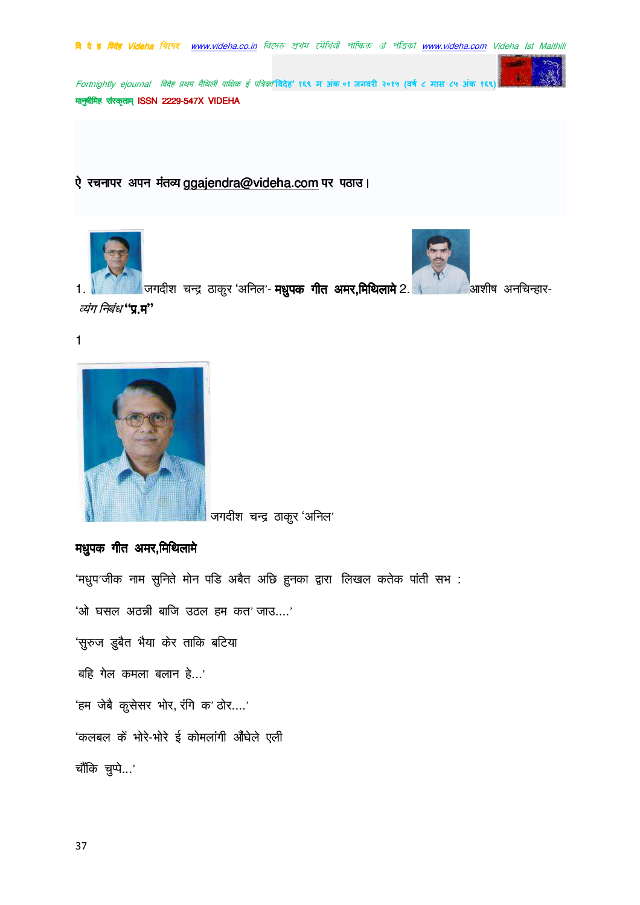ऐ रचनापर अपन मंतव्य ggajendra@videha.com पर पठाउ।

1. जगदीश चन्द्र ठाकुर 'अनिल'- **मधुपक गीत अमर,मिथिलामे** 2. आशीष अनचिन्हार- *व्यंग निबंध* **"प्र.म"**

1

जगदीश चन्द्र ठाकुर 'अनिल'

**मधुपक गीत अमर,मिथिलामे**

'मधुप'जीक नाम सुनिते मोन पडि अबैत अछि हुनका द्वारा लिखल कतेक पांती सभ :

'ओ घसल अठन्नी बाजि उठल हम कत' जाउ....'

'सुरुज डुबैत भैया केर ताकि बटिया

बहि गेल कमला बलान हे...'

'हम जेबै कुसेसर भोर, रंगि क' ठोर....'

'कलबल कें भोरे-भोरे ई कोमलांगी औंघेले एली

चौंकि चुप्पे...'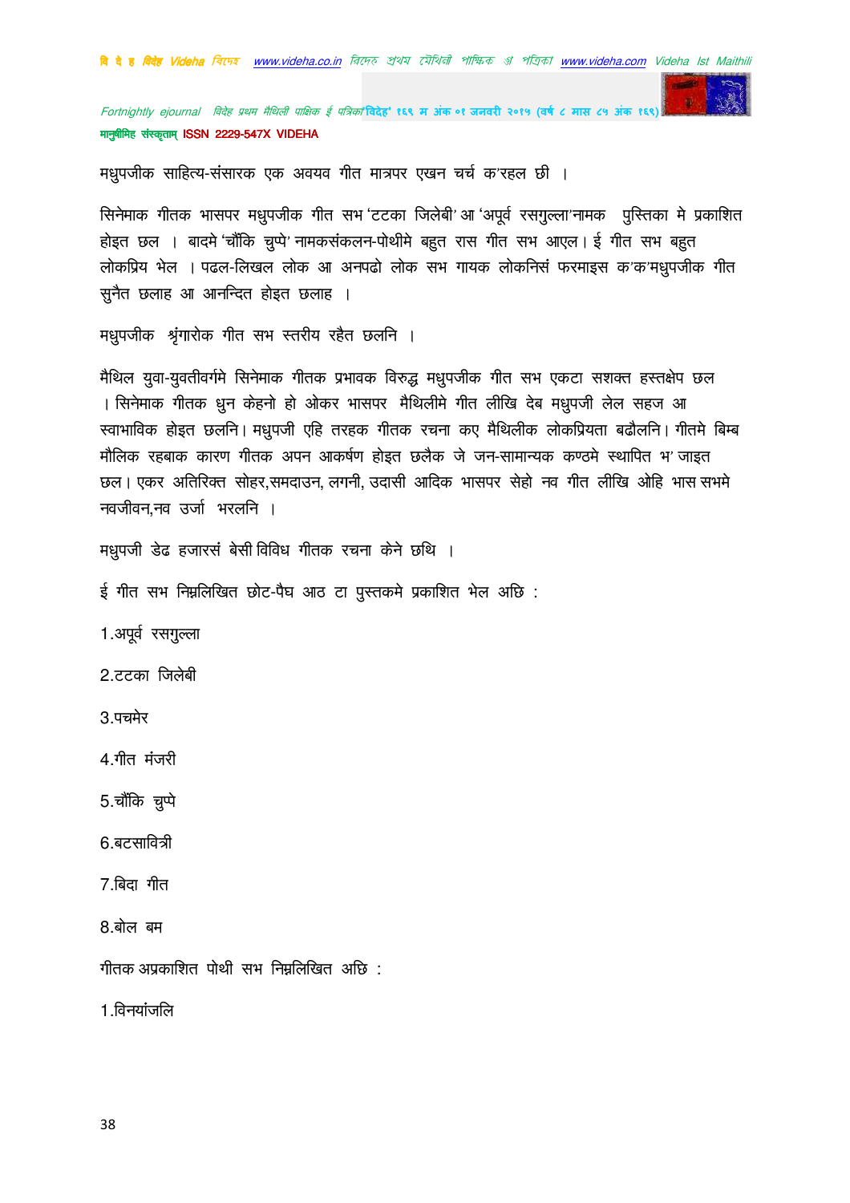मधुपजीक साहित्य-संसारक एक अवयव गीत मात्रपर एखन चर्च क'रहल छी ।

सिनेमाक गीतक भासपर मधुपजीक गीत सभ 'टटका जिलेबी' आ 'अपूर्व रसगुल्ला'नामक पुस्तिका मे प्रकाशित होइत छल । बादमे 'चौंकि चुप्पे' नामकसंकलन-पोथीमे बहुत रास गीत सभ आएल। ई गीत सभ बहुत लोकप्रिय भेल । पढल-लिखल लोक आ अनपढो लोक सभ गायक लोकनिसं फरमाइस क'क'मधुपजीक गीत सुनैत छलाह आ आनन्दित होइत छलाह ।

मधुपजीक श्रृंगारोक गीत सभ स्तरीय रहैत छलनि ।

मैथिल युवा-युवतीवर्गमे सिनेमाक गीतक प्रभावक विरुद्ध मधुपजीक गीत सभ एकटा सशक्त हस्तक्षेप छल । सिनेमाक गीतक धुन केहनो हो ओकर भासपर मैथिलीमे गीत लीखि देब मधुपजी लेल सहज आ स्वाभाविक होइत छलनि। मधुपजी एहि तरहक गीतक रचना कए मैथिलीक लोकप्रियता बढौलनि। गीतमे बिम्ब मौलिक रहबाक कारण गीतक अपन आकर्षण होइत छलैक जे जन-सामान्यक कण्ठमे स्थापित भ' जाइत छल। एकर अतिरिक्त सोहर,समदाउन, लगनी, उदासी आदिक भासपर सेहो नव गीत लीखि ओहि भास सभमे नवजीवन,नव उर्जा भरलनि ।

मधुपजी डेढ हजारसं बेसी विविध गीतक रचना केने छथि ।

ई गीत सभ निम्नलिखित छोट-पैघ आठ टा पुस्तकमे प्रकाशित भेल अछि :

1.अपूर्व रसगुल्ला

2.टटका जिलेबी

3.पचमेर

4.गीत मंजरी

5.चौंकि चुप्पे

6.बटसावित्री

7.बिदा गीत

8.बोल बम

गीतक अप्रकाशित पोथी सभ निम्नलिखित अछि :

1.विनयांजलि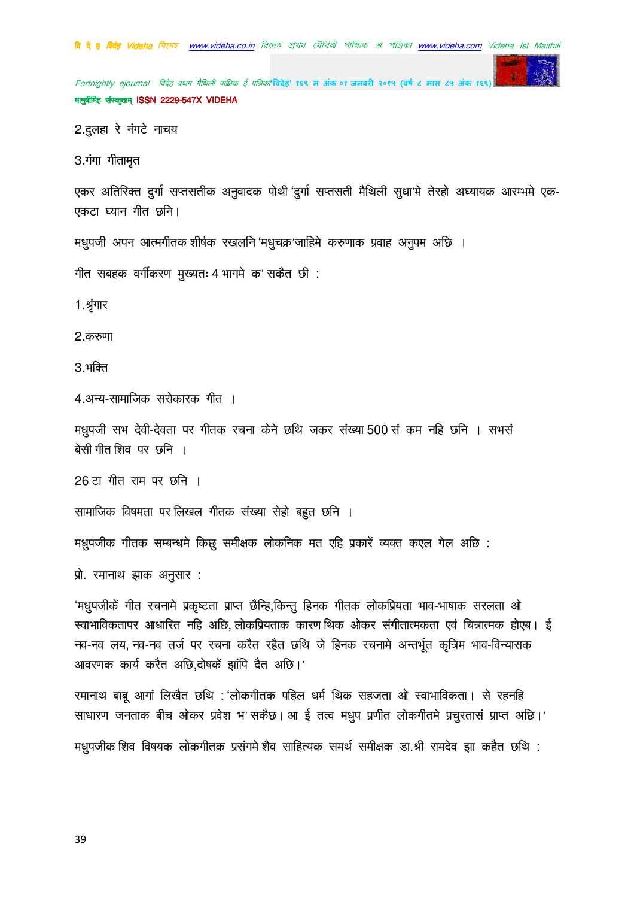2.दुलहा रे नंगटे नाचय

3.गंगा गीतामृत

एकर अतिरिक्त दुर्गा सप्तसतीक अनुवादक पोथी 'दुर्गा सप्तसती मैथिली सुधा'मे तेरहो अध्यायक आरम्भमे एक-एकटा घ्यान गीत छनि।

मधुपजी अपन आत्मगीतक शीर्षक रखलनि 'मधुचक्र'जाहिमे करुणाक प्रवाह अनुपम अछि ।

गीत सबहक वर्गीकरण मुख्यतः 4 भागमे क' सकैत छी :

1.श्रृंगार

2.करुणा

3.भक्ति

4.अन्य-सामाजिक सरोकारक गीत ।

मधुपजी सभ देवी-देवता पर गीतक रचना केने छथि जकर संख्या 500 सं कम नहि छनि । सभसं बेसी गीत शिव पर छनि ।

26 टा गीत राम पर छनि ।

सामाजिक विषमता पर लिखल गीतक संख्या सेहो बहुत छनि ।

मधुपजीक गीतक सम्बन्धमे किछु समीक्षक लोकनिक मत एहि प्रकारें व्यक्त कएल गेल अछि :

प्रो. रमानाथ झाक अनुसार :

'मधुपजीकें गीत रचनामे प्रकृष्टता प्राप्त छैन्हि,किन्तु हिनक गीतक लोकप्रियता भाव-भाषाक सरलता ओ स्वाभाविकतापर आधारित नहि अछि, लोकप्रियताक कारण थिक ओकर संगीतात्मकता एवं चित्रात्मक होएब। ई नव-नव लय, नव-नव तर्ज पर रचना करैत रहैत छथि जे हिनक रचनामे अन्तर्भूत कृत्रिम भाव-विन्यासक आवरणक कार्य करैत अछि,दोषकें झांपि दैत अछि।'

रमानाथ बाबू आगां लिखैत छथि :'लोकगीतक पहिल धर्म थिक सहजता ओ स्वाभाविकता। से रहनहि साधारण जनताक बीच ओकर प्रवेश भ' सकैछ। आ ई तत्व मधुप प्रणीत लोकगीतमे प्रचुरतासं प्राप्त अछि।'

मधुपजीक शिव विषयक लोकगीतक प्रसंगमे शैव साहित्यक समर्थ समीक्षक डा.श्री रामदेव झा कहैत छथि :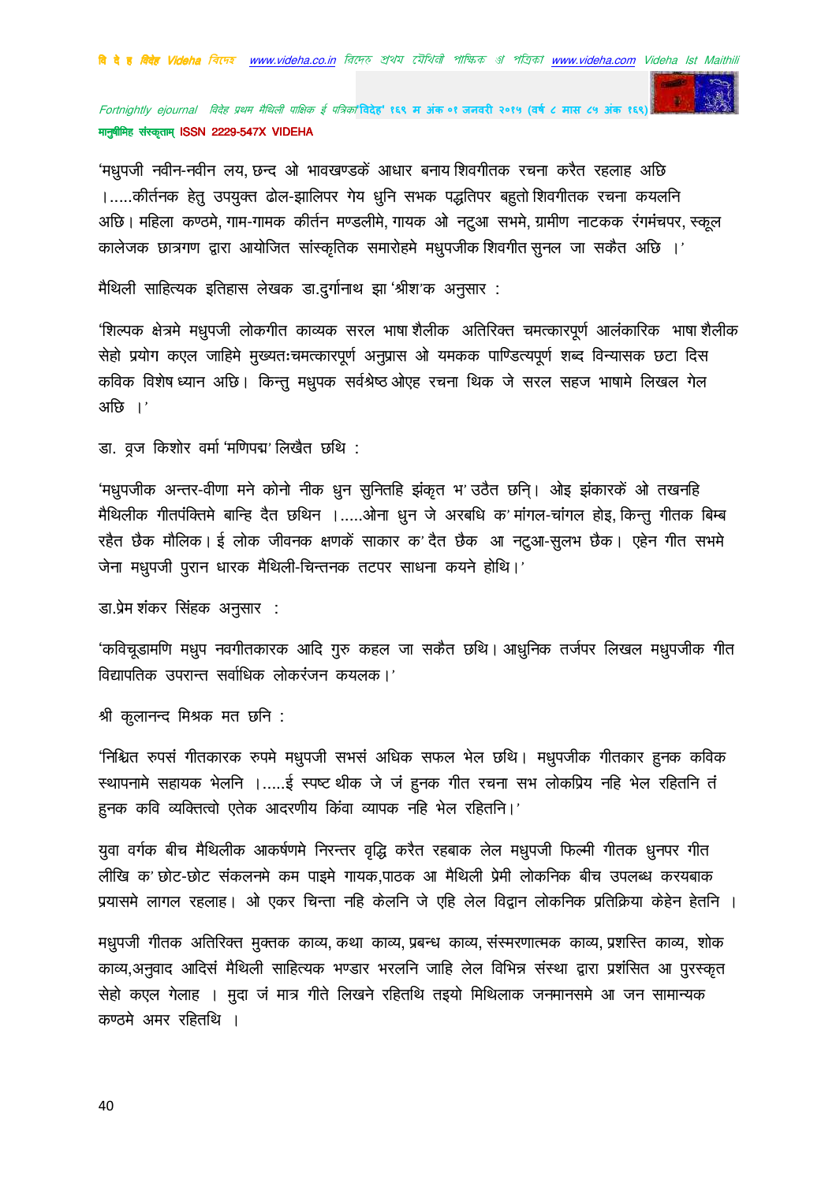'मधुपजी नवीन-नवीन लय, छन्द ओ भावखण्डकें आधार बनाय शिवगीतक रचना करैत रहलाह अछि ।.....कीर्तनक हेतु उपयुक्त ढोल-झालिपर गेय धुनि सभक पद्धतिपर बहुतो शिवगीतक रचना कयलनि अछि। महिला कण्ठमे, गाम-गामक कीर्तन मण्डलीमे, गायक ओ नटुआ सभमे, ग्रामीण नाटकक रंगमंचपर, स्कूल कालेजक छात्रगण द्वारा आयोजित सांस्कृतिक समारोहमे मधुपजीक शिवगीत सुनल जा सकैत अछि ।'

मैथिली साहित्यक इतिहास लेखक डा.दुर्गानाथ झा 'श्रीश'क अनुसार :

'शिल्पक क्षेत्रमे मधुपजी लोकगीत काव्यक सरल भाषा शैलीक अतिरिक्त चमत्कारपूर्ण आलंकारिक भाषा शैलीक सेहो प्रयोग कएल जाहिमे मुख्यतःचमत्कारपूर्ण अनुप्रास ओ यमकक पाण्डित्यपूर्ण शब्द विन्यासक छटा दिस कविक विशेष ध्यान अछि। किन्तु मधुपक सर्वश्रेष्ठ ओएह रचना थिक जे सरल सहज भाषामे लिखल गेल अछि ।'

डा. वृज किशोर वर्मा 'मणिपद्म' लिखैत छथि :

'मधुपजीक अन्तर-वीणा मने कोनो नीक धुन सुनितहि झंकृत भ' उठैत छनि्। ओइ झंकारकें ओ तखनहि मैथिलीक गीतपंक्तिमे बान्हि दैत छथिन ।.....ओना धुन जे अरबधि क' मांगल-चांगल होइ, किन्तु गीतक बिम्ब रहैत छैक मौलिक। ई लोक जीवनक क्षणकें साकार क' दैत छैक आ नटुआ-सुलभ छैक। एहेन गीत सभमे जेना मधुपजी पुरान धारक मैथिली-चिन्तनक तटपर साधना कयने होथि।'

डा.प्रेम शंकर सिंहक अनुसार :

'कविचूडामणि मधुप नवगीतकारक आदि गुरु कहल जा सकैत छथि। आधुनिक तर्जपर लिखल मधुपजीक गीत विद्यापतिक उपरान्त सर्वाधिक लोकरंजन कयलक।'

श्री कुलानन्द मिश्रक मत छनि :

'निश्चित रुपसं गीतकारक रुपमे मधुपजी सभसं अधिक सफल भेल छथि। मधुपजीक गीतकार हुनक कविक स्थापनामे सहायक भेलनि ।.....ई स्पष्ट थीक जे जं हुनक गीत रचना सभ लोकप्रिय नहि भेल रहितनि तं हुनक कवि व्यक्तित्वो एतेक आदरणीय किंवा व्यापक नहि भेल रहितनि।'

युवा वर्गक बीच मैथिलीक आकर्षणमे निरन्तर वृद्धि करैत रहबाक लेल मधुपजी फिल्मी गीतक धुनपर गीत लीखि क' छोट-छोट संकलनमे कम पाइमे गायक,पाठक आ मैथिली प्रेमी लोकनिक बीच उपलब्ध करयबाक प्रयासमे लागल रहलाह। ओ एकर चिन्ता नहि केलनि जे एहि लेल विद्वान लोकनिक प्रतिक्रिया केहेन हेतनि ।

मधुपजी गीतक अतिरिक्त मुक्तक काव्य, कथा काव्य, प्रबन्ध काव्य, संस्मरणात्मक काव्य, प्रशस्ति काव्य, शोक काव्य,अनुवाद आदिसं मैथिली साहित्यक भण्डार भरलनि जाहि लेल विभिन्न संस्था द्वारा प्रशंसित आ पुरस्कृत सेहो कएल गेलाह । मुदा जं मात्र गीते लिखने रहितथि तइयो मिथिलाक जनमानसमे आ जन सामान्यक कण्ठमे अमर रहितथि ।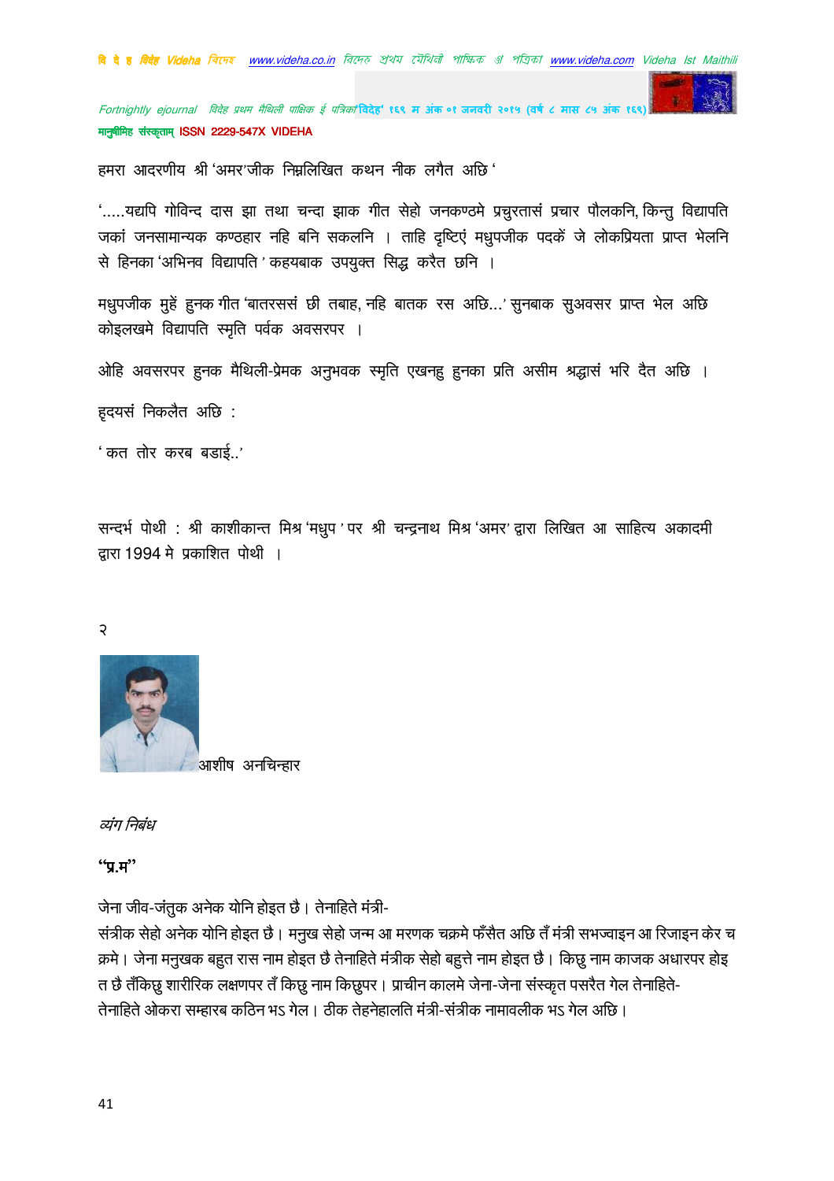हमरा आदरणीय श्री 'अमर'जीक निम्नलिखित कथन नीक लगैत अछि '

'.....यद्यपि गोविन्द दास झा तथा चन्दा झाक गीत सेहो जनकण्ठमे प्रचुरतासं प्रचार पौलकनि, किन्तु विद्यापति जकां जनसामान्यक कण्ठहार नहि बनि सकलनि । ताहि दृष्टिएं मधुपजीक पदकें जे लोकप्रियता प्राप्त भेलनि से हिनका 'अभिनव विद्यापति ' कहयबाक उपयुक्त सिद्ध करैत छनि ।

मधुपजीक मुहें हुनक गीत 'बातरससं छी तबाह, नहि बातक रस अछि...' सुनबाक सुअवसर प्राप्त भेल अछि कोइलखमे विद्यापति स्मृति पर्वक अवसरपर ।

ओहि अवसरपर हुनक मैथिली-प्रेमक अनुभवक स्मृति एखनहु हुनका प्रति असीम श्रद्धासं भरि दैत अछि ।

हृदयसं निकलैत अछि :

' कत तोर करब बडाई..'

सन्दर्भ पोथी : श्री काशीकान्त मिश्र 'मधुप ' पर श्री चन्द्रनाथ मिश्र 'अमर' द्वारा लिखित आ साहित्य अकादमी द्वारा 1994 मे प्रकाशित पोथी ।

२

आशीष अनचिन्हार

*व्यंग निबंध*

**"प्र.म"**

जेना जीव-जंतुक अनेक योनि होइत छै। तेनाहिते मंत्री-संत्रीक सेहो अनेक योनि होइत छै। मनुख सेहो जन्म आ मरणक चक्रमे फँसैत अछि तँ मंत्री सभज्वाइन आ रिजाइन केर चक्रमे। जेना मनुखक बहुत रास नाम होइत छै तेनाहिते मंत्रीक सेहो बहुत्ते नाम होइत छै। किछु नाम काजक अधारपर होइत छै तँकिछु शारीरिक लक्षणपर तँ किछु नाम किछुपर। प्राचीन कालमे जेना-जेना संस्कृत पसरैत गेल तेनाहिते-तेनाहिते ओकरा सम्हारब कठिन भऽ गेल। ठीक तेहनेहालति मंत्री-संत्रीक नामावलीक भऽ गेल अछि।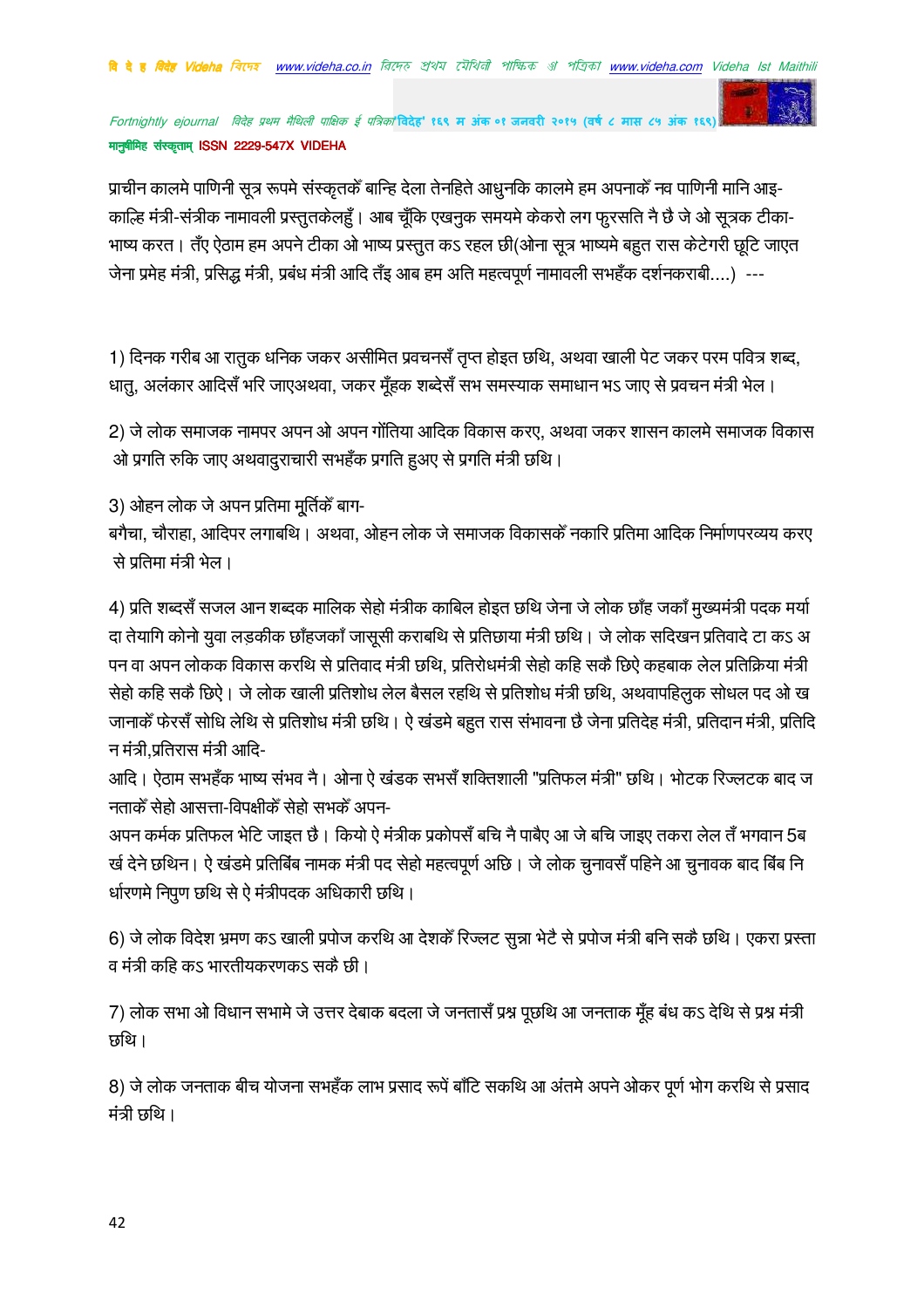प्राचीन कालमे पाणिनी सूत्र रूपमे संस्कृतकेँ बान्हि देला तेनहिते आधुनिक कालमे हम अपनाकेँ नव पाणिनी मानि आइ-काल्हि मंत्री-संत्रीक नामावली प्रस्तुतकेलहुँ। आब चूँकि एखनुक समयमे केकरो लग फुरसति नै छै जे ओ सूत्रक टीका-भाष्य करत। तँए ऐठाम हम अपने टीका ओ भाष्य प्रस्तुत कऽ रहल छी(ओना सूत्र भाष्यमे बहुत रास केटेगरी छूटि जाएत जेना प्रमेह मंत्री, प्रसिद्ध मंत्री, प्रबंध मंत्री आदि तँइ आब हम अति महत्वपूर्ण नामावली सभहँक दर्शनकराबी....) ---

1) दिनक गरीब आ रातुक धनिक जकर असीमित प्रवचनसँ तृप्त होइत छथि, अथवा खाली पेट जकर परम पवित्र शब्द, धातु, अलंकार आदिसँ भरि जाएअथवा, जकर मूँहक शब्देसँ सभ समस्याक समाधान भऽ जाए से प्रवचन मंत्री भेल।

2) जे लोक समाजक नामपर अपन ओ अपन गोंतिया आदिक विकास करए, अथवा जकर शासन कालमे समाजक विकास ओ प्रगति रुकि जाए अथवादुराचारी सभहँक प्रगति हुअए से प्रगति मंत्री छथि।

3) ओहन लोक जे अपन प्रतिमा मूर्तिकेँ बाग-बगैचा, चौराहा, आदिपर लगाबथि। अथवा, ओहन लोक जे समाजक विकासकेँ नकारि प्रतिमा आदिक निर्माणपरव्यय करए से प्रतिमा मंत्री भेल।

4) प्रति शब्दसँ सजल आन शब्दक मालिक सेहो मंत्रीक काबिल होइत छथि जेना जे लोक छाँह जकाँ मुख्यमंत्री पदक मर्यादा तेयागि कोनो युवा लड़कीक छाँहजकाँ जासूसी कराबथि से प्रतिछाया मंत्री छथि। जे लोक सदिखन प्रतिवादे टा कऽ अपन वा अपन लोकक विकास करथि से प्रतिवाद मंत्री छथि, प्रतिरोधमंत्री सेहो कहि सकै छिऐ कहबाक लेल प्रतिक्रिया मंत्री सेहो कहि सकै छिऐ। जे लोक खाली प्रतिशोध लेल बैसल रहथि से प्रतिशोध मंत्री छथि, अथवापहिलुक सोधल पद ओ खजानाकेँ फेरसँ सोधि लेथि से प्रतिशोध मंत्री छथि। ऐ खंडमे बहुत रास संभावना छै जेना प्रतिदेह मंत्री, प्रतिदान मंत्री, प्रतिदिन मंत्री,प्रतिरास मंत्री आदि-आदि। ऐठाम सभहँक भाष्य संभव नै। ओना ऐ खंडक सभसँ शक्तिशाली "प्रतिफल मंत्री" छथि। भोटक रिज्लटक बाद जनताकेँ सेहो आसत्ता-विपक्षीकेँ सेहो सभकेँ अपन-अपन कर्मक प्रतिफल भेटि जाइत छै। कियो ऐ मंत्रीक प्रकोपसँ बचि नै पाबैए आ जे बचि जाइए तकरा लेल तँ भगवान 5बर्ख देने छथिन। ऐ खंडमे प्रतिबिंब नामक मंत्री पद सेहो महत्वपूर्ण अछि। जे लोक चुनावसँ पहिने आ चुनावक बाद बिंब निर्धारणमे निपुण छथि से ऐ मंत्रीपदक अधिकारी छथि।

6) जे लोक विदेश भ्रमण कऽ खाली प्रपोज करथि आ देशकेँ रिज्लट सुन्ना भेटै से प्रपोज मंत्री बनि सकै छथि। एकरा प्रस्ताव मंत्री कहि कऽ भारतीयकरणकऽ सकै छी।

7) लोक सभा ओ विधान सभामे जे उत्तर देबाक बदला जे जनतासँ प्रश्न पूछथि आ जनताक मूँह बंध कऽ देथि से प्रश्न मंत्री छथि।

8) जे लोक जनताक बीच योजना सभहँक लाभ प्रसाद रूपें बाँटि सकथि आ अंतमे अपने ओकर पूर्ण भोग करथि से प्रसाद मंत्री छथि।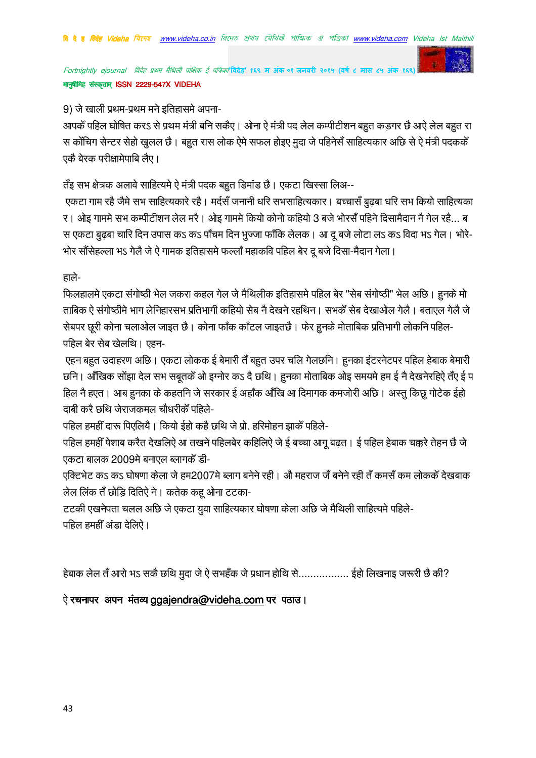9) जे खाली प्रथम-प्रथम मने इतिहासमे अपना-

आपकें पहिल घोषित करऽ से प्रथम मंत्री बनि सकैए। ओना ऐ मंत्री पद लेल कम्पीटीशन बहुत कड़गर छै आऐ लेल बहुत रास कोंचिग सेन्टर सेहो खुलल छै। बहुत रास लोक ऐमे सफल होइए मुदा जे पहिनेसँ साहित्यकार अछि से ऐ मंत्री पदककेँ एकै बेरक परीक्षामेपाबि लैए।

तँइ सभ क्षेत्रक अलावे साहित्यमे ऐ मंत्री पदक बहुत डिमांड छै। एकटा खिस्सा लिअ--

एकटा गाम रहै जैमे सभ साहित्यकारे रहै। मर्दसँ जनानी धरि सभसाहित्यकार। बच्चासँ बुढ़बा धरि सभ कियो साहित्यकार। ओइ गाममे सभ कम्पीटीशन लेल मरै। ओइ गाममे कियो कोनो कहियो 3 बजे भोरसँ पहिने दिसामैदान नै गेल रहै... बस एकटा बुढ़बा चारि दिन उपास कऽ कऽ पाँचम दिन भुज्जा फाँकि लेलक। आ दू बजे लोटा लऽ कऽ विदा भऽ गेल। भोरे-भोर सौंसेहल्ला भऽ गेलै जे ऐ गामक इतिहासमे फल्लाँ महाकवि पहिल बेर दू बजे दिसा-मैदान गेला।

हाले-

फिलहालमे एकटा संगोष्ठी भेल जकरा कहल गेल जे मैथिलीक इतिहासमे पहिल बेर "सेब संगोष्ठी" भेल अछि। हुनके मोताबिक ऐ संगोष्ठीमे भाग लेनिहारसभ प्रतिभागी कहियो सेब नै देखने रहथिन। सभकेँ सेब देखाओल गेलै। बताएल गेलै जे सेबपर छूरी कोना चलाओल जाइत छै। कोना फाँक काँटल जाइतछै। फेर हुनके मोताबिक प्रतिभागी लोकनि पहिल-पहिल बेर सेब खेलथि। एहन-

एहन बहुत उदाहरण अछि। एकटा लोकक ई बेमारी तँ बहुत उपर चलि गेलछनि। हुनका इंटरनेटपर पहिल हेबाक बेमारी छनि। आँखिक सोंझा देल सभ सबूतकेँ ओ इग्नोर कऽ दै छथि। हुनका मोताबिक ओइ समयमे हम ई नै देखनेरहिऐ तँए ई पहिल नै हएत। आब हुनका के कहतनि जे सरकार ई अहाँक आँखि आ दिमागक कमजोरी अछि। अस्तु किछु गोटेक ईहो दाबी करै छथि जेराजकमल चौधरीकेँ पहिले-

पहिल हमहीं दारू पिएलियै। कियो ईहो कहै छथि जे प्रो. हरिमोहन झाकेँ पहिले-

पहिल हमहीं पेशाब करैत देखलिऐ आ तखने पहिलबेर कहिलिऐ जे ई बच्चा आगू बढ़त। ई पहिल हेबाक चक्करे तेहन छै जे एकटा बालक 2009मे बनाएल ब्लागकेँ डी-

एक्टिभेट कऽ कऽ घोषणा केला जे हम2007मे ब्लाग बनेने रही। औ महराज जँ बनेने रही तँ कमसँ कम लोककेँ देखबाक लेल लिंक तँ छोड़ि दितिऐ ने। कतेक कहू ओना टटका-

टटकी एखनेपता चलल अछि जे एकटा युवा साहित्यकार घोषणा केला अछि जे मैथिली साहित्यमे पहिले-

पहिल हमहीं अंडा देलिऐ।

हेबाक लेल तँ आरो भऽ सकै छथि मुदा जे ऐ सभहँक जे प्रधान होथि से................ ईहो लिखनाइ जरूरी छै की?

**ऐ रचनापर अपन मंतव्य ggajendra@videha.com पर पठाउ।**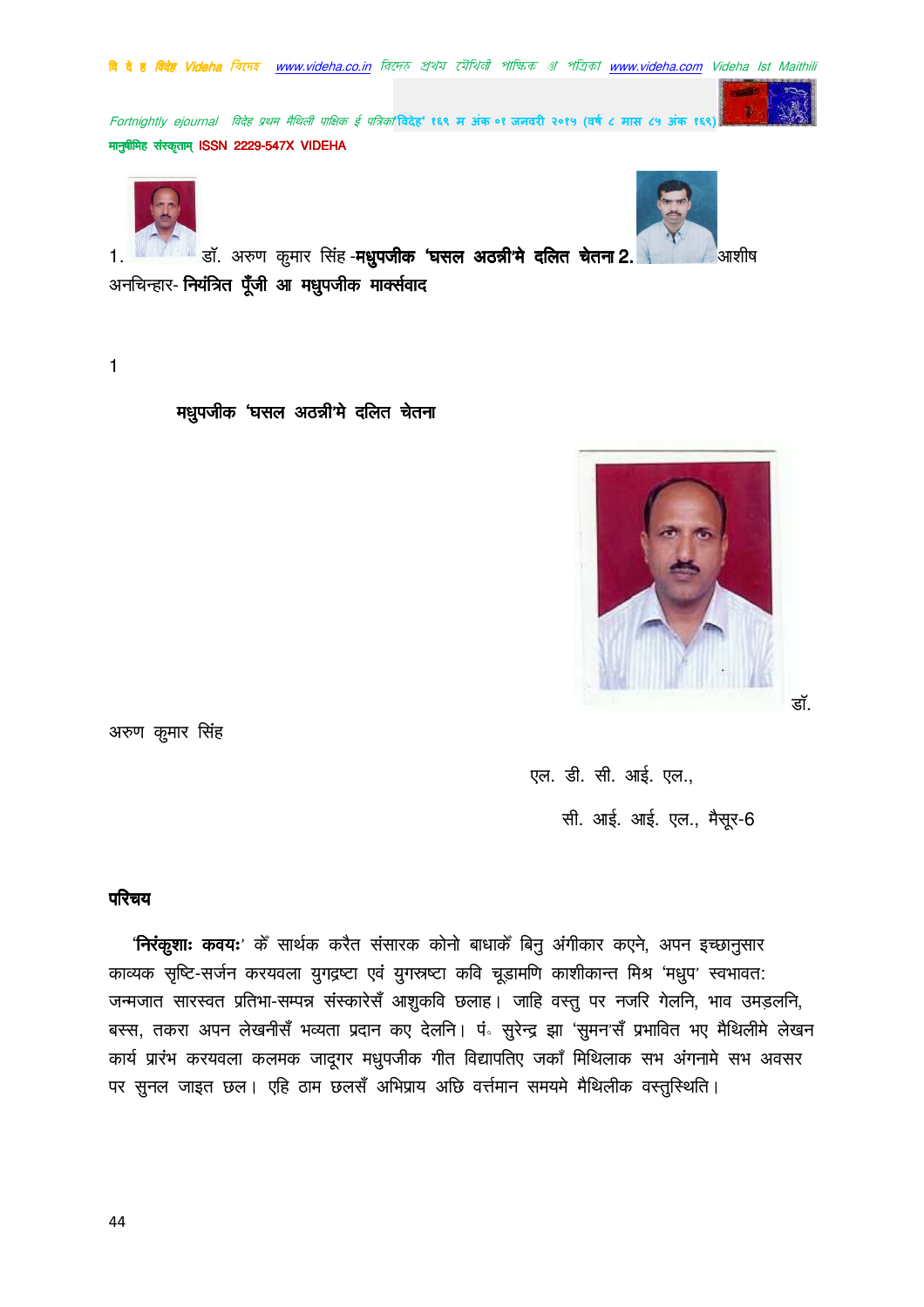1. डॉ. अरुण कुमार सिंह -**मधुपजीक 'घसल अठन्नी'मे दलित चेतना** 2. आशीष अनचिन्हार- **नियंत्रित पूँजी आ मधुपजीक मार्क्सवाद**

1

## मधुपजीक 'घसल अठन्नी'मे दलित चेतना

डॉ. अरुण कुमार सिंह

एल. डी. सी. आई. एल.,

सी. आई. आई. एल., मैसूर-6

### परिचय

'**निरंकुशाः कवयः**' कें सार्थक करैत संसारक कोनो बाधाकें बिनु अंगीकार कएने, अपन इच्छानुसार काव्यक सृष्टि-सर्जन करयवला युगद्रष्टा एवं युगस्रष्टा कवि चूडामणि काशीकान्त मिश्र 'मधुप' स्वभावत: जन्मजात सारस्वत प्रतिभा-सम्पन्न संस्कारेसँ आशुकवि छलाह। जाहि वस्तु पर नजरि गेलनि, भाव उमड़लनि, बस्स, तकरा अपन लेखनीसँ भव्यता प्रदान कए देलनि। पं॰ सुरेन्द्र झा 'सुमन'सँ प्रभावित भए मैथिलीमे लेखन कार्य प्रारंभ करयवला कलमक जादूगर मधुपजीक गीत विद्यापतिए जकाँ मिथिलाक सभ अंगनामे सभ अवसर पर सुनल जाइत छल। एहि ठाम छलसँ अभिप्राय अछि वर्त्तमान समयमे मैथिलीक वस्तुस्थिति।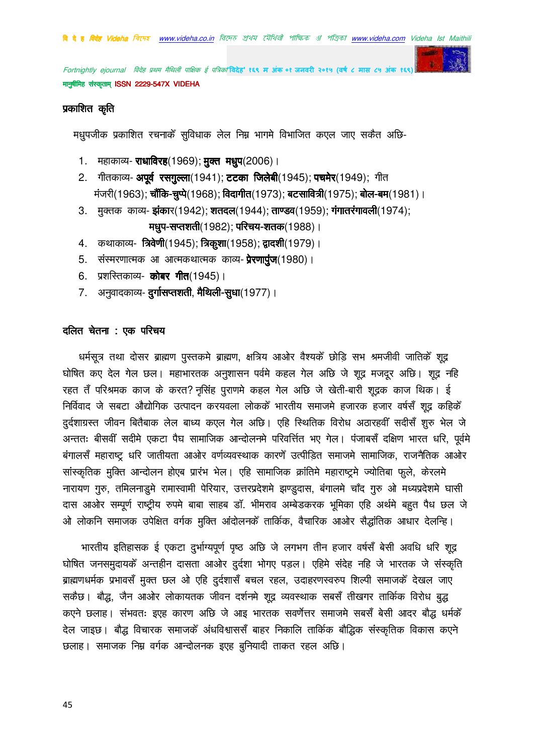## प्रकाशित कृति

मधुपजीक प्रकाशित रचनाकेँ सुविधाक लेल निम्न भागमे विभाजित कएल जाए सकैत अछि-

1. महाकाव्य- **राधाविरह**(1969); **मुक्त मधुप**(2006)।
2. गीतकाव्य- **अपूर्व रसगुल्ला**(1941); **टटका जिलेबी**(1945); **पचमेर**(1949); गीत मंजरी(1963); **चौंकि-चुप्पे**(1968); **विदागीत**(1973); **बटसावित्री**(1975); **बोल-बम**(1981)।
3. मुक्तक काव्य- **झंकार**(1942); **शतदल**(1944); **ताण्डव**(1959); **गंगातरंगावली**(1974); **मधुप-सप्तशती**(1982); **परिचय-शतक**(1988)।
4. कथाकाव्य- **त्रिवेणी**(1945); **त्रिकुशा**(1958); **द्वादशी**(1979)।
5. संस्मरणात्मक आ आत्मकथात्मक काव्य- **प्रेरणापुंज**(1980)।
6. प्रशस्तिकाव्य- **कोबर गीत**(1945)।
7. अनुवादकाव्य- **दुर्गासप्तशती**, **मैथिली-सुधा**(1977)।

## दलित चेतना : एक परिचय

धर्मसूत्र तथा दोसर ब्राह्मण पुस्तकमे ब्राह्मण, क्षत्रिय आओर वैश्यकेँ छोड़ि सभ श्रमजीवी जातिकेँ शूद्र घोषित कए देल गेल छल। महाभारतक अनुशासन पर्वमे कहल गेल अछि जे शूद्र मजदूर अछि। शूद्र नहि रहत तँ परिश्रमक काज के करत? नृसिंह पुराणमे कहल गेल अछि जे खेती-बारी शूद्रक काज थिक। ई निर्विवाद जे सबटा औद्योगिक उत्पादन करयवला लोककेँ भारतीय समाजमे हजारक हजार वर्षसँ शूद्र कहिकेँ दुर्दशाग्रस्त जीवन बितैबाक लेल बाध्य कएल गेल अछि। एहि स्थितिक विरोध अठारहवीं सदीसँ शुरु भेल जे अन्ततः बीसवीं सदीमे एकटा पैघ सामाजिक आन्दोलनमे परिवर्त्तित भए गेल। पंजाबसँ दक्षिण भारत धरि, पूर्वमे बंगालसँ महाराष्ट्र धरि जातीयता आओर वर्णव्यवस्थाक कारणेँ उत्पीड़ित समाजमे सामाजिक, राजनैतिक आओर सांस्कृतिक मुक्ति आन्दोलन होएब प्रारंभ भेल। एहि सामाजिक क्रांतिमे महाराष्ट्रमे ज्योतिबा फुले, केरलमे नारायण गुरु, तमिलनाडुमे रामास्वामी पेरियार, उत्तरप्रदेशमे झण्डुदास, बंगालमे चाँद गुरु ओ मध्यप्रदेशमे घासी दास आओर सम्पूर्ण राष्ट्रीय रुपमे बाबा साहब डॉ. भीमराव अम्बेडकरक भूमिका एहि अर्थमे बहुत पैघ छल जे ओ लोकनि समाजक उपेक्षित वर्गक मुक्ति आंदोलनकेँ तार्किक, वैचारिक आओर सैद्धांतिक आधार देलन्हि।

भारतीय इतिहासक ई एकटा दुर्भाग्यपूर्ण पृष्ठ अछि जे लगभग तीन हजार वर्षसँ बेसी अवधि धरि शूद्र घोषित जनसमुदायकेँ अन्तहीन दासता आओर दुर्दशा भोगए पड़ल। एहिमे संदेह नहि जे भारतक जे संस्कृति ब्राह्मणधर्मक प्रभावसँ मुक्त छल ओ एहि दुर्दशासँ बचल रहल, उदाहरणस्वरुप शिल्पी समाजकेँ देखल जाए सकैछ। बौद्ध, जैन आओर लोकायतक जीवन दर्शनमे शूद्र व्यवस्थाक सबसँ तीखगर तार्किक विरोध बुद्ध कएने छलाह। संभवतः इएह कारण अछि जे आइ भारतक सवर्णेत्तर समाजमे सबसँ बेसी आदर बौद्ध धर्मकेँ देल जाइछ। बौद्ध विचारक समाजकेँ अंधविश्वाससँ बाहर निकालि तार्किक बौद्धिक संस्कृतिक विकास कएने छलाह। समाजक निम्न वर्गक आन्दोलनक इएह बुनियादी ताकत रहल अछि।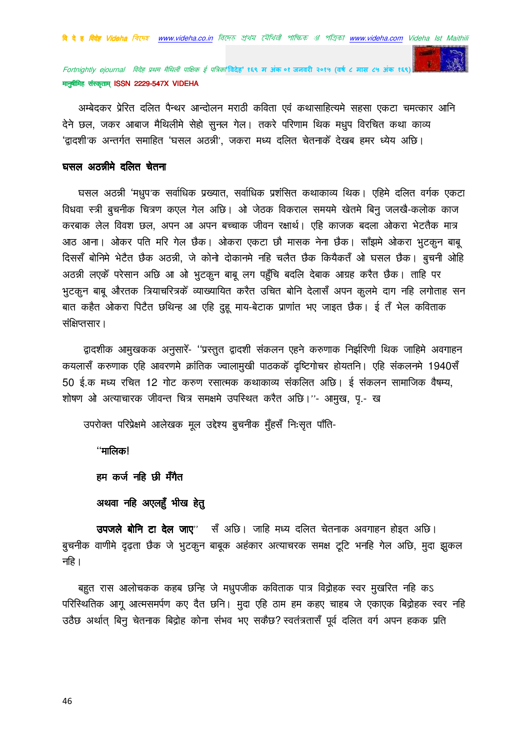अम्बेदकर प्रेरित दलित पैन्थर आन्दोलन मराठी कविता एवं कथासाहित्यमे सहसा एकटा चमत्कार आनि देने छल, जकर आबाज मैथिलीमे सेहो सुनल गेल। तकरे परिणाम थिक मधुप विरचित कथा काव्य 'द्वादशी'क अन्तर्गत समाहित 'घसल अठन्नी', जकरा मध्य दलित चेतनाकें देखब हमर ध्येय अछि।

**घसल अठन्नीमे दलित चेतना**

घसल अठन्नी 'मधुप'क सर्वाधिक प्रख्यात, सर्वाधिक प्रशंसित कथाकाव्य थिक। एहिमे दलित वर्गक एकटा विधवा स्त्री बुचनीक चित्रण कएल गेल अछि। ओ जेठक विकराल समयमे खेतमे बिनु जलखै-कलोक काज करबाक लेल विवश छल, अपन आ अपन बच्चाक जीवन रक्षार्थ। एहि काजक बदला ओकरा भेटतैक मात्र आठ आना। ओकर पति मरि गेल छैक। ओकरा एकटा छौ मासक नेना छैक। साँझमे ओकरा भुटकुन बाबू दिससँ बोनिमे भेटैत छैक अठन्नी, जे कोनो दोकानमे नहि चलैत छैक कियैकतँ ओ घसल छैक। बुचनी ओहि अठन्नी लएकें परेसान अछि आ ओ भुटकुन बाबू लग पहुँचि बदलि देबाक आग्रह करैत छैक। ताहि पर भुटकुन बाबू औरतक त्रियाचरित्रकें व्याख्यायित करैत उचित बोनि देलासँ अपन कुलमे दाग नहि लगोताह सन बात कहैत ओकरा पिटैत छथिन्ह आ एहि दुहू माय-बेटाक प्राणांत भए जाइत छैक। ई तँ भेल कविताक संक्षिप्तसार।

द्वादशीक आमुखकक अनुसारेँ- "प्रस्तुत द्वादशी संकलन एहने करुणाक निर्झरिणी थिक जाहिमे अवगाहन कयलासँ करुणाक एहि आवरणमे क्रांतिक ज्वालामुखी पाठककें दृष्टिगोचर होयतनि। एहि संकलनमे 1940सँ 50 ई.क मध्य रचित 12 गोट करुण रसात्मक कथाकाव्य संकलित अछि। ई संकलन सामाजिक वैषम्य, शोषण ओ अत्याचारक जीवन्त चित्र समक्षमे उपस्थित करैत अछि।"- आमुख, पृ.- ख

उपरोक्त परिप्रेक्षमे आलेखक मूल उद्देश्य बुचनीक मुँहसँ निःसृत पाँति-

**"मालिक!**

**हम कर्ज नहि छी मँगैत**

**अथवा नहि अएलहुँ भीख हेतु**

**उपजले बोनि टा देल जाए"** सँ अछि। जाहि मध्य दलित चेतनाक अवगाहन होइत अछि। बुचनीक वाणीमे दृढ़ता छैक जे भुटकुन बाबूक अहंकार अत्याचरक समक्ष टूटि भनहि गेल अछि, मुदा झुकल नहि।

बहुत रास आलोचकक कहब छन्हि जे मधुपजीक कविताक पात्र विद्रोहक स्वर मुखरित नहि कऽ परिस्थितिक आगू आत्मसमर्पण कए दैत छनि। मुदा एहि ठाम हम कहए चाहब जे एकाएक बिद्रोहक स्वर नहि उठैछ अर्थात् बिनु चेतनाक बिद्रोह कोना संभव भए सकैछ? स्वतंत्रतासँ पूर्व दलित वर्ग अपन हकक प्रति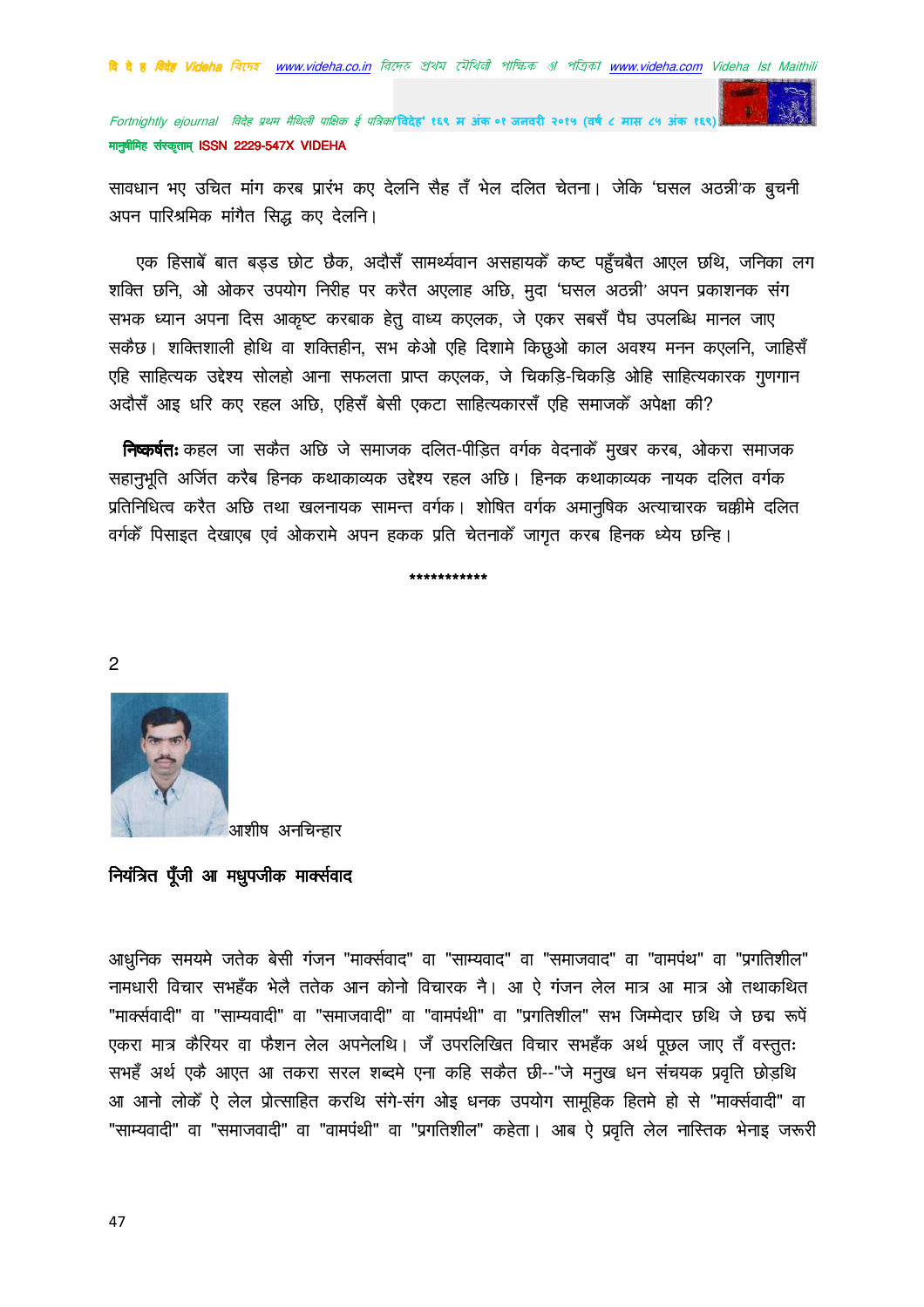सावधान भए उचित मांग करब प्रारंभ कए देलनि सैह तँ भेल दलित चेतना। जेकि 'घसल अठन्नी'क बुचनी अपन पारिश्रमिक मांगैत सिद्ध कए देलनि।

एक हिसाबेँ बात बड़ड छोट छैक, अदौसँ सामर्थ्यवान असहायकेँ कष्ट पहुँचबैत आएल छथि, जनिका लग शक्ति छनि, ओ ओकर उपयोग निरीह पर करैत अएलाह अछि, मुदा 'घसल अठन्नी' अपन प्रकाशनक संग सभक ध्यान अपना दिस आकृष्ट करबाक हेतु वाध्य कएलक, जे एकर सबसँ पैघ उपलब्धि मानल जाए सकैछ। शक्तिशाली होथि वा शक्तिहीन, सभ केओ एहि दिशामे किछुओ काल अवश्य मनन कएलनि, जाहिसँ एहि साहित्यक उद्देश्य सोलहो आना सफलता प्राप्त कएलक, जे चिकड़ि-चिकड़ि ओहि साहित्यकारक गुणगान अदौसँ आइ धरि कए रहल अछि, एहिसँ बेसी एकटा साहित्यकारसँ एहि समाजकेँ अपेक्षा की?

**निष्कर्षतः** कहल जा सकैत अछि जे समाजक दलित-पीड़ित वर्गक वेदनाकेँ मुखर करब, ओकरा समाजक सहानुभूति अर्जित करैब हिनक कथाकाव्यक उद्देश्य रहल अछि। हिनक कथाकाव्यक नायक दलित वर्गक प्रतिनिधित्व करैत अछि तथा खलनायक सामन्त वर्गक। शोषित वर्गक अमानुषिक अत्याचारक चक्कीमे दलित वर्गकेँ पिसाइत देखाएब एवं ओकरामे अपन हकक प्रति चेतनाकेँ जागृत करब हिनक ध्येय छन्हि।

***********

2

आशीष अनचिन्हार

## नियंत्रित पूँजी आ मधुपजीक मार्क्सवाद

आधुनिक समयमे जतेक बेसी गंजन "मार्क्सवाद" वा "साम्यवाद" वा "समाजवाद" वा "वामपंथ" वा "प्रगतिशील" नामधारी विचार सभहँक भेलै ततेक आन कोनो विचारक नै। आ ऐ गंजन लेल मात्र आ मात्र ओ तथाकथित "मार्क्सवादी" वा "साम्यवादी" वा "समाजवादी" वा "वामपंथी" वा "प्रगतिशील" सभ जिम्मेदार छथि जे छद्म रूपें एकरा मात्र कैरियर वा फैशन लेल अपनेलथि। जँ उपरलिखित विचार सभहँक अर्थ पूछल जाए तँ वस्तुतः सभहँ अर्थ एकै आएत आ तकरा सरल शब्दमे एना कहि सकैत छी--"जे मनुख धन संचयक प्रवृति छोड़थि आ आनो लोकेँ ऐ लेल प्रोत्साहित करथि संगे-संग ओइ धनक उपयोग सामूहिक हितमे हो से "मार्क्सवादी" वा "साम्यवादी" वा "समाजवादी" वा "वामपंथी" वा "प्रगतिशील" कहेता। आब ऐ प्रवृति लेल नास्तिक भेनाइ जरूरी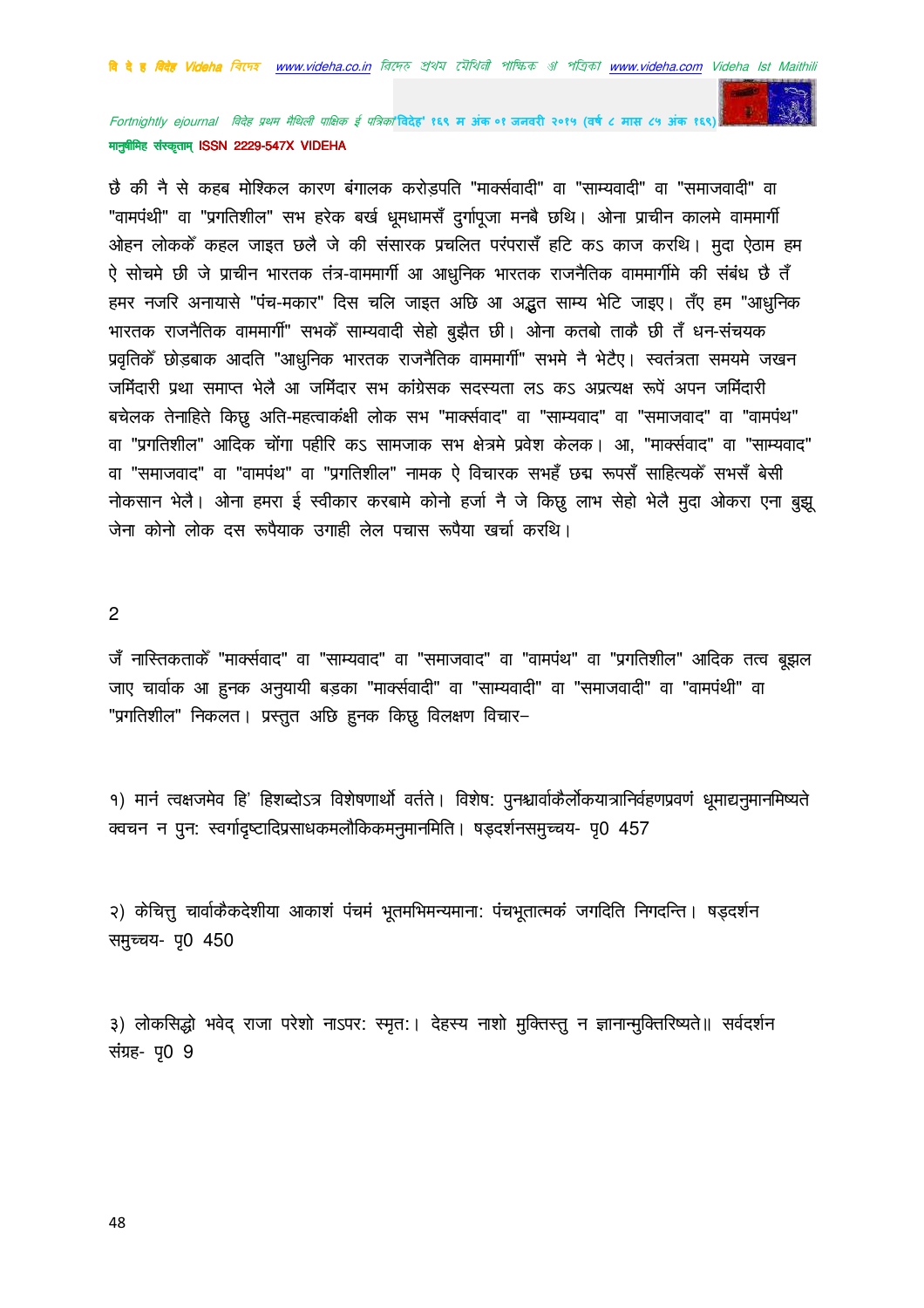छै की नै से कहब मोश्किल कारण बंगालक करोड़पति "मार्क्सवादी" वा "साम्यवादी" वा "समाजवादी" वा "वामपंथी" वा "प्रगतिशील" सभ हरेक बर्ख धूमधामसँ दुर्गापूजा मनबै छथि। ओना प्राचीन कालमे वाममार्गी ओहन लोककेँ कहल जाइत छलै जे की संसारक प्रचलित परंपरासँ हटि कऽ काज करथि। मुदा ऐठाम हम ऐ सोचमे छी जे प्राचीन भारतक तंत्र-वाममार्गी आ आधुनिक भारतक राजनैतिक वाममार्गीमे की संबंध छै तँ हमर नजरि अनायासे "पंच-मकार" दिस चलि जाइत अछि आ अद्भुत साम्य भेटि जाइए। तँए हम "आधुनिक भारतक राजनैतिक वाममार्गी" सभकेँ साम्यवादी सेहो बुझैत छी। ओना कतबो ताकै छी तँ धन-संचयक प्रवृतिकेँ छोड़बाक आदति "आधुनिक भारतक राजनैतिक वाममार्गी" सभमे नै भेटैए। स्वतंत्रता समयमे जखन जमिंदारी प्रथा समाप्त भेलै आ जमिंदार सभ कांग्रेसक सदस्यता लऽ कऽ अप्रत्यक्ष रूपें अपन जमिंदारी बचेलक तेनाहिते किछु अति-महत्वाकंक्षी लोक सभ "मार्क्सवाद" वा "साम्यवाद" वा "समाजवाद" वा "वामपंथ" वा "प्रगतिशील" आदिक चोंगा पहीरि कऽ सामजाक सभ क्षेत्रमे प्रवेश केलक। आ, "मार्क्सवाद" वा "साम्यवाद" वा "समाजवाद" वा "वामपंथ" वा "प्रगतिशील" नामक ऐ विचारक सभहँ छद्म रूपसँ साहित्यकेँ सभसँ बेसी नोकसान भेलै। ओना हमरा ई स्वीकार करबामे कोनो हर्जा नै जे किछु लाभ सेहो भेलै मुदा ओकरा एना बुझू जेना कोनो लोक दस रूपैयाक उगाही लेल पचास रूपैया खर्चा करथि।

2

जँ नास्तिकताकेँ "मार्क्सवाद" वा "साम्यवाद" वा "समाजवाद" वा "वामपंथ" वा "प्रगतिशील" आदिक तत्व बूझल जाए चार्वाक आ हुनक अनुयायी बड़का "मार्क्सवादी" वा "साम्यवादी" वा "समाजवादी" वा "वामपंथी" वा "प्रगतिशील" निकलत। प्रस्तुत अछि हुनक किछु विलक्षण विचार–

१) मानं त्वक्षजमेव हि' हिशब्दोऽत्र विशेषणार्थो वर्तते। विशेष: पुनश्चार्वाकैर्लोकयात्रानिर्वहणप्रवणं धूमाद्यनुमानमिष्यते क्वचन न पुन: स्वर्गादृष्टादिप्रसाधकमलौकिकमनुमानमिति। षड्दर्शनसमुच्चय- पृ0 457

२) केचित्तु चार्वाकैकदेशीया आकाशं पंचमं भूतमभिमन्यमाना: पंचभूतात्मकं जगदिति निगदन्ति। षड्दर्शन समुच्चय- पृ0 450

३) लोकसिद्धो भवेद् राजा परेशो नाऽपर: स्मृत:। देहस्य नाशो मुक्तिस्तु न ज्ञानान्मुक्तिरिष्यते॥ सर्वदर्शन संग्रह- पृ0 9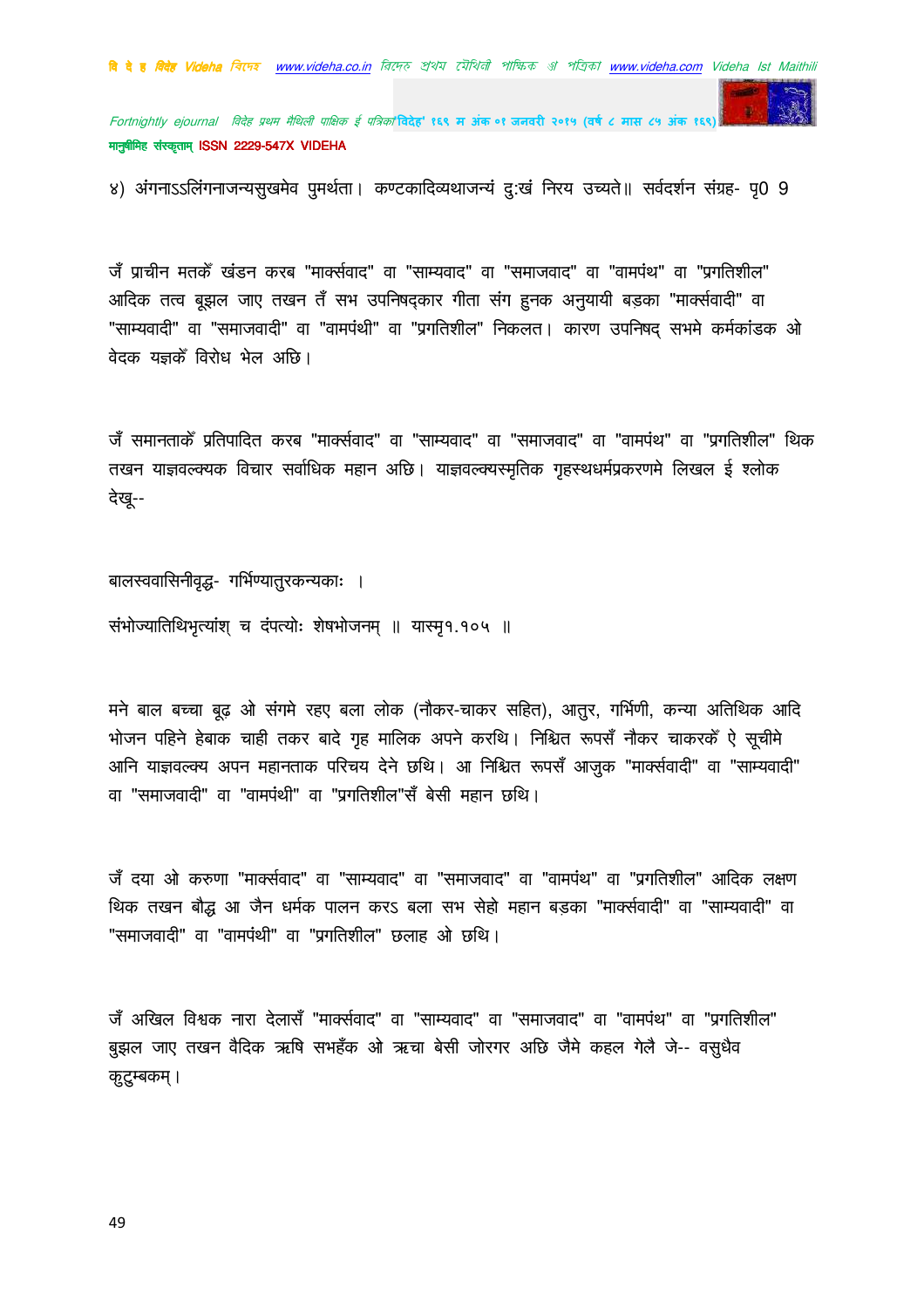४) अंगनाऽऽलिंगनाजन्यसुखमेव पुमर्थता। कण्टकादिव्यथाजन्यं दु:खं निरय उच्यते॥ सर्वदर्शन संग्रह- पृ0 9

जँ प्राचीन मतकेँ खंडन करब "मार्क्सवाद" वा "साम्यवाद" वा "समाजवाद" वा "वामपंथ" वा "प्रगतिशील" आदिक तत्व बूझल जाए तखन तँ सभ उपनिषद्कार गीता संग हुनक अनुयायी बड़का "मार्क्सवादी" वा "साम्यवादी" वा "समाजवादी" वा "वामपंथी" वा "प्रगतिशील" निकलत। कारण उपनिषद् सभमे कर्मकांडक ओ वेदक यज्ञकेँ विरोध भेल अछि।

जँ समानताकेँ प्रतिपादित करब "मार्क्सवाद" वा "साम्यवाद" वा "समाजवाद" वा "वामपंथ" वा "प्रगतिशील" थिक तखन याज्ञवल्क्यक विचार सर्वाधिक महान अछि। याज्ञवल्क्यस्मृतिक गृहस्थधर्मप्रकरणमे लिखल ई श्लोक देखू--

बालस्ववासिनीवृद्ध- गर्भिण्यातुरकन्यकाः ।

संभोज्यातिथिभृत्यांश् च दंपत्योः शेषभोजनम् ॥ यास्मृ१.१०५ ॥

मने बाल बच्चा बूढ़ ओ संगमे रहए बला लोक (नौकर-चाकर सहित), आतुर, गर्भिणी, कन्या अतिथिक आदि भोजन पहिने हेबाक चाही तकर बादे गृह मालिक अपने करथि। निश्चित रूपसँ नौकर चाकरकेँ ऐ सूचीमे आनि याज्ञवल्क्य अपन महानताक परिचय देने छथि। आ निश्चित रूपसँ आजुक "मार्क्सवादी" वा "साम्यवादी" वा "समाजवादी" वा "वामपंथी" वा "प्रगतिशील"सँ बेसी महान छथि।

जँ दया ओ करुणा "मार्क्सवाद" वा "साम्यवाद" वा "समाजवाद" वा "वामपंथ" वा "प्रगतिशील" आदिक लक्षण थिक तखन बौद्ध आ जैन धर्मक पालन करऽ बला सभ सेहो महान बड़का "मार्क्सवादी" वा "साम्यवादी" वा "समाजवादी" वा "वामपंथी" वा "प्रगतिशील" छलाह ओ छथि।

जँ अखिल विश्वक नारा देलासँ "मार्क्सवाद" वा "साम्यवाद" वा "समाजवाद" वा "वामपंथ" वा "प्रगतिशील" बुझल जाए तखन वैदिक ऋषि सभहँक ओ ऋचा बेसी जोरगर अछि जैमे कहल गेलै जे-- वसुधैव कुटुम्बकम्।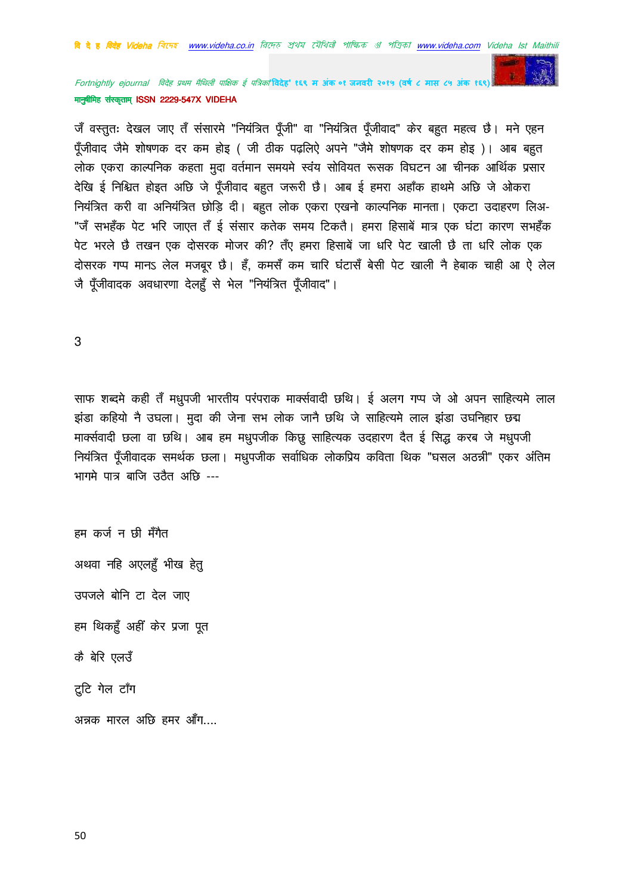जँ वस्तुतः देखल जाए तँ संसारमे "नियंत्रित पूँजी" वा "नियंत्रित पूँजीवाद" केर बहुत महत्व छै। मने एहन पूँजीवाद जैमे शोषणक दर कम होइ ( जी ठीक पढ़लिऐ अपने "जैमे शोषणक दर कम होइ )। आब बहुत लोक एकरा काल्पनिक कहता मुदा वर्तमान समयमे स्वंय सोवियत रूसक विघटन आ चीनक आर्थिक प्रसार देखि ई निश्चित होइत अछि जे पूँजीवाद बहुत जरूरी छै। आब ई हमरा अहाँक हाथमे अछि जे ओकरा नियंत्रित करी वा अनियंत्रित छोड़ि दी। बहुत लोक एकरा एखनो काल्पनिक मानता। एकटा उदाहरण लिअ- "जँ सभहँक पेट भरि जाएत तँ ई संसार कतेक समय टिकतै। हमरा हिसाबें मात्र एक घंटा कारण सभहँक पेट भरले छै तखन एक दोसरक मोजर की? तँए हमरा हिसाबें जा धरि पेट खाली छै ता धरि लोक एक दोसरक गप्प मानऽ लेल मजबूर छै। हँ, कमसँ कम चारि घंटासँ बेसी पेट खाली नै हेबाक चाही आ ऐ लेल जै पूँजीवादक अवधारणा देलहुँ से भेल "नियंत्रित पूँजीवाद"।

3

साफ शब्दमे कही तँ मधुपजी भारतीय परंपराक मार्क्सवादी छथि। ई अलग गप्प जे ओ अपन साहित्यमे लाल झंडा कहियो नै उघला। मुदा की जेना सभ लोक जानै छथि जे साहित्यमे लाल झंडा उघनिहार छद्म मार्क्सवादी छला वा छथि। आब हम मधुपजीक किछु साहित्यक उदहारण दैत ई सिद्ध करब जे मधुपजी नियंत्रित पूँजीवादक समर्थक छला। मधुपजीक सर्वाधिक लोकप्रिय कविता थिक "घसल अठन्नी" एकर अंतिम भागमे पात्र बाजि उठैत अछि ---

हम कर्ज न छी मँगैत

अथवा नहि अएलहुँ भीख हेतु

उपजले बोनि टा देल जाए

हम थिकहुँ अहीं केर प्रजा पूत

कै बेरि एलउँ

टुटि गेल टाँग

अन्नक मारल अछि हमर आँग....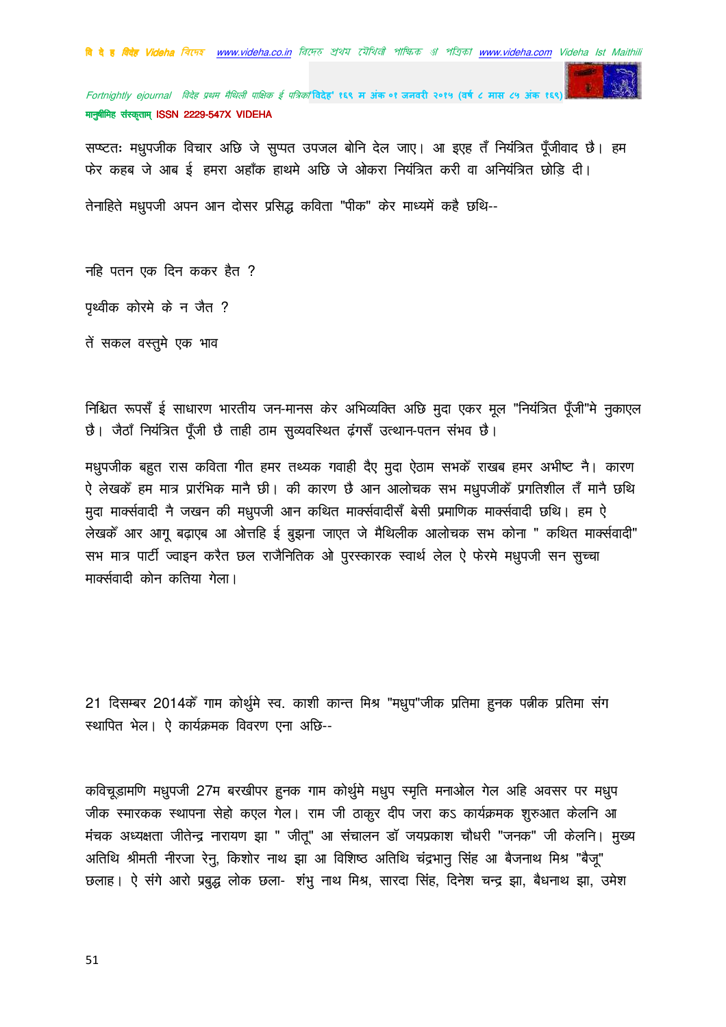सप्ष्टतः मधुपजीक विचार अछि जे सुप्पत उपजल बोनि देल जाए। आ इएह तँ नियंत्रित पूँजीवाद छै। हम फेर कहब जे आब ई हमरा अहाँक हाथमे अछि जे ओकरा नियंत्रित करी वा अनियंत्रित छोड़ि दी।

तेनाहिते मधुपजी अपन आन दोसर प्रसिद्ध कविता "पीक" केर माध्यमें कहै छथि--

नहि पतन एक दिन ककर हैत ?

पृथ्वीक कोरमे के न जैत ?

तें सकल वस्तुमे एक भाव

निश्चित रूपसँ ई साधारण भारतीय जन-मानस केर अभिव्यक्ति अछि मुदा एकर मूल "नियंत्रित पूँजी"मे नुकाएल छै। जैठाँ नियंत्रित पूँजी छै ताही ठाम सुव्यवस्थित ढ़ंगसँ उत्थान-पतन संभव छै।

मधुपजीक बहुत रास कविता गीत हमर तथ्यक गवाही दैए मुदा ऐठाम सभकेँ राखब हमर अभीष्ट नै। कारण ऐ लेखकेँ हम मात्र प्रारंभिक मानै छी। की कारण छै आन आलोचक सभ मधुपजीकेँ प्रगतिशील तँ मानै छथि मुदा मार्क्सवादी नै जखन की मधुपजी आन कथित मार्क्सवादीसँ बेसी प्रमाणिक मार्क्सवादी छथि। हम ऐ लेखकेँ आर आगू बढ़ाएब आ ओत्तहि ई बुझना जाएत जे मैथिलीक आलोचक सभ कोना " कथित मार्क्सवादी" सभ मात्र पार्टी ज्वाइन करैत छल राजैनितिक ओ पुरस्कारक स्वार्थ लेल ऐ फेरमे मधुपजी सन सुच्चा मार्क्सवादी कोन कतिया गेला।

21 दिसम्बर 2014कें गाम कोर्थुमे स्व. काशी कान्त मिश्र "मधुप"जीक प्रतिमा हुनक पत्नीक प्रतिमा संग स्थापित भेल। ऐ कार्यक्रमक विवरण एना अछि--

कविचूडामणि मधुपजी 27म बरखीपर हुनक गाम कोर्थुमे मधुप स्मृति मनाओल गेल अहि अवसर पर मधुप जीक स्मारकक स्थापना सेहो कएल गेल। राम जी ठाकुर दीप जरा कऽ कार्यक्रमक शुरुआत केलनि आ मंचक अध्यक्षता जीतेन्द्र नारायण झा " जीतू" आ संचालन डॉ जयप्रकाश चौधरी "जनक" जी केलनि। मुख्य अतिथि श्रीमती नीरजा रेनु, किशोर नाथ झा आ विशिष्ठ अतिथि चंद्रभानु सिंह आ बैजनाथ मिश्र "बैजू" छलाह। ऐ संगे आरो प्रबुद्ध लोक छला- शंभु नाथ मिश्र, सारदा सिंह, दिनेश चन्द्र झा, बैधनाथ झा, उमेश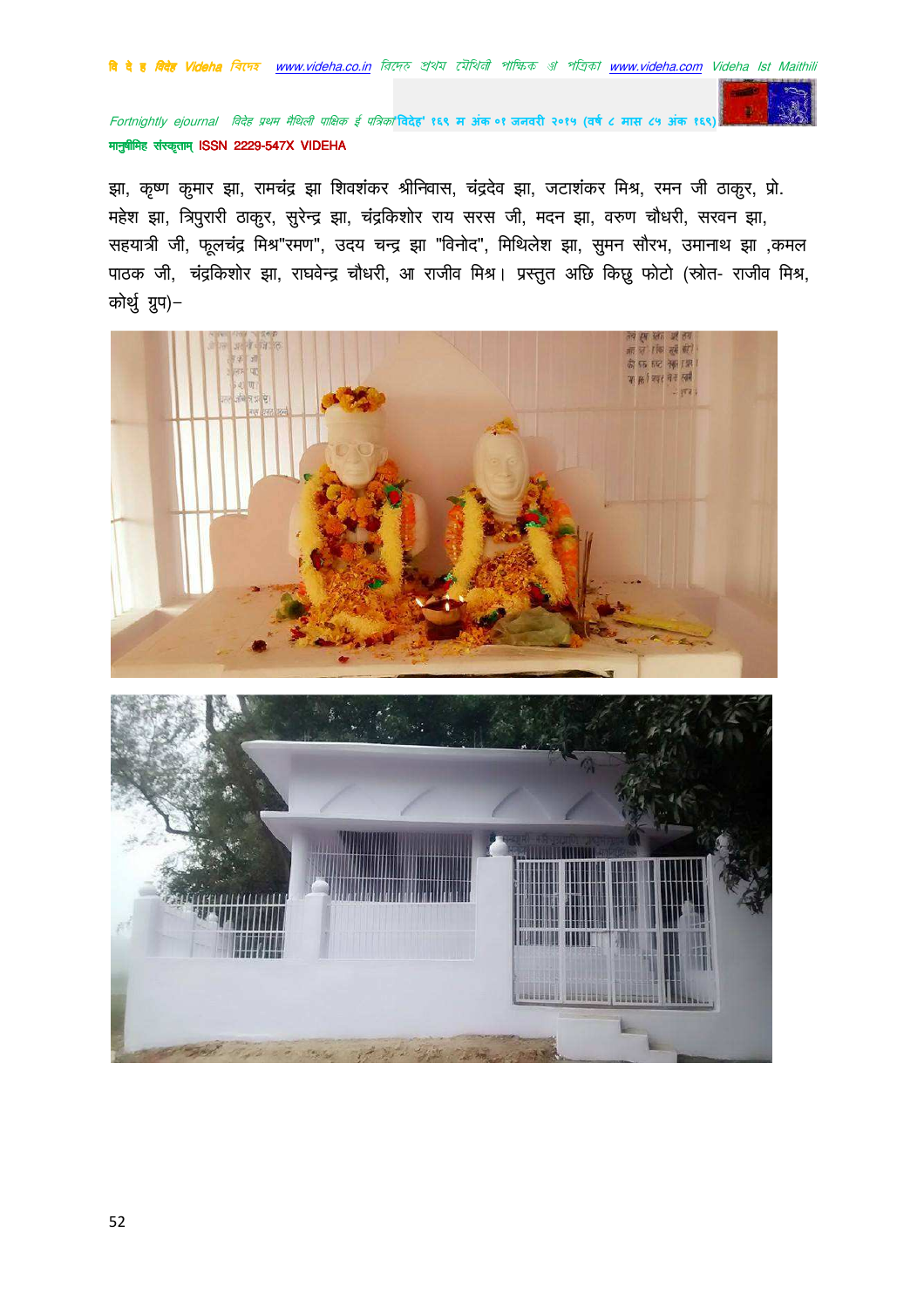झा, कृष्ण कुमार झा, रामचंद्र झा शिवशंकर श्रीनिवास, चंद्रदेव झा, जटाशंकर मिश्र, रमन जी ठाकुर, प्रो. महेश झा, त्रिपुरारी ठाकुर, सुरेन्द्र झा, चंद्रकिशोर राय सरस जी, मदन झा, वरुण चौधरी, सरवन झा, सहयात्री जी, फूलचंद्र मिश्र"रमण", उदय चन्द्र झा "विनोद", मिथिलेश झा, सुमन सौरभ, उमानाथ झा ,कमल पाठक जी, चंद्रकिशोर झा, राघवेन्द्र चौधरी, आ राजीव मिश्र। प्रस्तुत अछि किछु फोटो (स्त्रोत- राजीव मिश्र, कोर्थु ग्रुप)–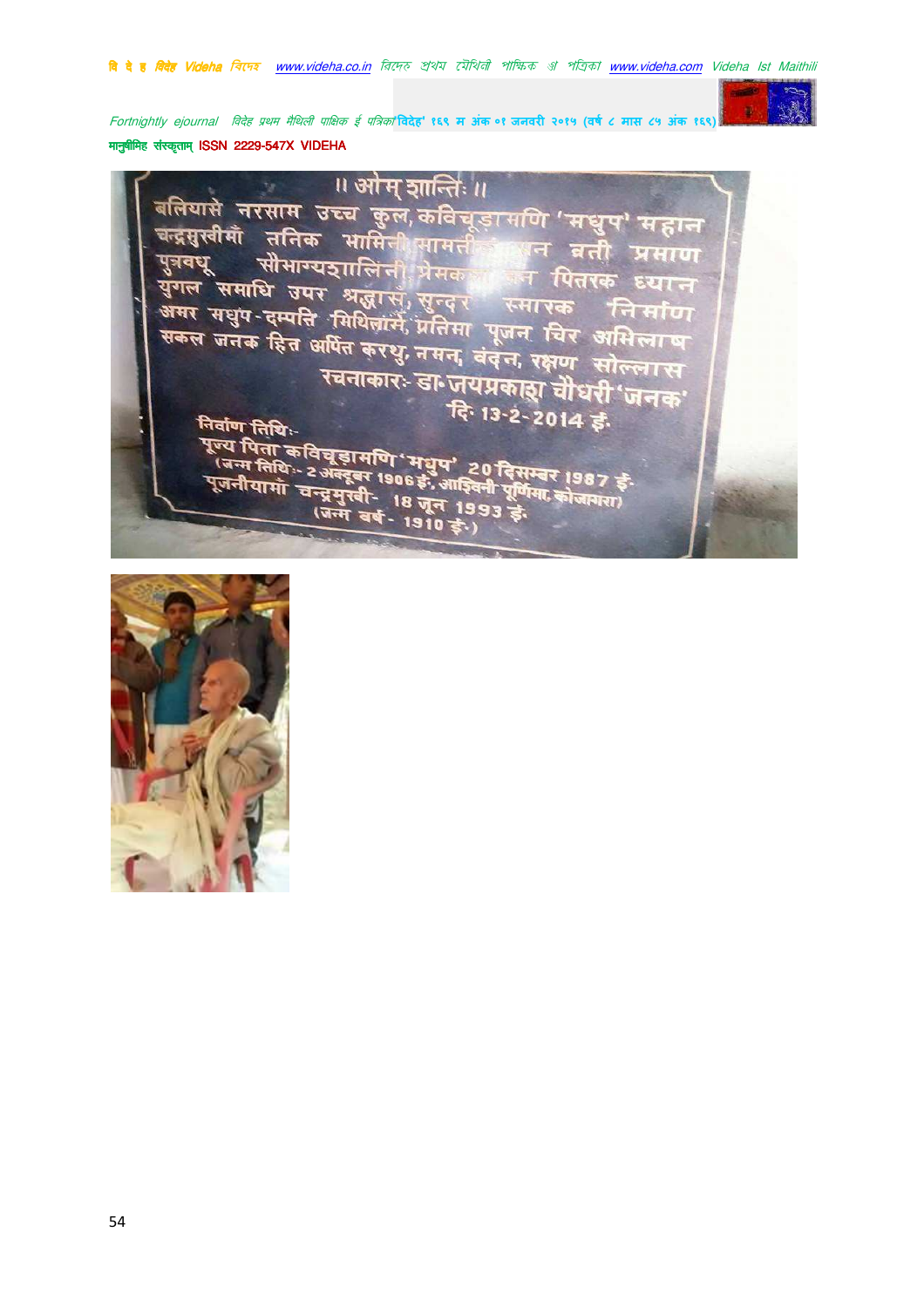॥ ओम् शान्तिः ॥

बलियासे नरसाम उच्च कुल, कविचूड़ामणि 'मधुप' महान
चन्द्रमुखीमाँ तनिक भामिनी सामतीक... वन व्रती प्रमाण
पुत्रवधू सौभाग्यशालिनी प्रेमक... पितरक ध्यान
युगल समाधि उपर श्रद्धासँ, सुन्दर स्मारक निर्माण
अमर मधुप-दम्पति मिथिलामें, प्रतिमा पूजन चिर अभिलाष
सकल जनक हित अर्पित करथु, नमन, वंदन, रक्षण सोल्लास

रचनाकारः- डा॰ जयप्रकाश चौधरी 'जनक'
दि॰ 13-2-2014 ई॰

निर्वाण तिथिः-
पूज्य पिता कविचूड़ामणि 'मधुप' 20 दिसम्बर 1987 ई॰
(जन्म तिथि:- 2 अक्टूबर 1906 ई॰, आश्विनी पूर्णिमा, कोजागरा)
पूजनीयामाँ चन्द्रमुखी- 18 जून 1993 ई॰
(जन्म वर्ष - 1910 ई॰)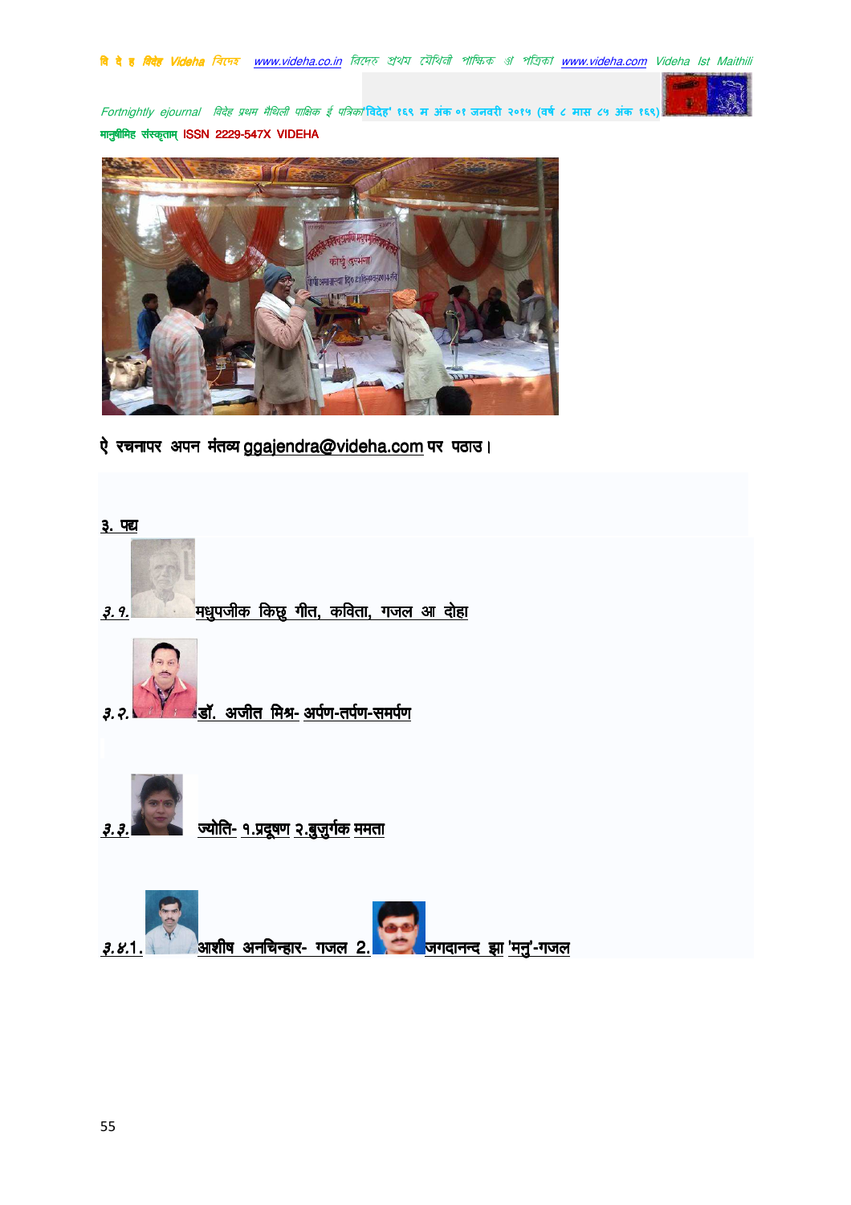ऐ रचनापर अपन मंतव्य ggajendra@videha.com पर पठाउ।

३. पद्य

३.१. मधुपजीक किछु गीत, कविता, गजल आ दोहा

३.२. डॉ. अजीत मिश्र- अर्पण-तर्पण-समर्पण

३.३. ज्योति- १.प्रदूषण २.बुजुर्गक ममता

३.४.1. आशीष अनचिन्हार- गजल 2. जगदानन्द झा 'मनु'-गजल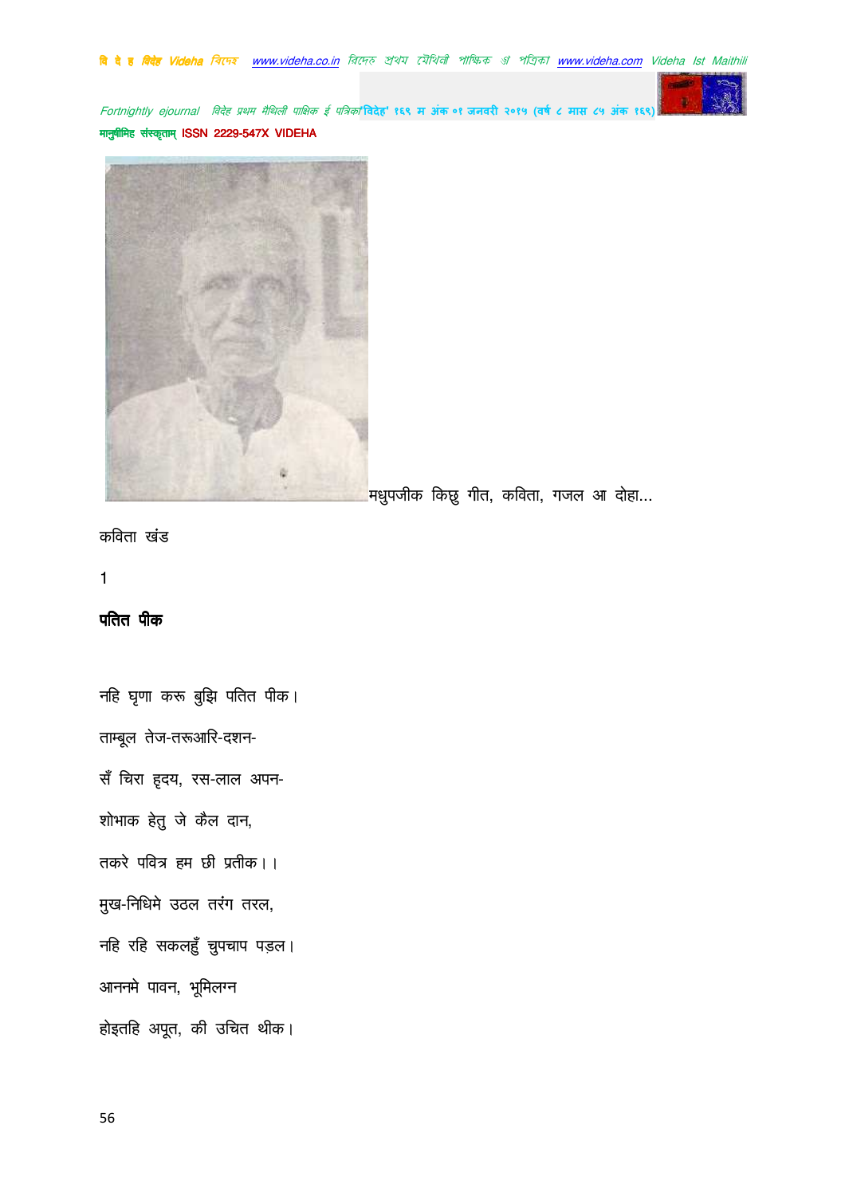मधुपजीक किछु गीत, कविता, गजल आ दोहा...

कविता खंड

1

**पतित पीक**

नहि घृणा करू बुझि पतित पीक।

ताम्बूल तेज-तरूआरि-दशन-

सँ चिरा हृदय, रस-लाल अपन-

शोभाक हेतु जे कैल दान,

तकरे पवित्र हम छी प्रतीक।।

मुख-निधिमे उठल तरंग तरल,

नहि रहि सकलहुँ चुपचाप पड़ल।

आननमे पावन, भूमिलग्न

होइतहि अपूत, की उचित थीक।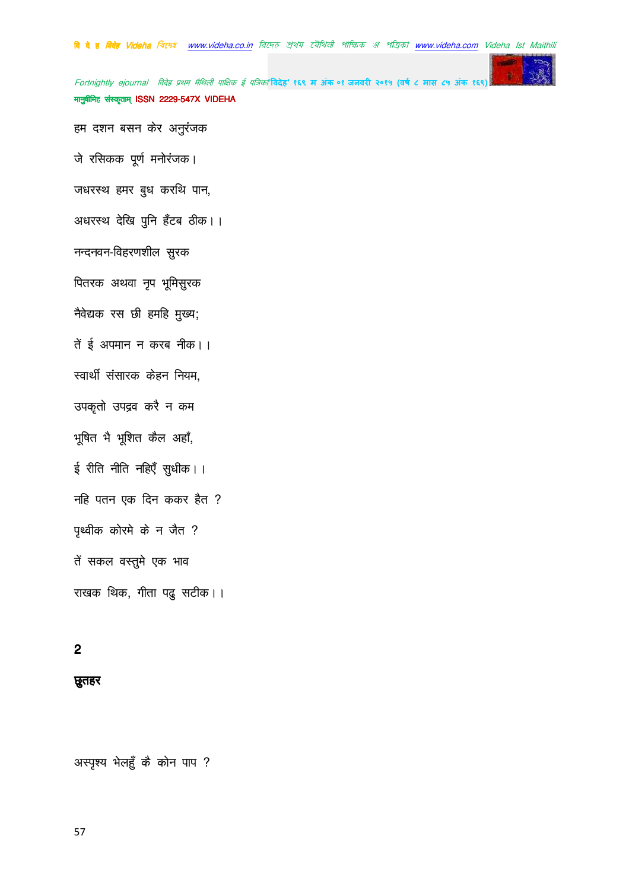हम दशन बसन केर अनुरंजक

जे रसिकक पूर्ण मनोरंजक।

जधरस्थ हमर बुध करथि पान,

अधरस्थ देखि पुनि हँटब ठीक।।

नन्दनवन-विहरणशील सुरक

पितरक अथवा नृप भूमिसुरक

नैवेद्यक रस छी हमहि मुख्य;

तें ई अपमान न करब नीक।।

स्वार्थी संसारक केहन नियम,

उपकृतो उपद्रव करै न कम

भूषित भै भूशित कैल अहाँ,

ई रीति नीति नहिएँ सुधीक।।

नहि पतन एक दिन ककर हैत ?

पृथ्वीक कोरमे के न जैत ?

तें सकल वस्तुमे एक भाव

राखक थिक, गीता पढ़ु सटीक।।

## 2

### छुतहर

अस्पृश्य भेलहुँ कै कोन पाप ?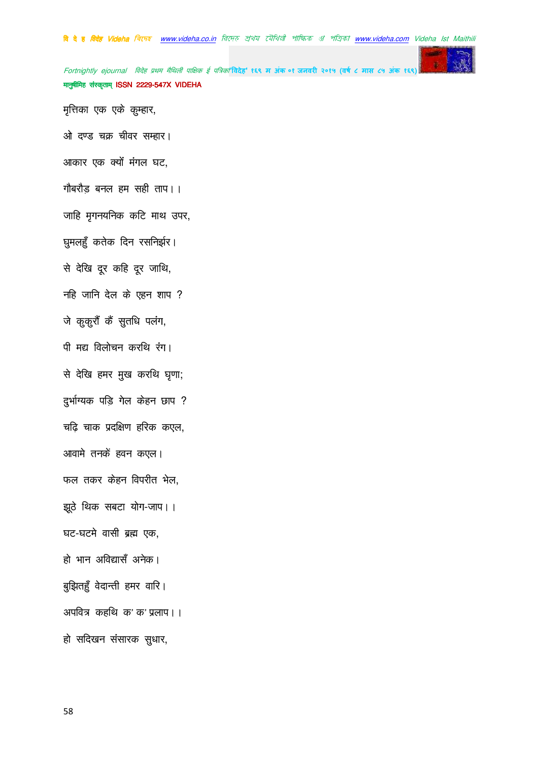मृत्तिका एक एके कुम्हार,

ओ दण्ड चक्र चीवर सम्हार।

आकार एक क्यों मंगल घट,

गौबरौड़ बनल हम सही ताप।।

जाहि मृगनयनिक कटि माथ उपर,

घुमलहुँ कतेक दिन रसनिर्झर।

से देखि दूर कहि दूर जाथि,

नहि जानि देल के एहन शाप ?

जे कुकुरौं कैं सुतधि पलंग,

पी मद्य विलोचन करथि रंग।

से देखि हमर मुख करथि घृणा;

दुर्भाग्यक पड़ि गेल केहन छाप ?

चढ़ि चाक प्रदक्षिण हरिक कएल,

आवामे तनकें हवन कएल।

फल तकर केहन विपरीत भेल,

झूठे थिक सबटा योग-जाप।।

घट-घटमे वासी ब्रह्म एक,

हो भान अविद्यासँ अनेक।

बुझितहुँ वेदान्ती हमर वारि।

अपवित्र कहथि क' क' प्रलाप।।

हो सदिखन संसारक सुधार,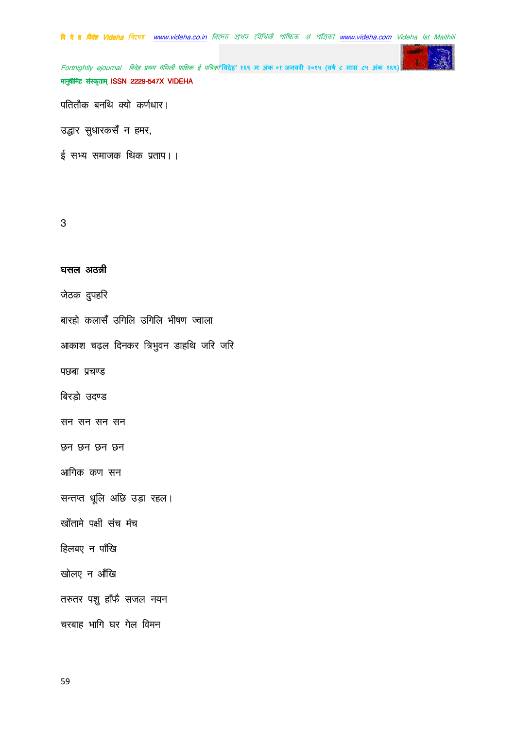पतितौक बनथि क्यो कर्णधार।

उद्धार सुधारकसँ न हमर,

ई सभ्य समाजक थिक प्रताप।।

3

**घसल अठन्नी**

जेठक दुपहरि

बारहो कलासँ उगिलि उगिलि भीषण ज्वाला

आकाश चढ़ल दिनकर त्रिभुवन डाहथि जरि जरि

पछबा प्रचण्ड

बिरड़ो उदण्ड

सन सन सन सन

छन छन छन छन

आगिक कण सन

सन्तप्त धूलि अछि उड़ा रहल।

खोंतामे पक्षी संच मंच

हिलबए न पाँखि

खोलए न आँखि

तरुतर पशु हाँफै सजल नयन

चरबाह भागि घर गेल विमन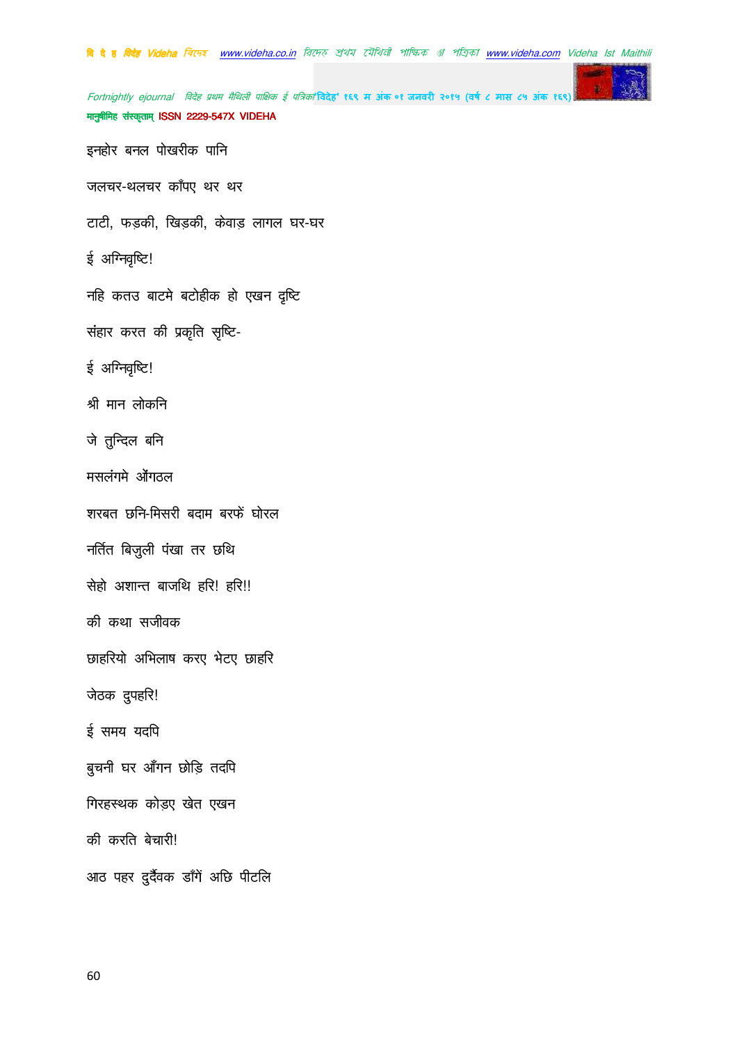इनहोर बनल पोखरीक पानि

जलचर-थलचर काँपए थर थर

टाटी, फड़की, खिड़की, केवाड़ लागल घर-घर

ई अग्निवृष्टि!

नहि कतउ बाटमे बटोहीक हो एखन दृष्टि

संहार करत की प्रकृति सृष्टि-

ई अग्निवृष्टि!

श्री मान लोकनि

जे तुन्दिल बनि

मसलंगमे ओंगठल

शरबत छनि-मिसरी बदाम बरफें घोरल

नर्तित बिजुली पंखा तर छथि

सेहो अशान्त बाजथि हरि! हरि!!

की कथा सजीवक

छाहरियो अभिलाष करए भेटए छाहरि

जेठक दुपहरि!

ई समय यदपि

बुचनी घर आँगन छोड़ि तदपि

गिरहस्थक कोड़ए खेत एखन

की करति बेचारी!

आठ पहर दुर्दैवक डाँगें अछि पीटलि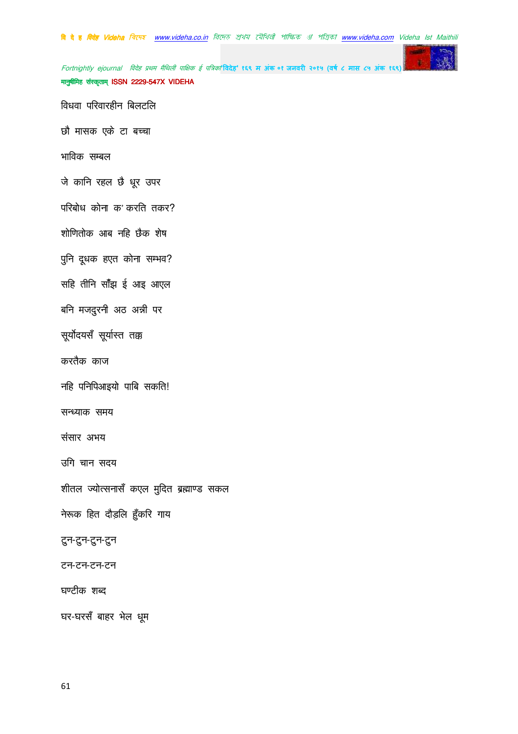विधवा परिवारहीन बिलटलि

छौ मासक एके टा बच्चा

भाविक सम्बल

जे कानि रहल छै धूर उपर

परिबोध कोना क' करति तकर?

शोणितोक आब नहि छैक शेष

पुनि दूधक हएत कोना सम्भव?

सहि तीनि साँझ ई आइ आएल

बनि मजदुरनी अठ अन्नी पर

सूर्योदयसँ सूर्यास्त तक्क

करतैक काज

नहि पनिपिआइयो पाबि सकति!

सन्ध्याक समय

संसार अभय

उगि चान सदय

शीतल ज्योत्सनासँ कएल मुदित ब्रह्माण्ड सकल

नेरूक हित दौड़लि हुँकरि गाय

टुन-टुन-टुन-टुन

टन-टन-टन-टन

घण्टीक शब्द

घर-घरसँ बाहर भेल धूम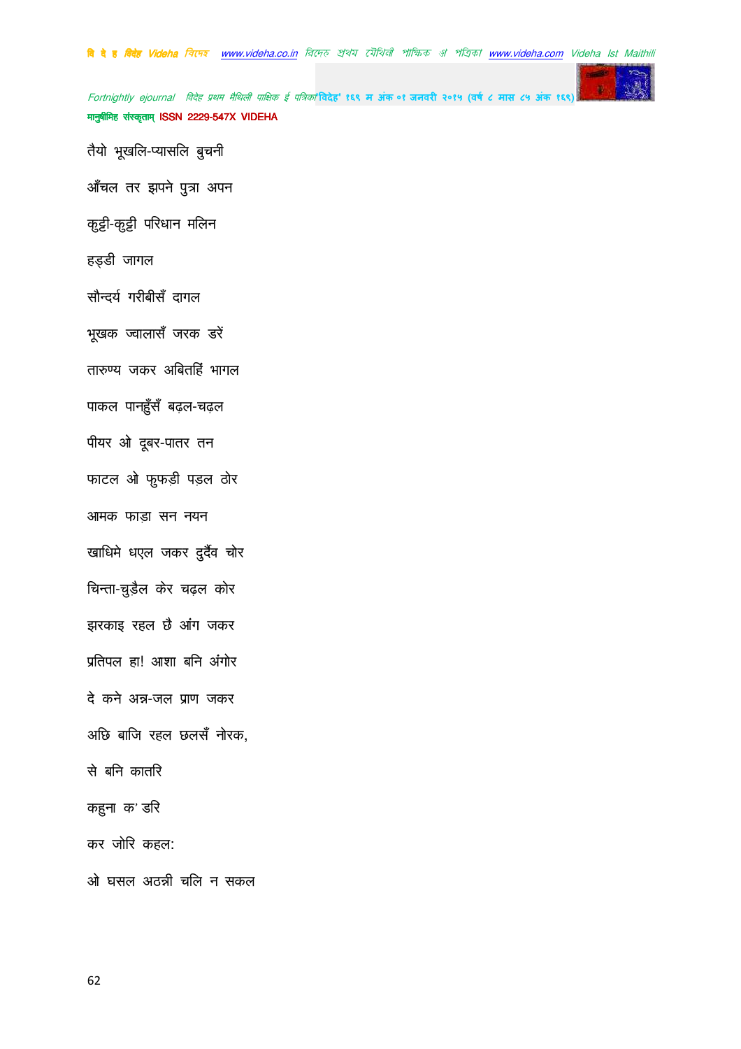तैयो भूखलि-प्यासलि बुचनी

आँचल तर झपने पुत्रा अपन

कुट्टी-कुट्टी परिधान मलिन

हड्डी जागल

सौन्दर्य गरीबीसँ दागल

भूखक ज्वालासँ जरक डरें

तारुण्य जकर अबितहिं भागल

पाकल पान्हुँसँ बढ़ल-चढ़ल

पीयर ओ दूबर-पातर तन

फाटल ओ फुफड़ी पड़ल ठोर

आमक फाड़ा सन नयन

खाधिमे धएल जकर दुर्दैव चोर

चिन्ता-चुडैल केर चढ़ल कोर

झरकाइ रहल छै आंग जकर

प्रतिपल हा! आशा बनि अंगोर

दे कने अन्न-जल प्राण जकर

अछि बाजि रहल छलसँ नोरक,

से बनि कातरि

कहुना क' डरि

कर जोरि कहल:

ओ घसल अठन्नी चलि न सकल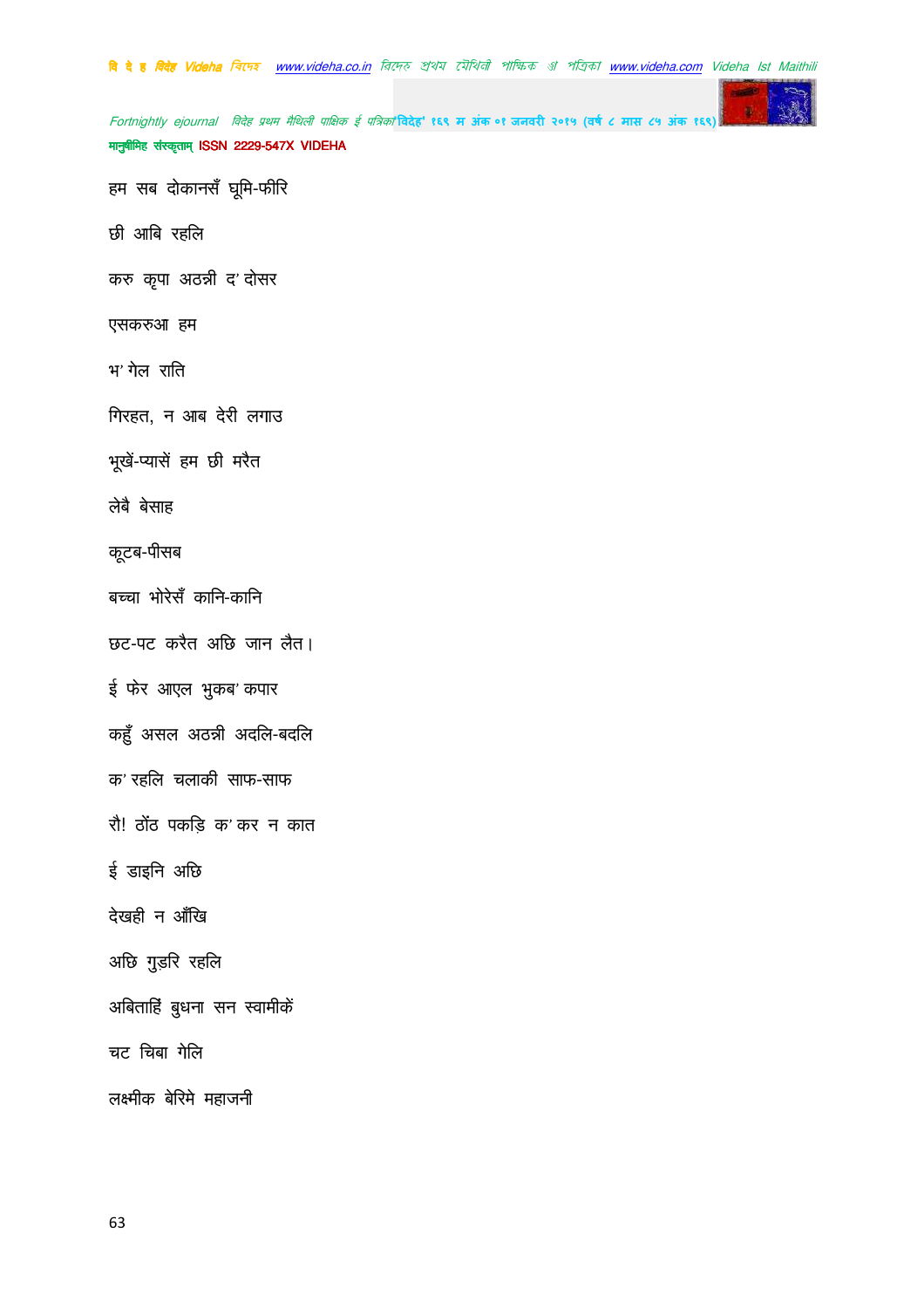हम सब दोकानसँ घूमि-फीरि

छी आबि रहलि

करु कृपा अठन्नी द' दोसर

एसकरुआ हम

भ' गेल राति

गिरहत, न आब देरी लगाउ

भूखें-प्यासें हम छी मरैत

लेबै बेसाह

कूटब-पीसब

बच्चा भोरेसँ कानि-कानि

छट-पट करैत अछि जान लैत।

ई फेर आएल भुकब' कपार

कहुँ असल अठन्नी अदलि-बदलि

क' रहलि चलाकी साफ-साफ

रौ! ठोंठ पकड़ि क' कर न कात

ई डाइनि अछि

देखही न आँखि

अछि गुड़रि रहलि

अबिताहिं बुधना सन स्वामीकें

चट चिबा गेलि

लक्ष्मीक बेरिमे महाजनी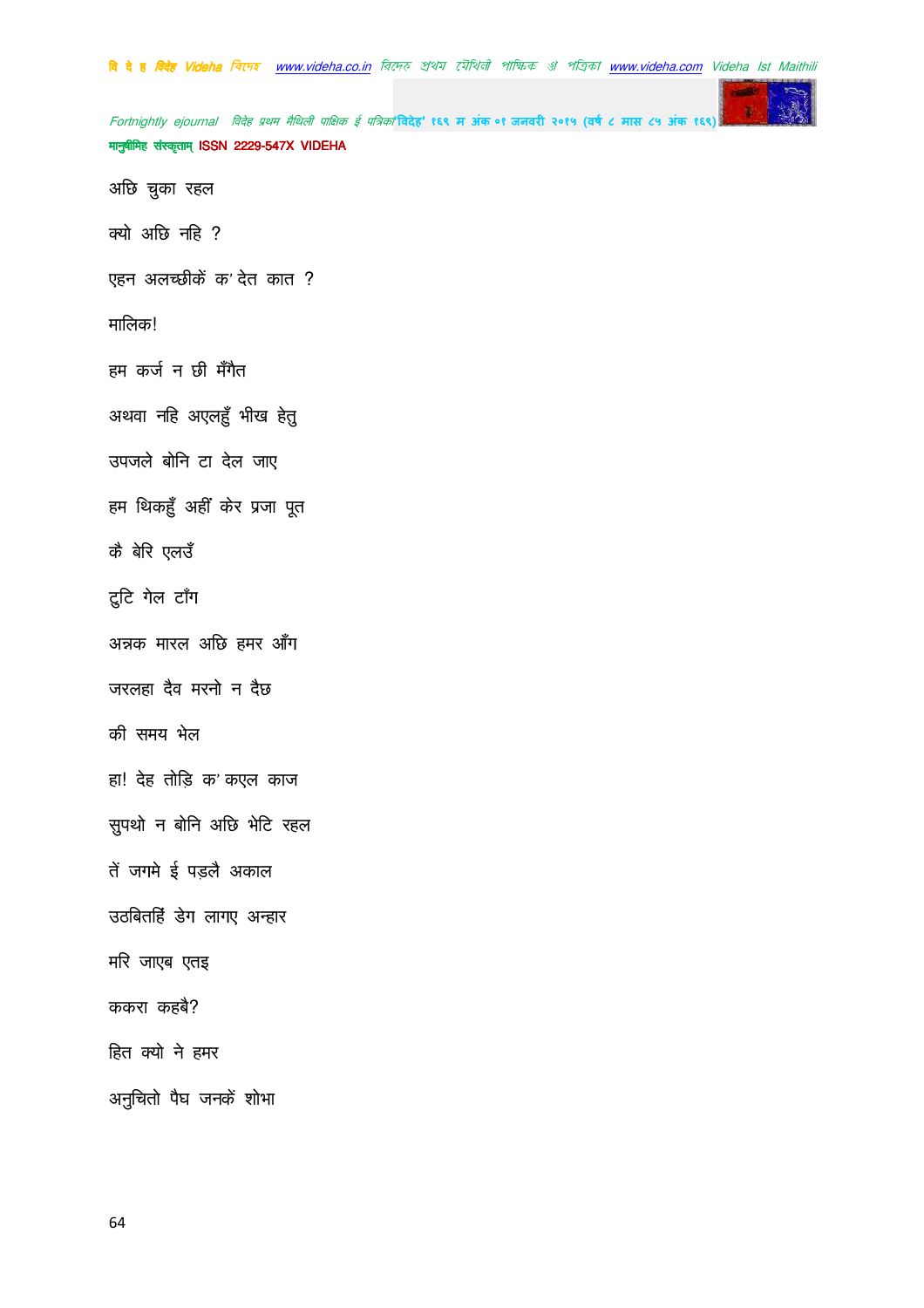अछि चुका रहल

क्यो अछि नहि ?

एहन अलच्छीकें क' देत कात ?

मालिक!

हम कर्ज न छी मँगैत

अथवा नहि अएलहुँ भीख हेतु

उपजले बोनि टा देल जाए

हम थिकहुँ अहीं केर प्रजा पूत

कै बेरि एलउँ

टुटि गेल टाँग

अन्नक मारल अछि हमर आँग

जरलहा दैव मरनो न दैछ

की समय भेल

हा! देह तोड़ि क' कएल काज

सुपथो न बोनि अछि भेटि रहल

तें जगमे ई पड़लै अकाल

उठबितहिं डेग लागए अन्हार

मरि जाएब एतइ

ककरा कहबै?

हित क्यो ने हमर

अनुचितो पैघ जनकें शोभा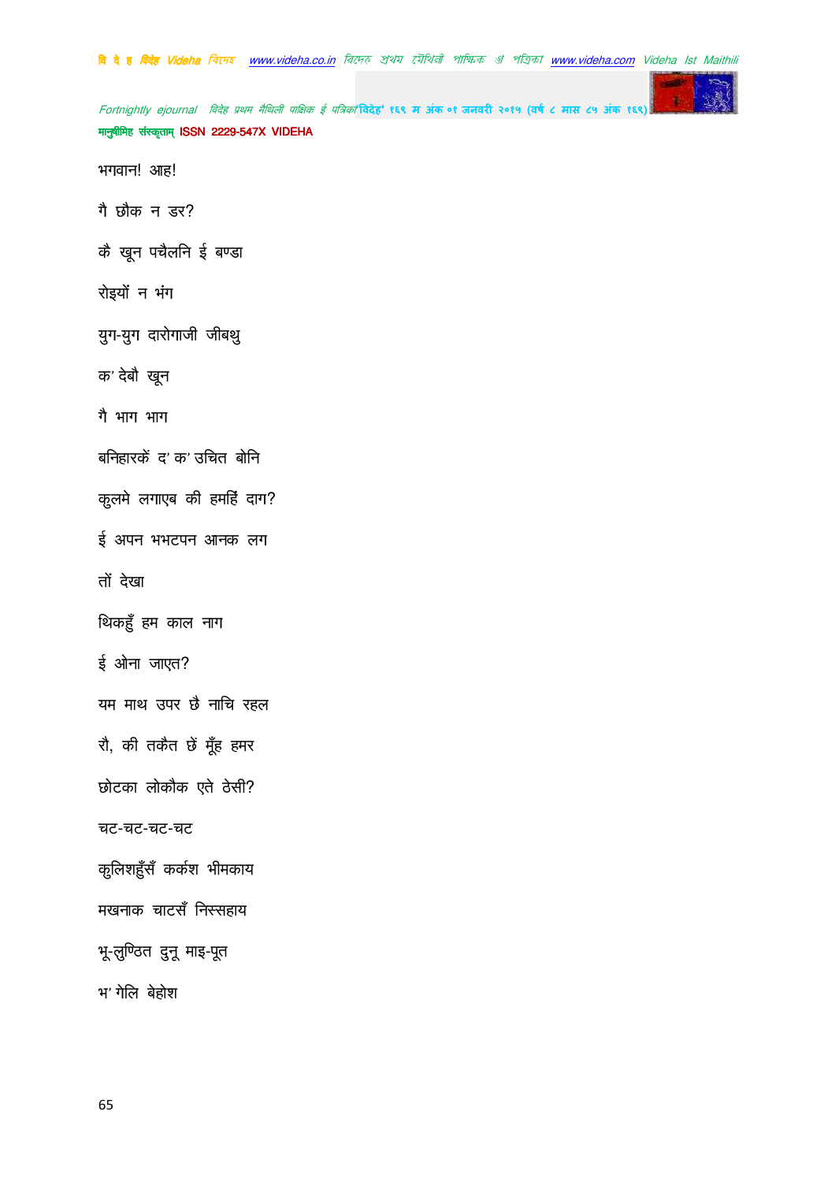भगवान! आह!

गै छौक न डर?

कै खून पचैलनि ई बण्डा

रोइयों न भंग

युग-युग दारोगाजी जीबथु

क' देबौ खून

गै भाग भाग

बनिहारकें द' क' उचित बोनि

कुलमे लगाएब की हमहिं दाग?

ई अपन भभटपन आनक लग

तों देखा

थिकहुँ हम काल नाग

ई ओना जाएत?

यम माथ उपर छै नाचि रहल

रौ, की तकैत छें मूँह हमर

छोटका लोकौक एते ठेसी?

चट-चट-चट-चट

कुलिशहुँसँ कर्कश भीमकाय

मखनाक चाटसँ निस्सहाय

भू-लुण्ठित दुनू माइ-पूत

भ' गेलि बेहोश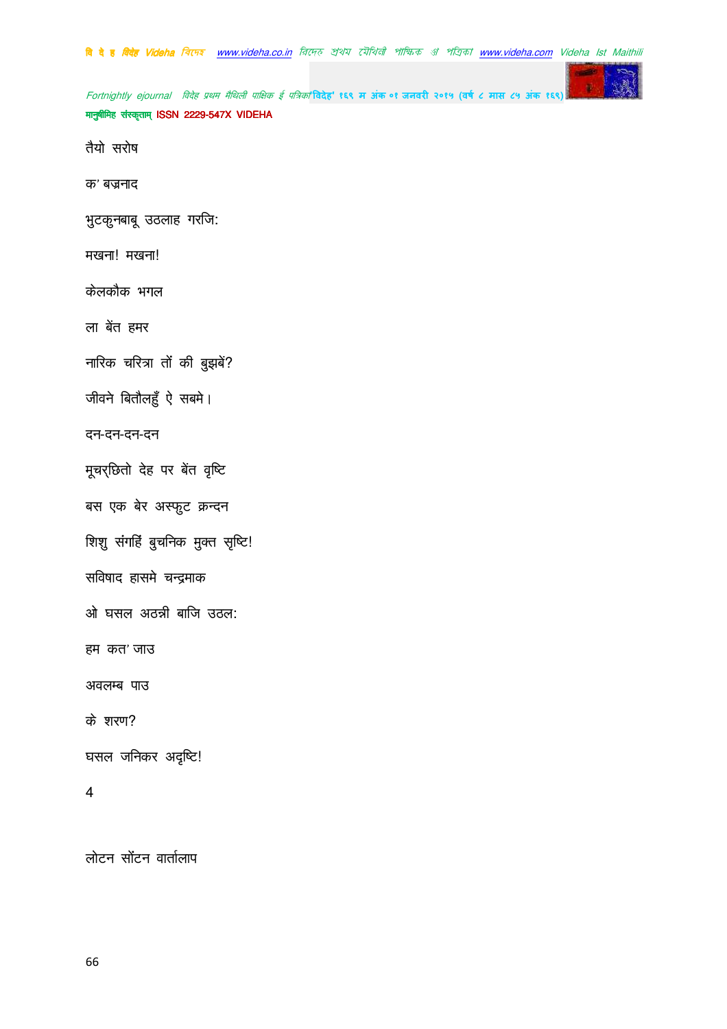तैयो सरोष

क' बज्रनाद

भुटकुनबाबू उठलाह गरजि:

मखना! मखना!

केलकौक भगल

ला बेंत हमर

नारिक चरित्रा तों की बुझबें?

जीवने बितौलहुँ ऐ सबमे।

दन-दन-दन-दन

मूचर्छितो देह पर बेंत वृष्टि

बस एक बेर अस्फुट क्रन्दन

शिशु संगहिं बुचनिक मुक्त सृष्टि!

सविषाद हासमे चन्द्रमाक

ओ घसल अठन्नी बाजि उठल:

हम कत' जाउ

अवलम्ब पाउ

के शरण?

घसल जनिकर अदृष्टि!

4

लोटन सोंटन वार्तालाप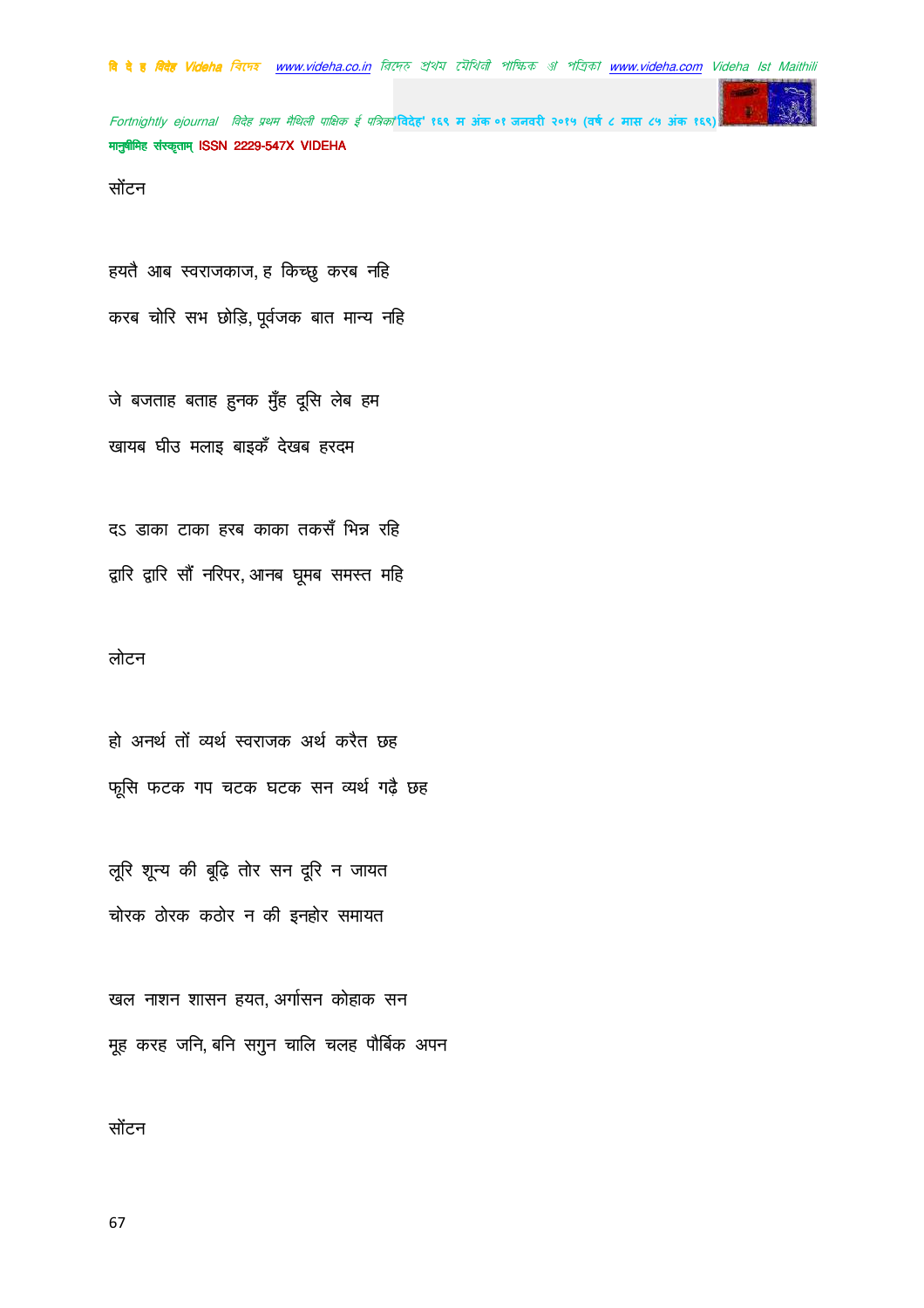सोंटन

हयतै आब स्वराजकाज, ह किच्छु करब नहि

करब चोरि सभ छोड़ि, पूर्वजक बात मान्य नहि

जे बजताह बताह हुनक मुँह दूसि लेब हम

खायब घीउ मलाइ बाइकँ देखब हरदम

दऽ डाका टाका हरब काका तकसँ भिन्न रहि

द्वारि द्वारि सौं नरिपर, आनब घूमब समस्त महि

लोटन

हो अनर्थ तों व्यर्थ स्वराजक अर्थ करैत छह

फूसि फटक गप चटक घटक सन व्यर्थ गढ़ै छह

लूरि शून्य की बूढ़ि तोर सन दूरि न जायत

चोरक ठोरक कठोर न की इनहोर समायत

खल नाशन शासन हयत, अर्गासन कोहाक सन

मूह करह जनि, बनि सगुन चालि चलह पौर्बिक अपन

सोंटन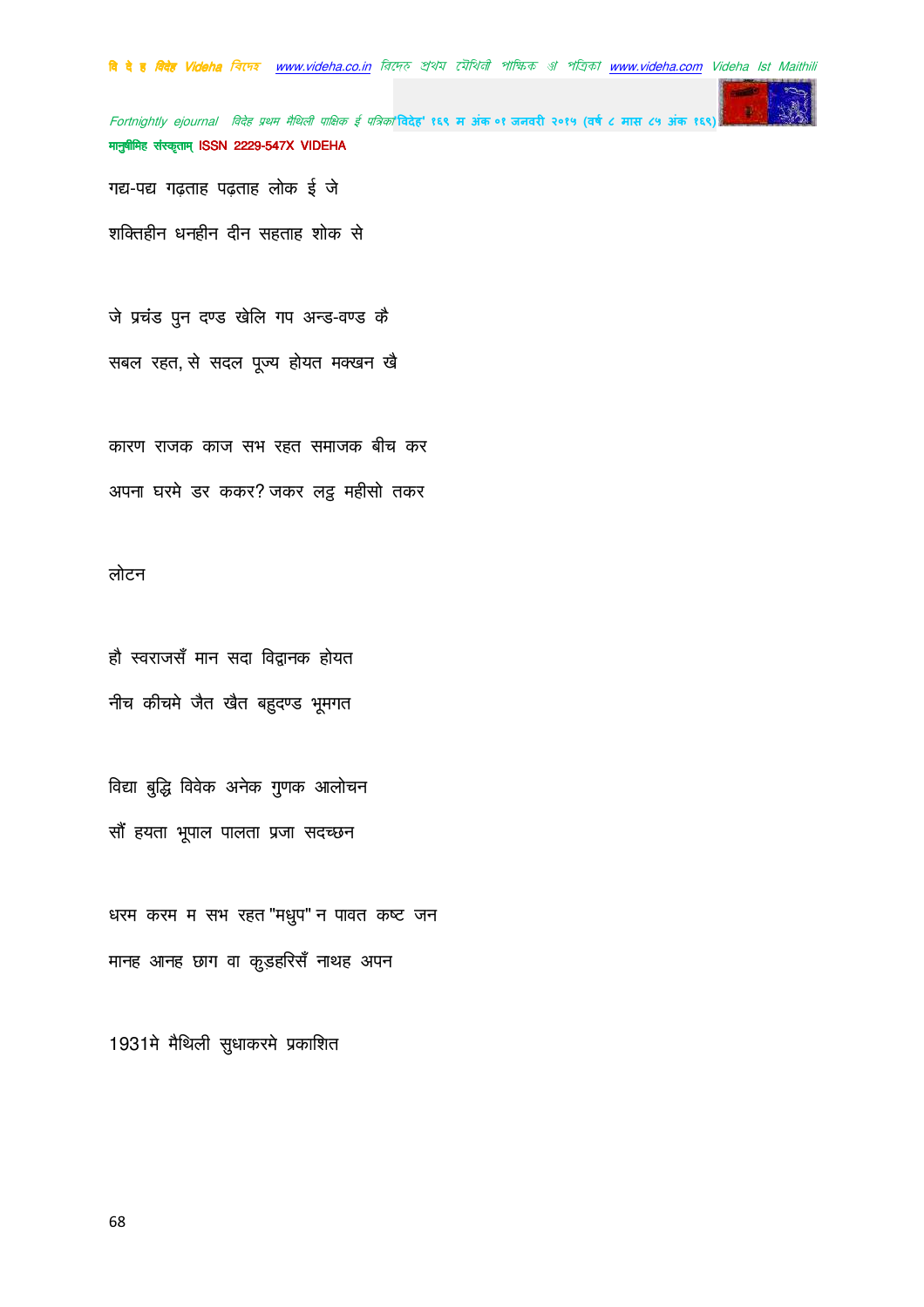गद्य-पद्य गढ़ताह पढ़ताह लोक ई जे

शक्तिहीन धनहीन दीन सहताह शोक से

जे प्रचंड पुन दण्ड खेलि गप अन्ड-वण्ड कै

सबल रहत, से सदल पूज्य होयत मक्खन खै

कारण राजक काज सभ रहत समाजक बीच कर

अपना घरमे डर ककर? जकर लट्ठ महीसो तकर

लोटन

हौ स्वराजसँ मान सदा विद्वानक होयत

नीच कीचमे जैत खैत बहुदण्ड भूमगत

विद्या बुद्धि विवेक अनेक गुणक आलोचन

सौं हयता भूपाल पालता प्रजा सदच्छन

धरम करम म सभ रहत "मधुप" न पावत कष्ट जन

मानह आनह छाग वा कुड़हरिसँ नाथह अपन

1931मे मैथिली सुधाकरमे प्रकाशित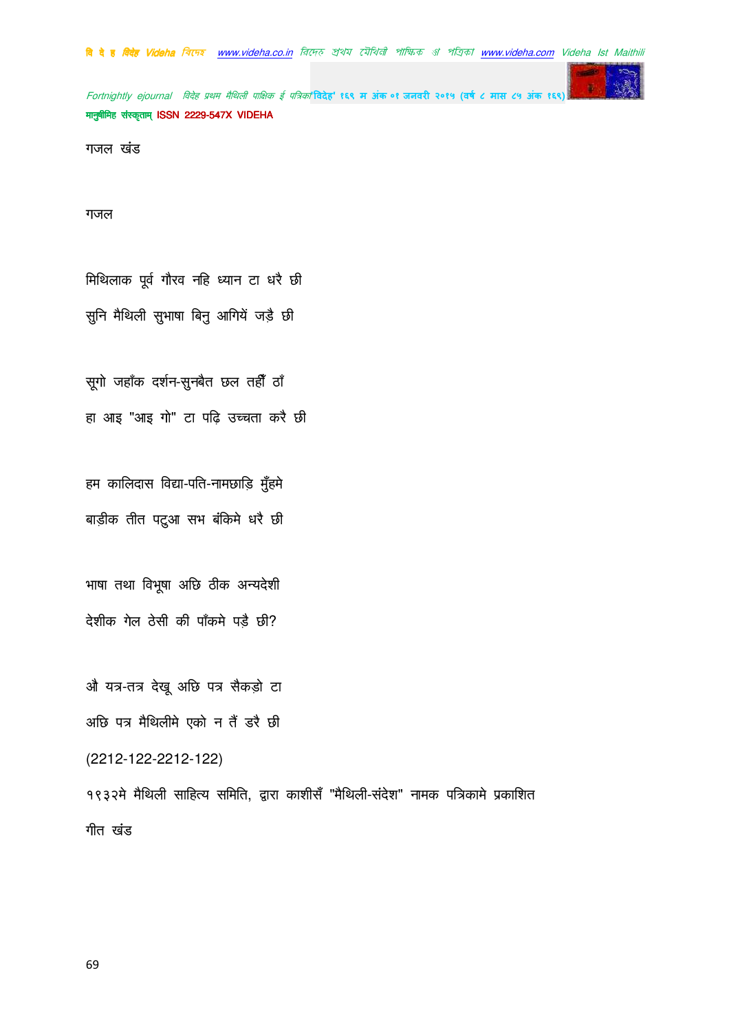गजल खंड

गजल

मिथिलाक पूर्व गौरव नहि ध्यान टा धरै छी

सुनि मैथिली सुभाषा बिनु आगियें जड़ै छी

सूगो जहाँक दर्शन-सुनबैत छल तहीँ ठाँ

हा आइ "आइ गो" टा पढ़ि उच्चता करै छी

हम कालिदास विद्या-पति-नामछाड़ि मुँहमे

बाड़ीक तीत पटुआ सभ बंकिमे धरै छी

भाषा तथा विभूषा अछि ठीक अन्यदेशी

देशीक गेल ठेसी की पाँकमे पड़ै छी?

औ यत्र-तत्र देखू अछि पत्र सैकड़ो टा

अछि पत्र मैथिलीमे एको न तैं डरै छी

(2212-122-2212-122)

१९३२मे मैथिली साहित्य समिति, द्वारा काशीसँ "मैथिली-संदेश" नामक पत्रिकामे प्रकाशित

गीत खंड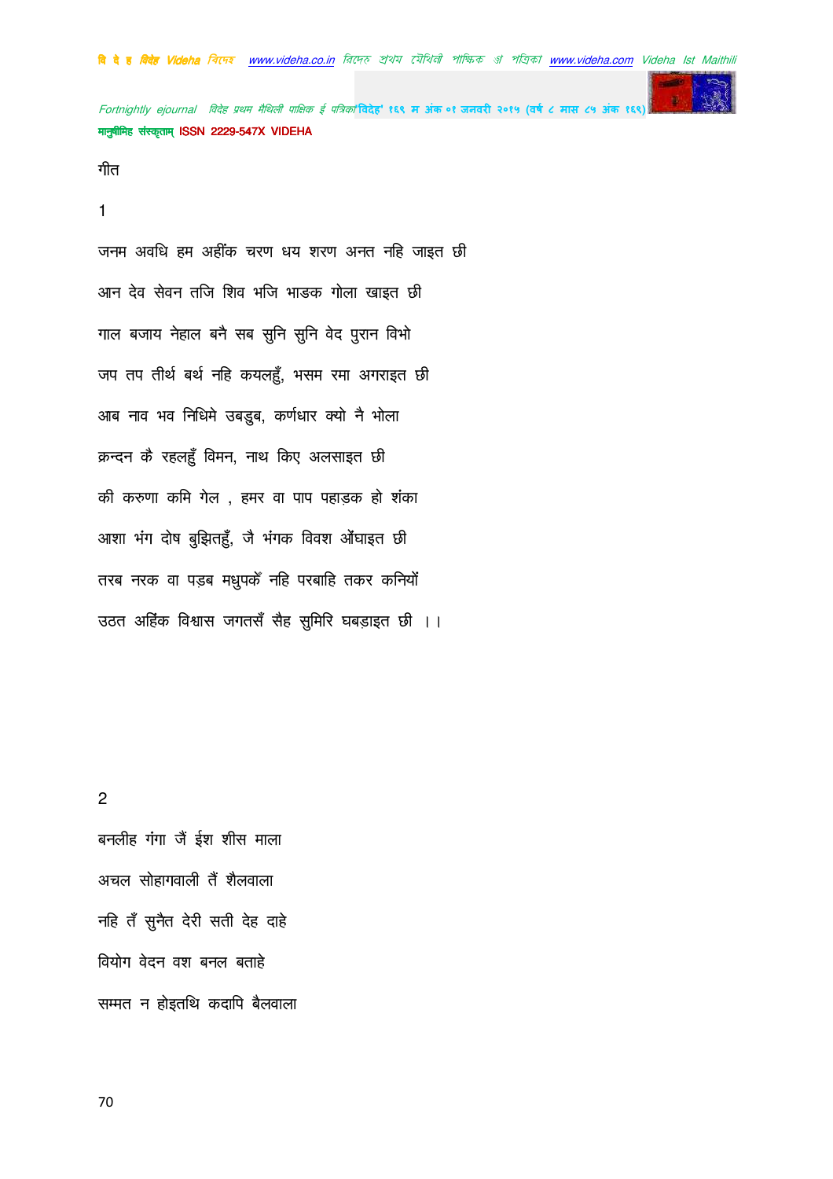गीत

1

जनम अवधि हम अहींक चरण धय शरण अनत नहि जाइत छी

आन देव सेवन तजि शिव भजि भाङक गोला खाइत छी

गाल बजाय नेहाल बनै सब सुनि सुनि वेद पुरान विभो

जप तप तीर्थ बर्थ नहि कयलहुँ, भसम रमा अगराइत छी

आब नाव भव निधिमे उबडुब, कर्णधार क्यो नै भोला

क्रन्दन कै रहलहुँ विमन, नाथ किए अलसाइत छी

की करुणा कमि गेल , हमर वा पाप पहाड़क हो शंका

आशा भंग दोष बुझितहुँ, जै भंगक विवश औंघाइत छी

तरब नरक वा पड़ब मधुपकेँ नहि परबाहि तकर कनियों

उठत अहिंक विश्वास जगतसँ सैह सुमिरि घबड़ाइत छी ।।

2

बनलीह गंगा जैं ईश शीस माला

अचल सोहागवाली तैं शैलवाला

नहि तँ सुनैत देरी सती देह दाहे

वियोग वेदन वश बनल बताहे

सम्मत न होइतथि कदापि बैलवाला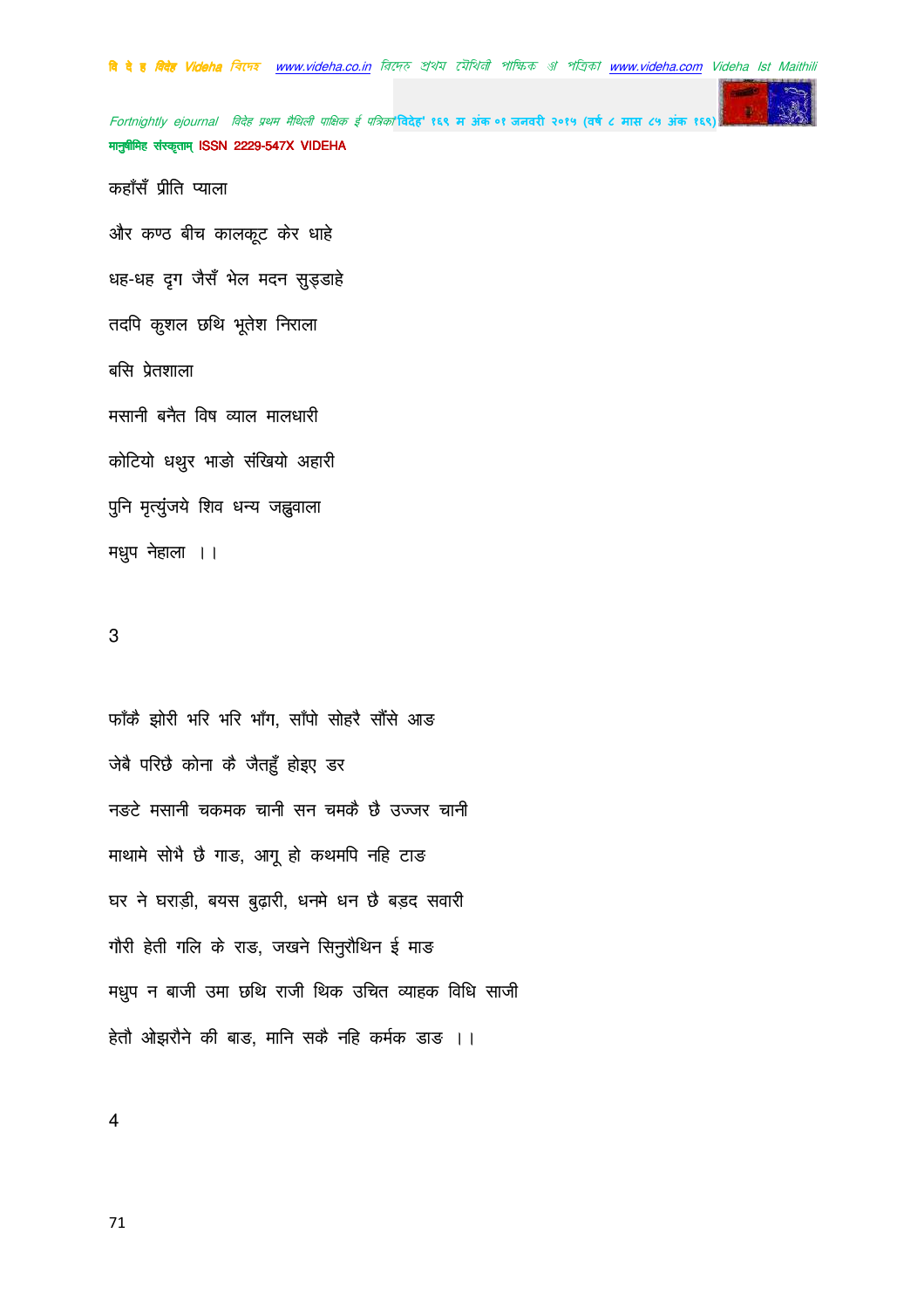कहाँसँ प्रीति प्याला

और कण्ठ बीच कालकूट केर धाहे

धह-धह दृग जैसँ भेल मदन सुड्डाहे

तदपि कुशल छथि भूतेश निराला

बसि प्रेतशाला

मसानी बनैत विष व्याल मालधारी

कोटियो धथुर भाङो संखियो अहारी

पुनि मृत्युंजये शिव धन्य जह्नुवाला

मधुप नेहाला ।।

3

फाँकै झोरी भरि भरि भाँग, साँपो सोहरै सौंसे आङ

जेबै परिछै कोना कै जैतहुँ होइए डर

नङटे मसानी चकमक चानी सन चमकै छै उज्जर चानी

माथामे सोभै छै गाङ, आगू हो कथमपि नहि टाङ

घर ने घराड़ी, बयस बुढ़ारी, धन्मे धन छै बड़द सवारी

गौरी हेती गलि के राङ, जखने सिनुरौथिन ई माङ

मधुप न बाजी उमा छथि राजी थिक उचित व्याहक विधि साजी

हेतौ ओझरौने की बाङ, मानि सकै नहि कर्मक डाङ ।।

4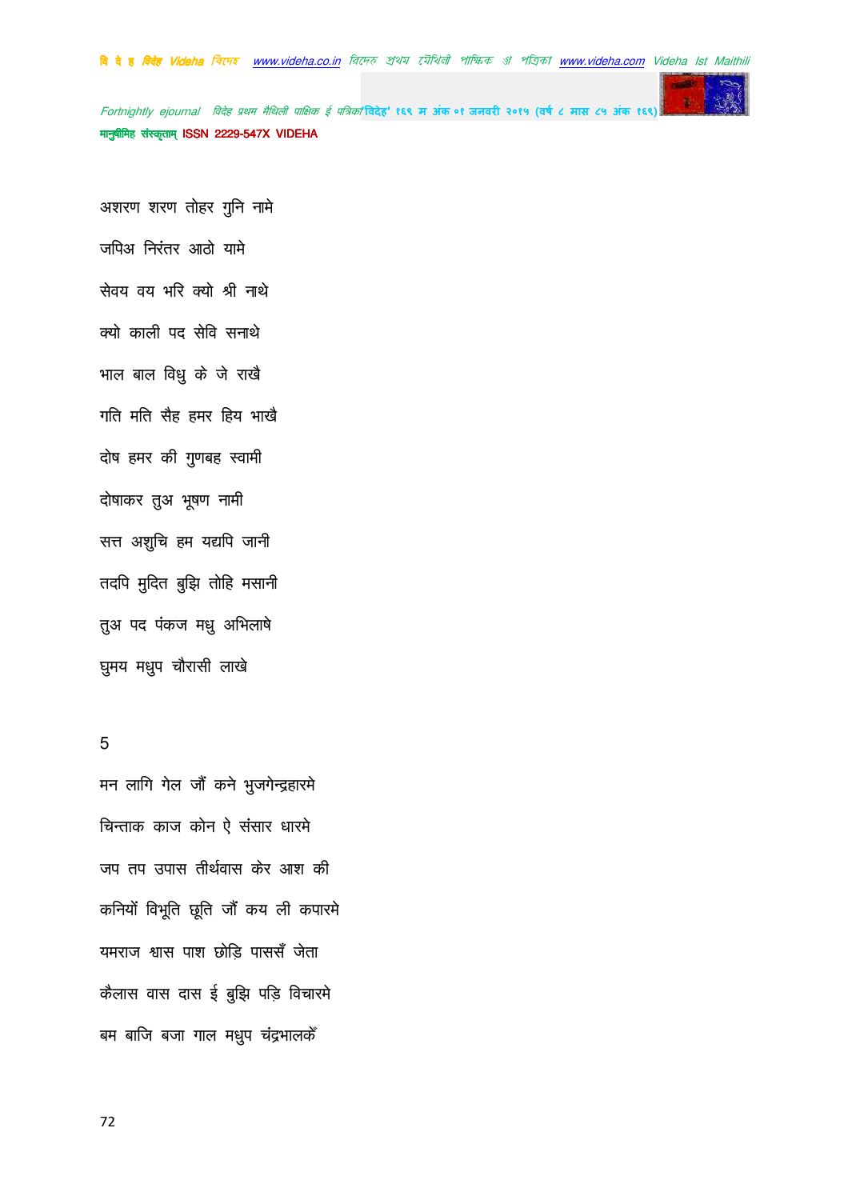अशरण शरण तोहर गुनि नामे

जपिअ निरंतर आठो यामे

सेवय वय भरि क्यो श्री नाथे

क्यो काली पद सेवि सनाथे

भाल बाल विधु के जे राखै

गति मति सैह हमर हिय भाखै

दोष हमर की गुणबह स्वामी

दोषाकर तुअ भूषण नामी

सत्त अशुचि हम यद्यपि जानी

तदपि मुदित बुझि तोहि मसानी

तुअ पद पंकज मधु अभिलाषे

घुमय मधुप चौरासी लाखे

5

मन लागि गेल जौं कने भुजगेन्द्रहारमे

चिन्ताक काज कोन ऐ संसार धारमे

जप तप उपास तीर्थवास केर आश की

कनियों विभूति छूति जौं कय ली कपारमे

यमराज श्वास पाश छोड़ि पाससँ जेता

कैलास वास दास ई बुझि पड़ि विचारमे

बम बाजि बजा गाल मधुप चंद्रभालकेँ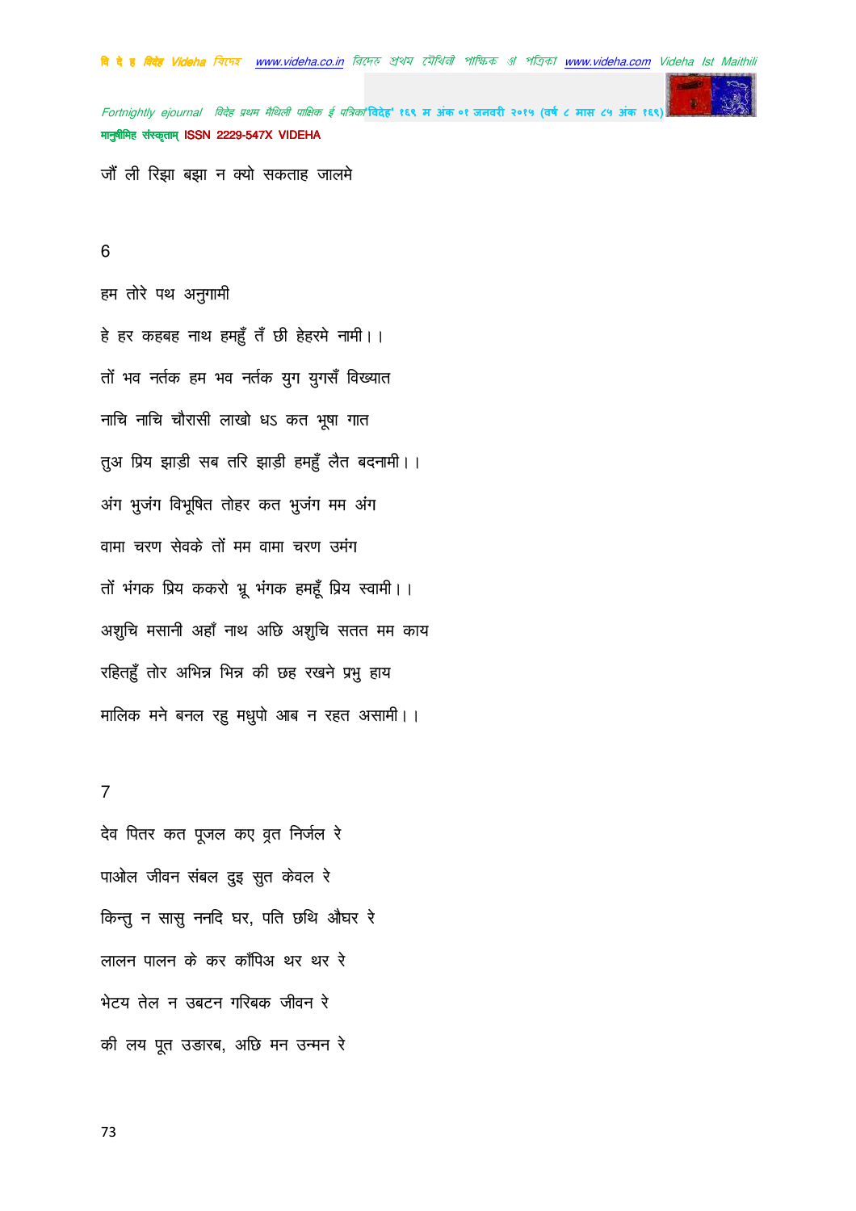जौं ली रिझा बझा न क्यो सकताह जालमे

6

हम तोरे पथ अनुगामी

हे हर कहबह नाथ हमहुँ तँ छी हेहरमे नामी।।

तों भव नर्तक हम भव नर्तक युग युगसँ विख्यात

नाचि नाचि चौरासी लाखो धऽ कत भूषा गात

तुअ प्रिय झाड़ी सब तरि झाड़ी हमहुँ लैत बदनामी।।

अंग भुजंग विभूषित तोहर कत भुजंग मम अंग

वामा चरण सेवके तों मम वामा चरण उमंग

तों भंगक प्रिय ककरो भ्रू भंगक हमहूँ प्रिय स्वामी।।

अशुचि मसानी अहाँ नाथ अछि अशुचि सतत मम काय

रहितहुँ तोर अभिन्न भिन्न की छह रखने प्रभु हाय

मालिक मने बनल रहु मधुपो आब न रहत असामी।।

7

देव पितर कत पूजल कए व्रत निर्जल रे

पाओल जीवन संबल दुइ सुत केवल रे

किन्तु न सासु ननदि घर, पति छथि औघर रे

लालन पालन के कर काँपिअ थर थर रे

भेटय तेल न उबटन गरिबक जीवन रे

की लय पूत उड़ारब, अछि मन उन्मन रे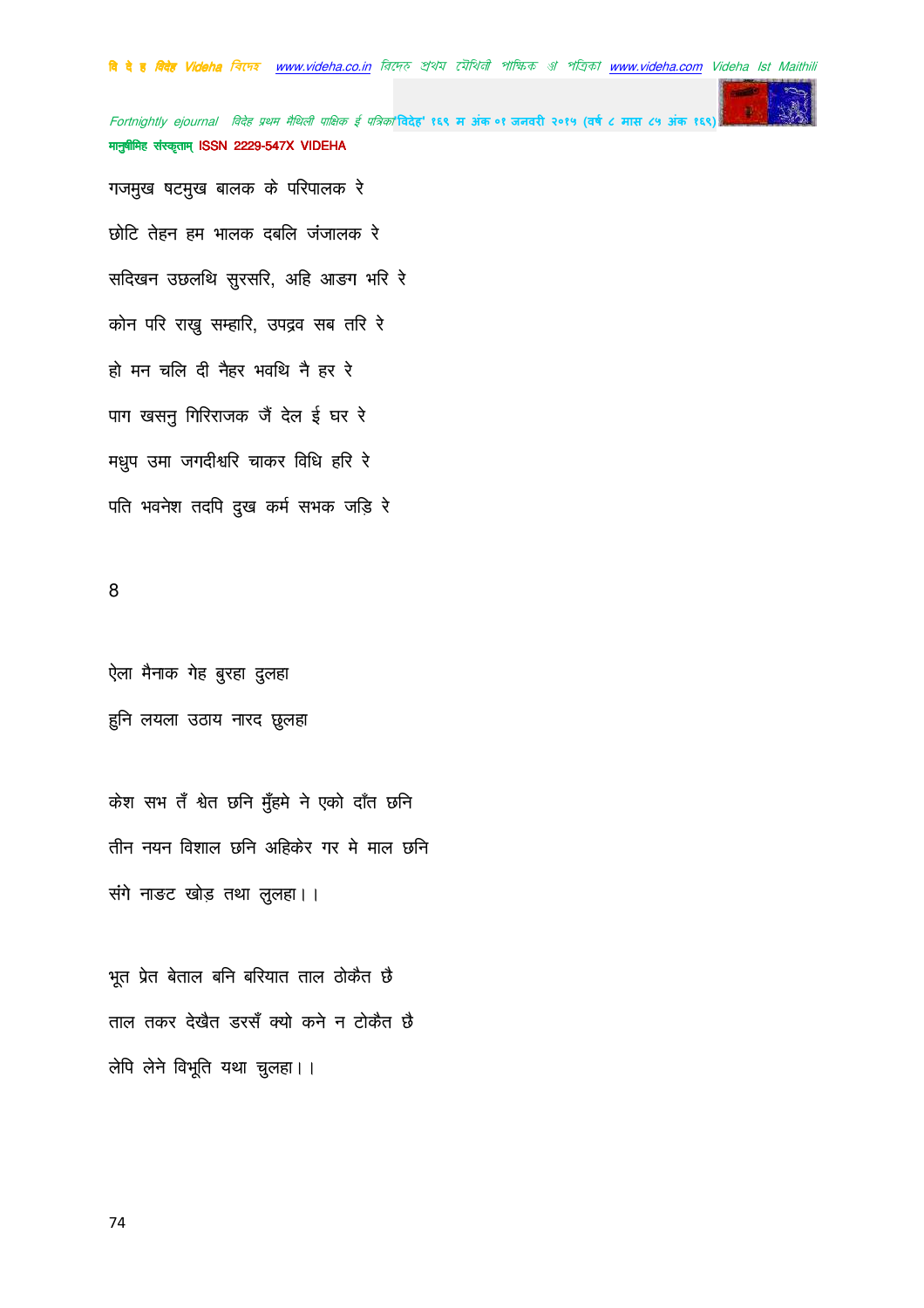गजमुख षटमुख बालक के परिपालक रे

छोटि तेहन हम भालक दबलि जंजालक रे

सदिखन उछलथि सुरसरि, अहि आङग भरि रे

कोन परि राखु सम्हारि, उपद्रव सब तरि रे

हो मन चलि दी नैहर भवथि नै हर रे

पाग खसनु गिरिराजक जैं देल ई घर रे

मधुप उमा जगदीश्वरि चाकर विधि हरि रे

पति भवनेश तदपि दुख कर्म सभक जड़ि रे

8

ऐला मैनाक गेह बुरहा दुलहा

हुनि लयला उठाय नारद छुलहा

केश सभ तँ श्वेत छनि मुँहमे ने एको दाँत छनि

तीन नयन विशाल छनि अहिकेर गर मे माल छनि

संगे नाङट खोड़ तथा लुलहा।।

भूत प्रेत बेताल बनि बरियात ताल ठोकैत छै

ताल तकर देखैत डरसँ क्यो कने न टोकैत छै

लेपि लेने विभूति यथा चुलहा।।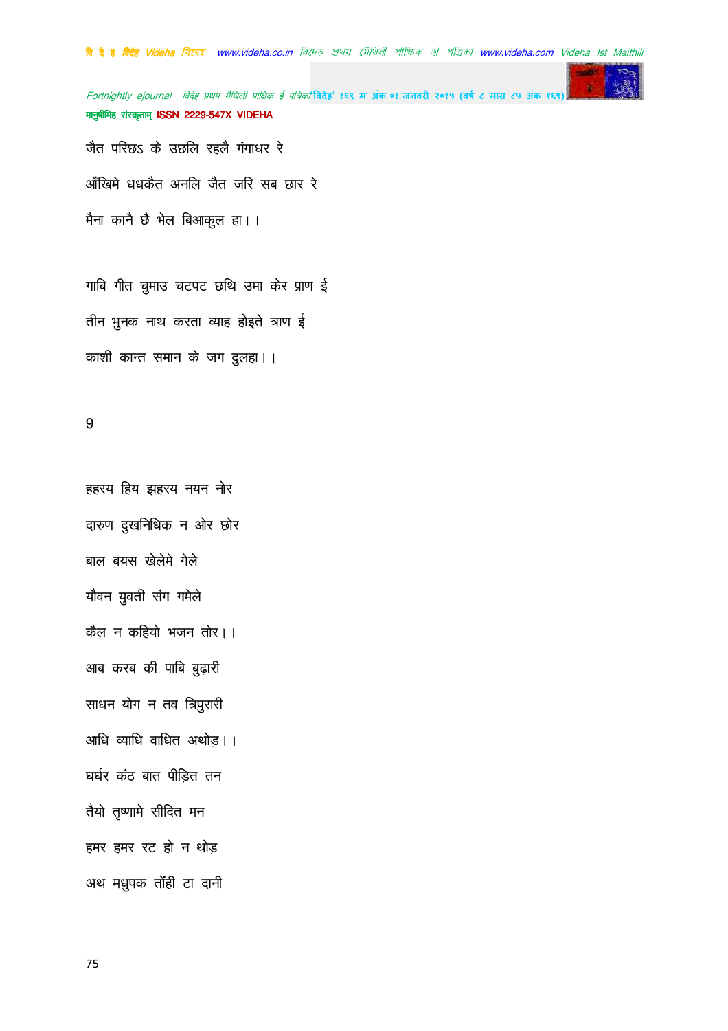जैत परिछऽ के उछलि रहलै गंगाधर रे

आँखिमे धधकैत अनलि जैत जरि सब छार रे

मैना कानै छै भेल बिआकुल हा।।

गाबि गीत चुमाउ चटपट छथि उमा केर प्राण ई

तीन भुनक नाथ करता व्याह होइते त्राण ई

काशी कान्त समान के जग दुलहा।।

9

हहरय हिय झहरय नयन नोर

दारुण दुखनिधिक न ओर छोर

बाल बयस खेलेमे गेले

यौवन युवती संग गमेले

कैल न कहियो भजन तोर।।

आब करब की पाबि बुढ़ारी

साधन योग न तव त्रिपुरारी

आधि व्याधि वाधित अथोड़।।

घर्घर कंठ बात पीड़ित तन

तैयो तृष्णामे सीदित मन

हमर हमर रट हो न थोड़

अथ मधुपक तोंही टा दानी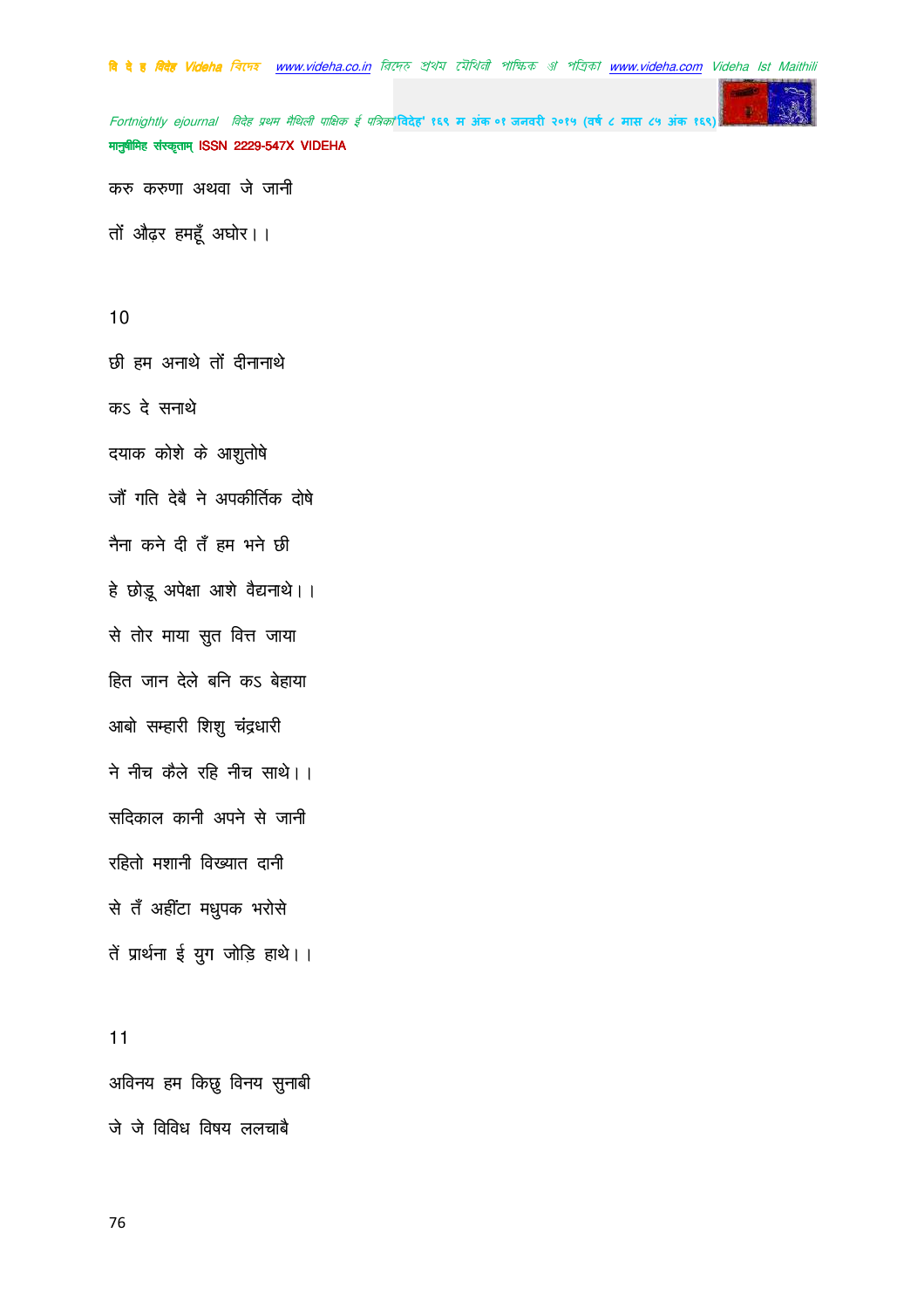करु करुणा अथवा जे जानी

तों औढ़र हमहूँ अघोर।।

10

छी हम अनाथे तों दीनानाथे

कऽ दे सनाथे

दयाक कोशे के आशुतोषे

जौं गति देबै ने अपकीर्तिक दोषे

नैना कने दी तँ हम भने छी

हे छोड़ू अपेक्षा आशे वैद्यनाथे।।

से तोर माया सुत वित्त जाया

हित जान देले बनि कऽ बेहाया

आबो सम्हारी शिशु चंद्रधारी

ने नीच कैले रहि नीच साथे।।

सदिकाल कानी अपने से जानी

रहितो मशानी विख्यात दानी

से तँ अहींटा मधुपक भरोसे

तें प्रार्थना ई युग जोड़ि हाथे।।

11

अविनय हम किछु विनय सुनाबी

जे जे विविध विषय ललचाबै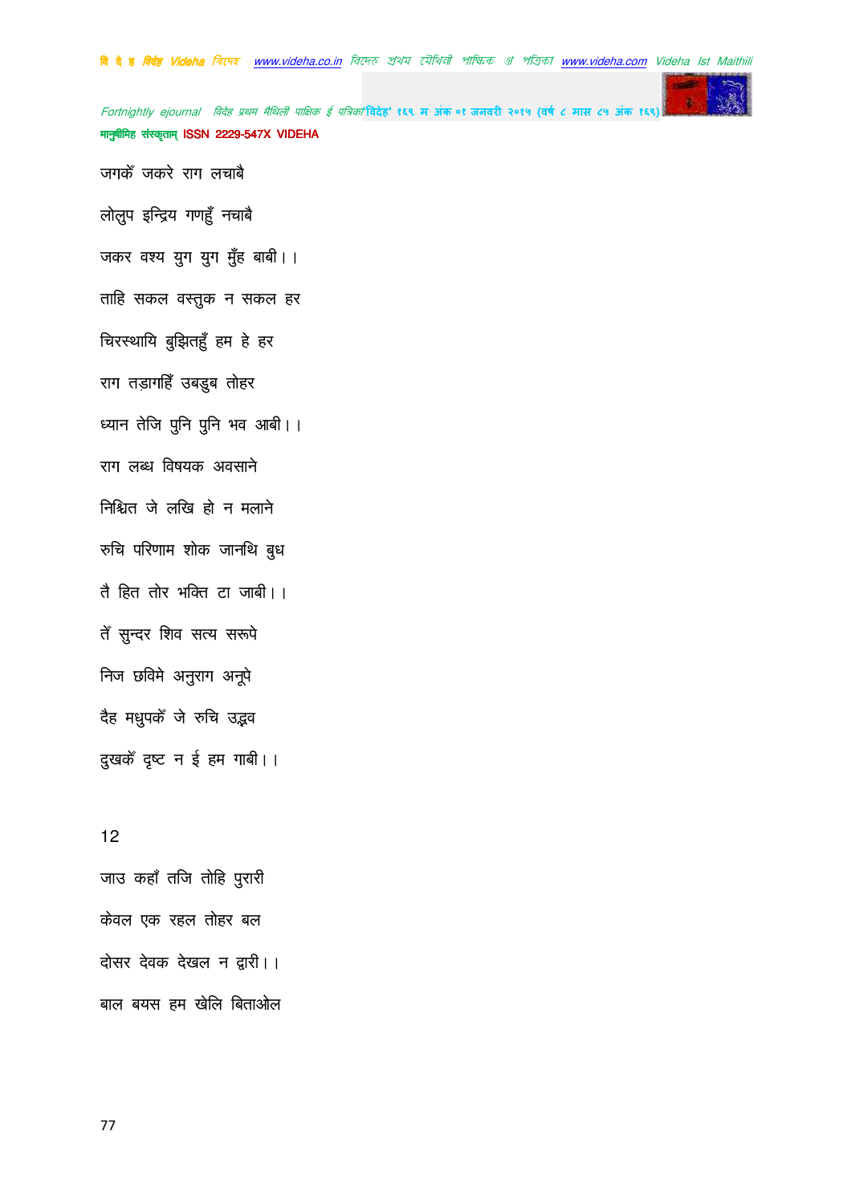जगकेँ जकरे राग लचाबै

लोलुप इन्द्रिय गणहुँ नचाबै

जकर वश्य युग युग मुँह बाबी।।

ताहि सकल वस्तुक न सकल हर

चिरस्थायि बुझितहुँ हम हे हर

राग तड़ागहिँ उबडुब तोहर

ध्यान तेजि पुनि पुनि भव आबी।।

राग लब्ध विषयक अवसाने

निश्चित जे लखि हो न मलाने

रुचि परिणाम शोक जानथि बुध

तै हित तोर भक्ति टा जाबी।।

तँ सुन्दर शिव सत्य सरूपे

निज छविमे अनुराग अनूपे

दैह मधुपकँ जे रुचि उद्भव

दुखकँ दृष्ट न ई हम गाबी।।

12

जाउ कहाँ तजि तोहि पुरारी

केवल एक रहल तोहर बल

दोसर देवक देखल न द्वारी।।

बाल बयस हम खेलि बिताओल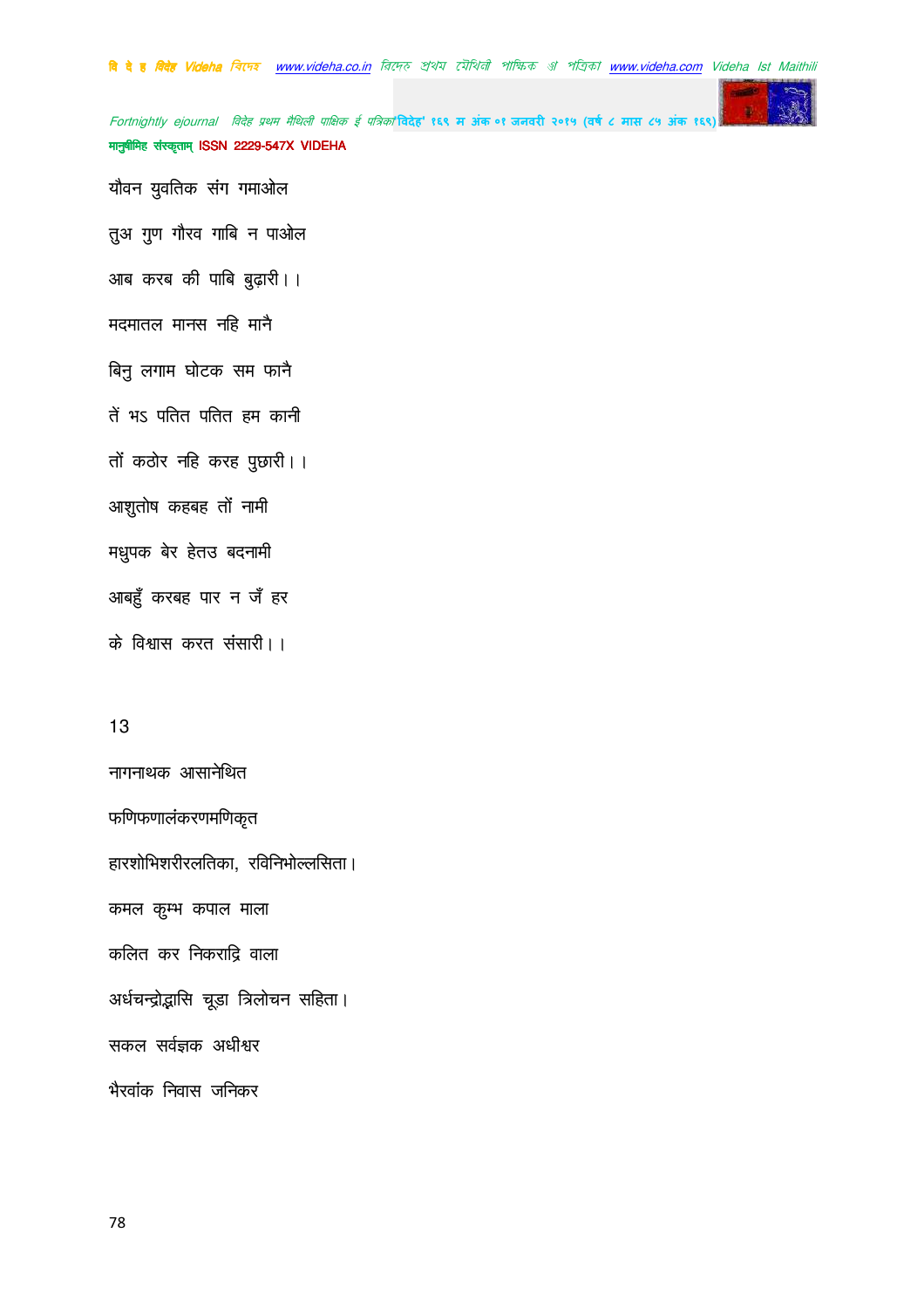यौवन युवतिक संग गमाओल

तुअ गुण गौरव गाबि न पाओल

आब करब की पाबि बुढ़ारी।।

मदमातल मान्स नहि मानै

बिनु लगाम घोटक सम फानै

तें भऽ पतित पतित हम कानी

तों कठोर नहि करह पुछारी।।

आशुतोष कहबह तों नामी

मधुपक बेर हेतउ बदनामी

आबहुँ करबह पार न जँ हर

के विश्वास करत संसारी।।

13

नागनाथक आसानेथित

फणिफणालंकरणमणिकृत

हारशोभिशरीरलतिका, रविनिभोल्लसिता।

कमल कुम्भ कपाल माला

कलित कर निकराद्रि वाला

अर्धचन्द्रोद्भासि चूडा त्रिलोचन सहिता।

सकल सर्वज्ञक अधीश्वर

भैरवांक निवास जनिकर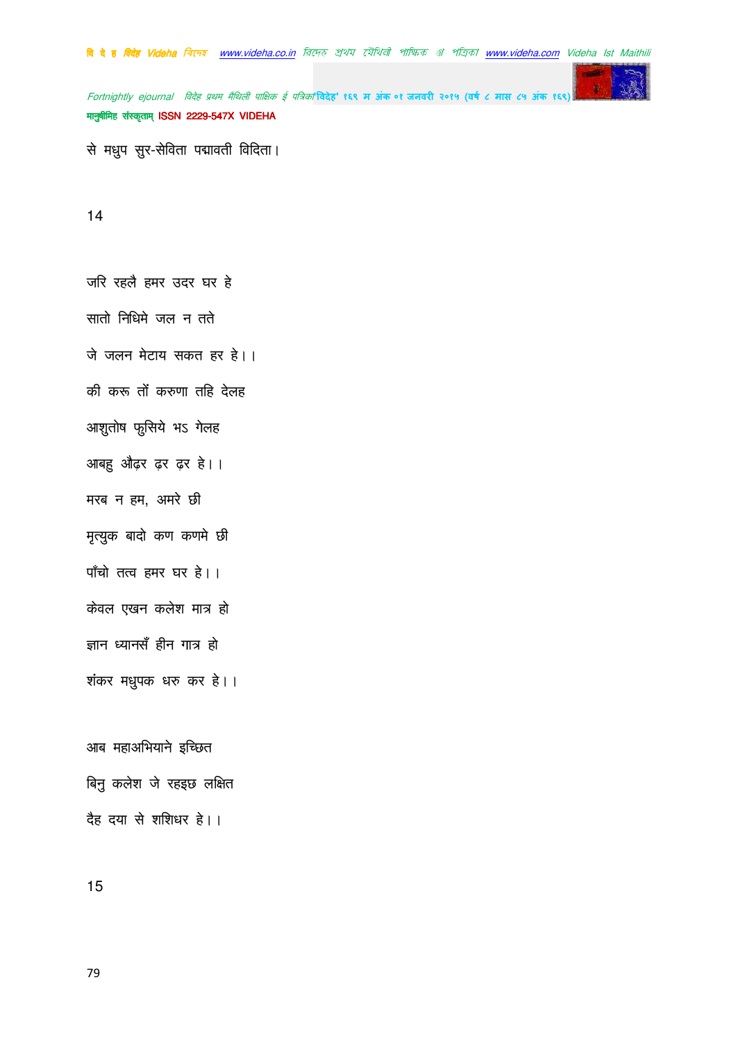से मधुप सुर-सेविता पद्मावती विदिता।

14

जरि रहलै हमर उदर घर हे

सातो निधिमे जल न तते

जे जलन मेटाय सकत हर हे।।

की करू तों करुणा तहि देलह

आशुतोष फुसिये भऽ गेलह

आबहु औढ़र ढ़र ढ़र हे।।

मरब न हम, अमरे छी

मृत्युक बादो कण कणमे छी

पाँचो तत्व हमर घर हे।।

केवल एखन कलेश मात्र हो

ज्ञान ध्यानसँ हीन गात्र हो

शंकर मधुपक धरु कर हे।।

आब महाअभियाने इच्छित

बिनु कलेश जे रहइछ लक्षित

दैह दया से शशिधर हे।।

15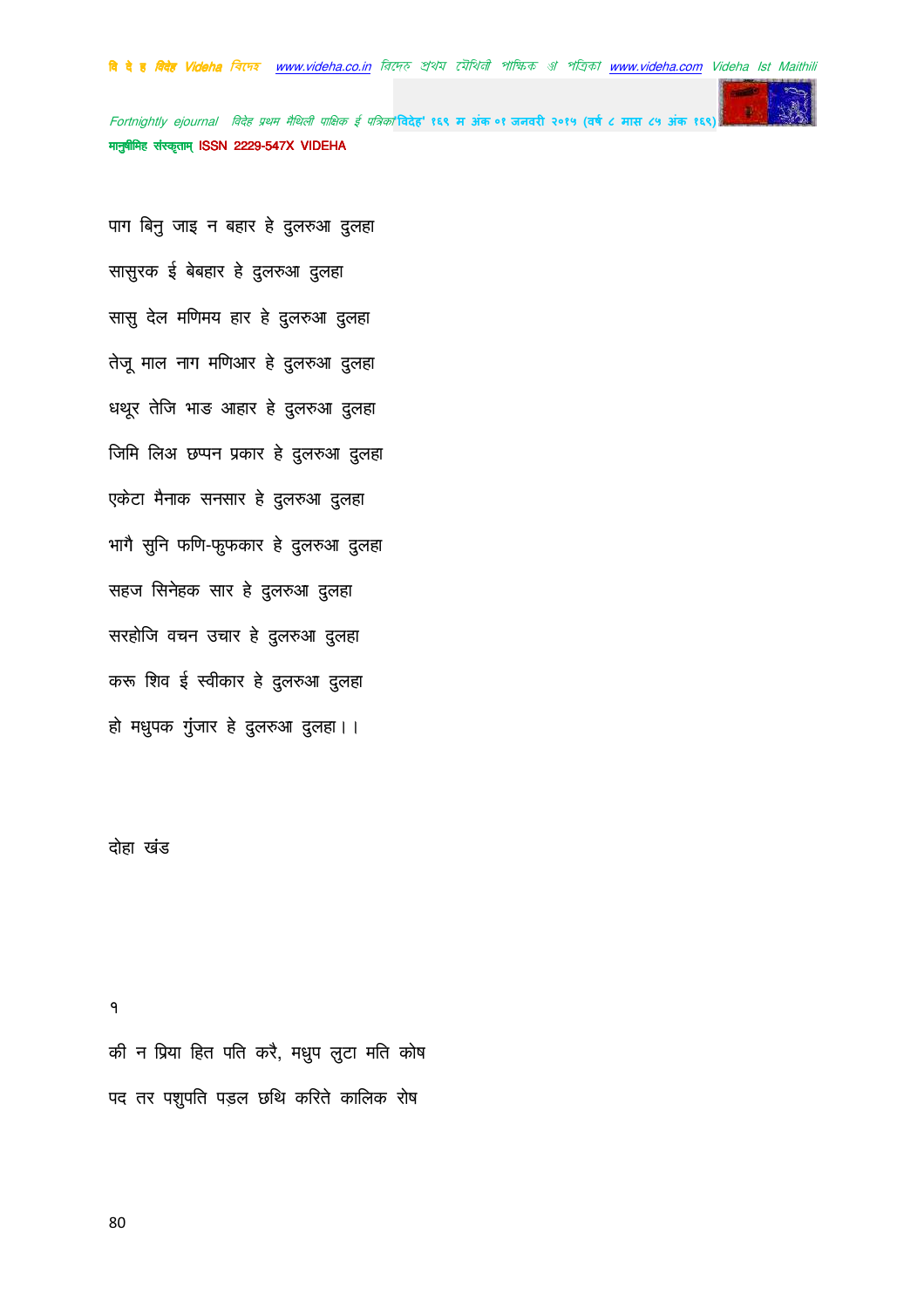पाग बिनु जाइ न बहार हे दुलरुआ दुलहा

सासुरक ई बेबहार हे दुलरुआ दुलहा

सासु देल मणिमय हार हे दुलरुआ दुलहा

तेजू माल नाग मणिआर हे दुलरुआ दुलहा

धथूर तेजि भाङ आहार हे दुलरुआ दुलहा

जिमि लिअ छप्पन प्रकार हे दुलरुआ दुलहा

एकेटा मैनाक सनसार हे दुलरुआ दुलहा

भागै सुनि फणि-फुफकार हे दुलरुआ दुलहा

सहज सिनेहक सार हे दुलरुआ दुलहा

सरहोजि वचन उचार हे दुलरुआ दुलहा

करू शिव ई स्वीकार हे दुलरुआ दुलहा

हो मधुपक गुंजार हे दुलरुआ दुलहा।।

दोहा खंड

१

की न प्रिया हित पति करै, मधुप लुटा मति कोष

पद तर पशुपति पड़ल छथि करिते कालिक रोष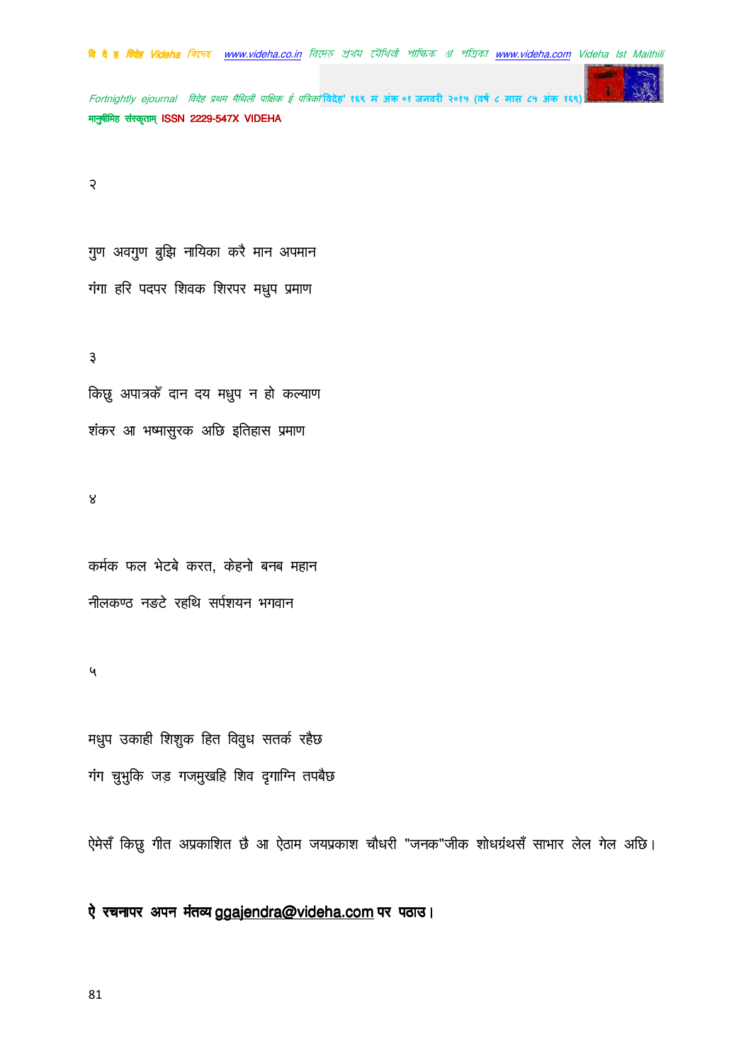२

गुण अवगुण बुझि नायिका करै मान अपमान

गंगा हरि पदपर शिवक शिरपर मधुप प्रमाण

३

किछु अपात्रकेँ दान दय मधुप न हो कल्याण

शंकर आ भष्मासुरक अछि इतिहास प्रमाण

४

कर्मक फल भेटबे करत, केहनो बनब महान

नीलकण्ठ नङटे रहथि सर्पशयन भगवान

५

मधुप उकाही शिशुक हित विवुध सतर्क रहैछ

गंग चुभुकि जड़ गजमुखहि शिव दृगाग्नि तपबैछ

ऐमेसँ किछु गीत अप्रकाशित छै आ ऐठाम जयप्रकाश चौधरी "जनक"जीक शोधग्रंथसँ साभार लेल गेल अछि।

**ऐ रचनापर अपन मंतव्य ggajendra@videha.com पर पठाउ।**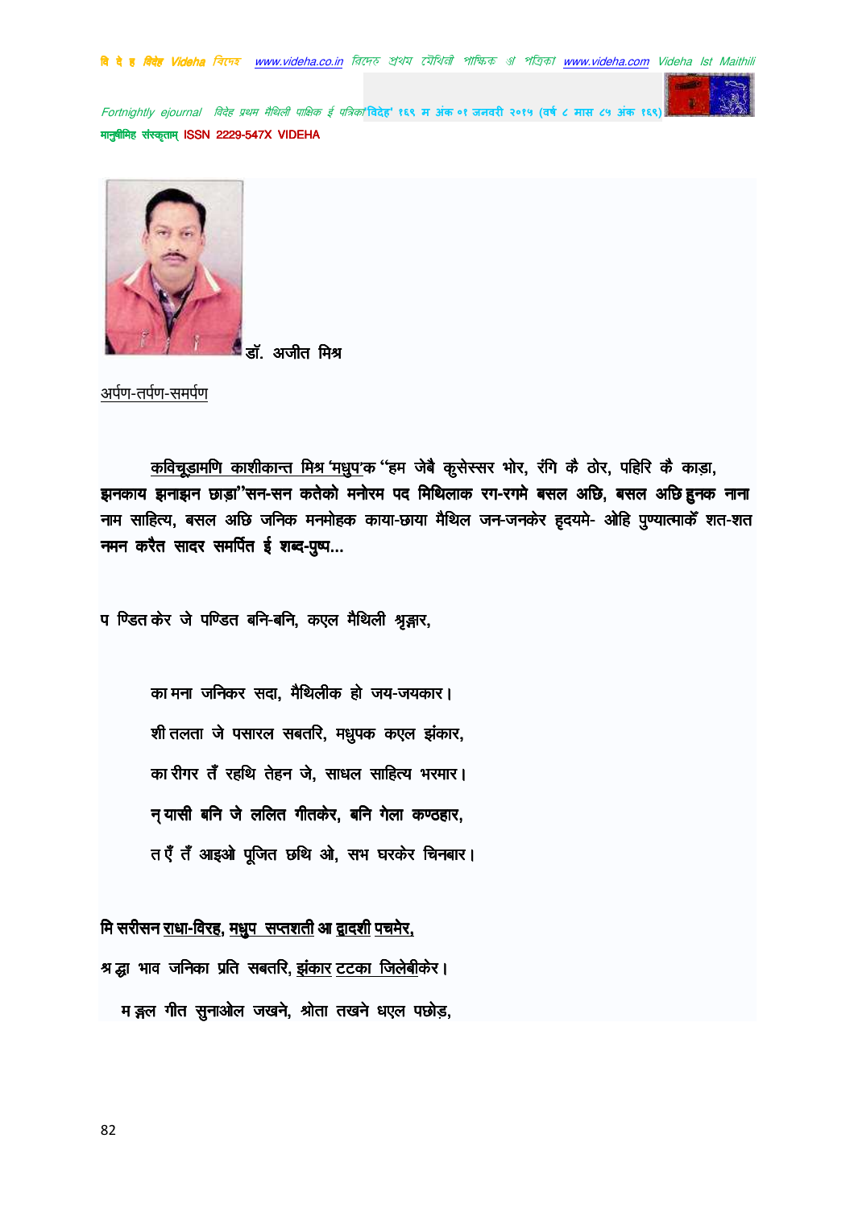डॉ. अजीत मिश्र

अर्पण-तर्पण-समर्पण

कविचूडामणि काशीकान्त मिश्र 'मधुप'क "हम जेबै कुसेस्सर भोर, रंगि कै ठोर, पहिरि कै काड़ा, **झनकाय झनाझन छाड़ा"सन-सन कतेको मनोरम पद मिथिलाक रग-रगमे बसल अछि, बसल अछि हुनक नाना** नाम साहित्य, बसल अछि जनिक मनमोहक काया-छाया मैथिल जन-जनकेर हृदयमे- ओहि पुण्यात्माकेँ शत-शत **नमन करैत सादर समर्पित ई शब्द-पुष्प...**

प ण्डित केर जे पण्डित बनि-बनि, कएल मैथिली श्रृङ्गार,

का मना जनिकर सदा, मैथिलीक हो जय-जयकार।

शी तलता जे पसारल सबतरि, मधुपक कएल झंकार,

का रीगर तँ रहथि तेहन जे, साधल साहित्य भरमार।

**न् यासी बनि जे ललित गीतकेर, बनि गेला कण्ठहार,**

त एँ तँ आइओ पूजित छथि ओ, सभ घरकेर चिनबार।

**मि सरीसन राधा-विरह, मधुप सप्तशती आ द्वादशी पचमेर,**

श्र द्धा भाव जनिका प्रति सबतरि, झंकार टटका जिलेबीकेर।

म ङ्गल गीत सुनाओल जखने, श्रोता तखने धएल पछोड़,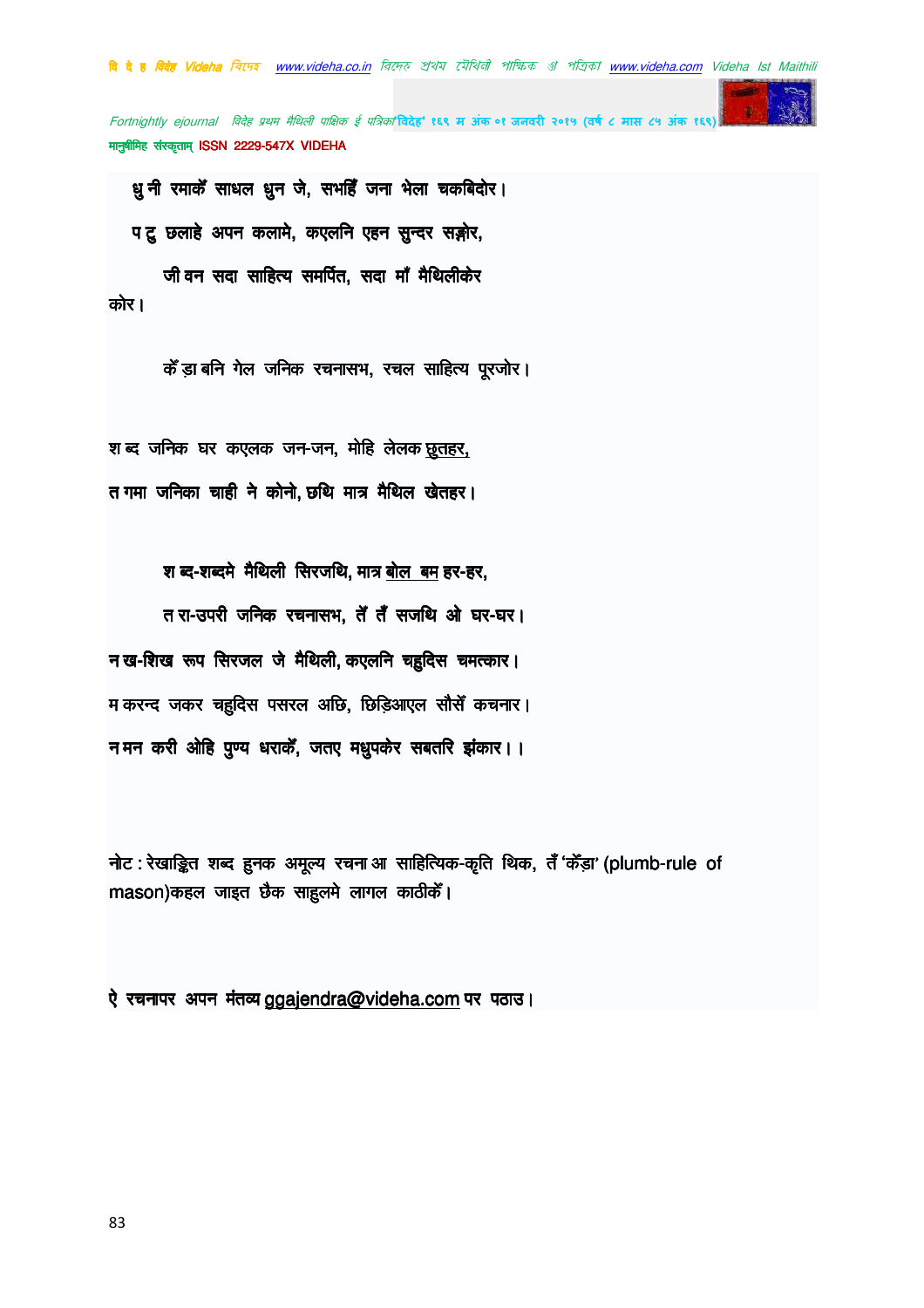धुनी रमाकेँ साधल धुन जे, सभहिँ जना भेला चकबिदोर।

पटु छलाहे अपन कलामे, कएलनि एहन सुन्दर सङ्गोर,

जीवन सदा साहित्य समर्पित, सदा माँ मैथिलीकेर कोर।

केँड़ा बनि गेल जनिक रचनासभ, रचल साहित्य पूरजोर।

शब्द जनिक घर कएलक जन-जन, मोहि लेलक छुतहर,

तगमा जनिका चाही ने कोनो, छथि मात्र मैथिल खेतहर।

शब्द-शब्दमे मैथिली सिरजथि, मात्र बोल बम हर-हर,

तरा-उपरी जनिक रचनासभ, तेँ तँ सजथि ओ घर-घर।

नख-शिख रूप सिरजल जे मैथिली, कएलनि चहुदिस चमत्कार।

मकरन्द जकर चहुदिस पसरल अछि, छिड़िआएल सौसेँ कचनार।

नमन करी ओहि पुण्य धराकेँ, जतए मधुपकेर सबतरि झंकार।।

नोट : रेखाङ्कित शब्द हुनक अमूल्य रचना आ साहित्यिक-कृति थिक, तेँ 'केँड़ा' (plumb-rule of mason)कहल जाइत छैक साहुलमे लागल काठीकेँ।

ऐ रचनापर अपन मंतव्य ggajendra@videha.com पर पठाउ।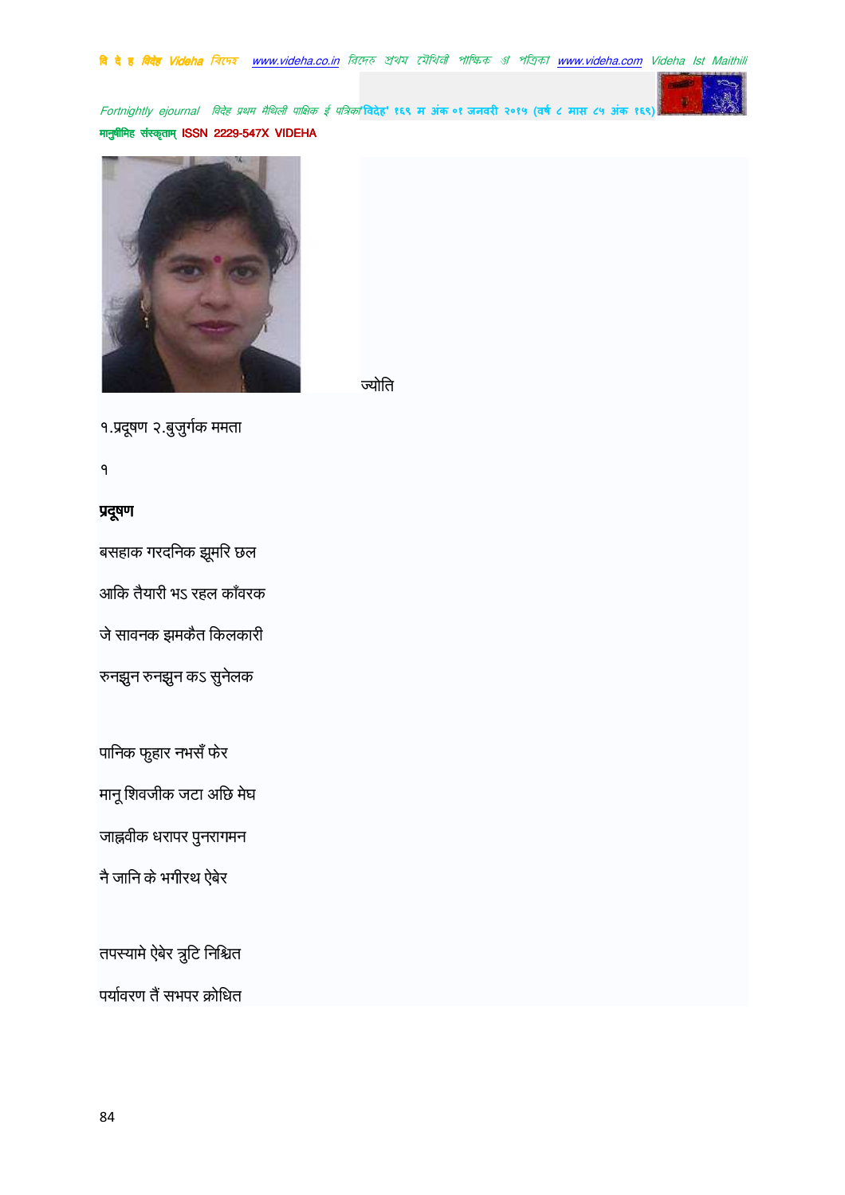ज्योति

१.प्रदूषण २.बुजुर्गक ममता

१

**प्रदूषण**

बसहाक गरदनिक झूमरि छल

आकि तैयारी भऽ रहल काँवरक

जे सावनक झमकैत किलकारी

रुनझुन रुनझुन कऽ सुनेलक

पानिक फुहार नभसँ फेर

मानू शिवजीक जटा अछि मेघ

जाह्नवीक धरापर पुनरागमन

नै जानि के भगीरथ ऐबेर

तपस्यामे ऐबेर त्रुटि निश्चित

पर्यावरण तैं सभपर क्रोधित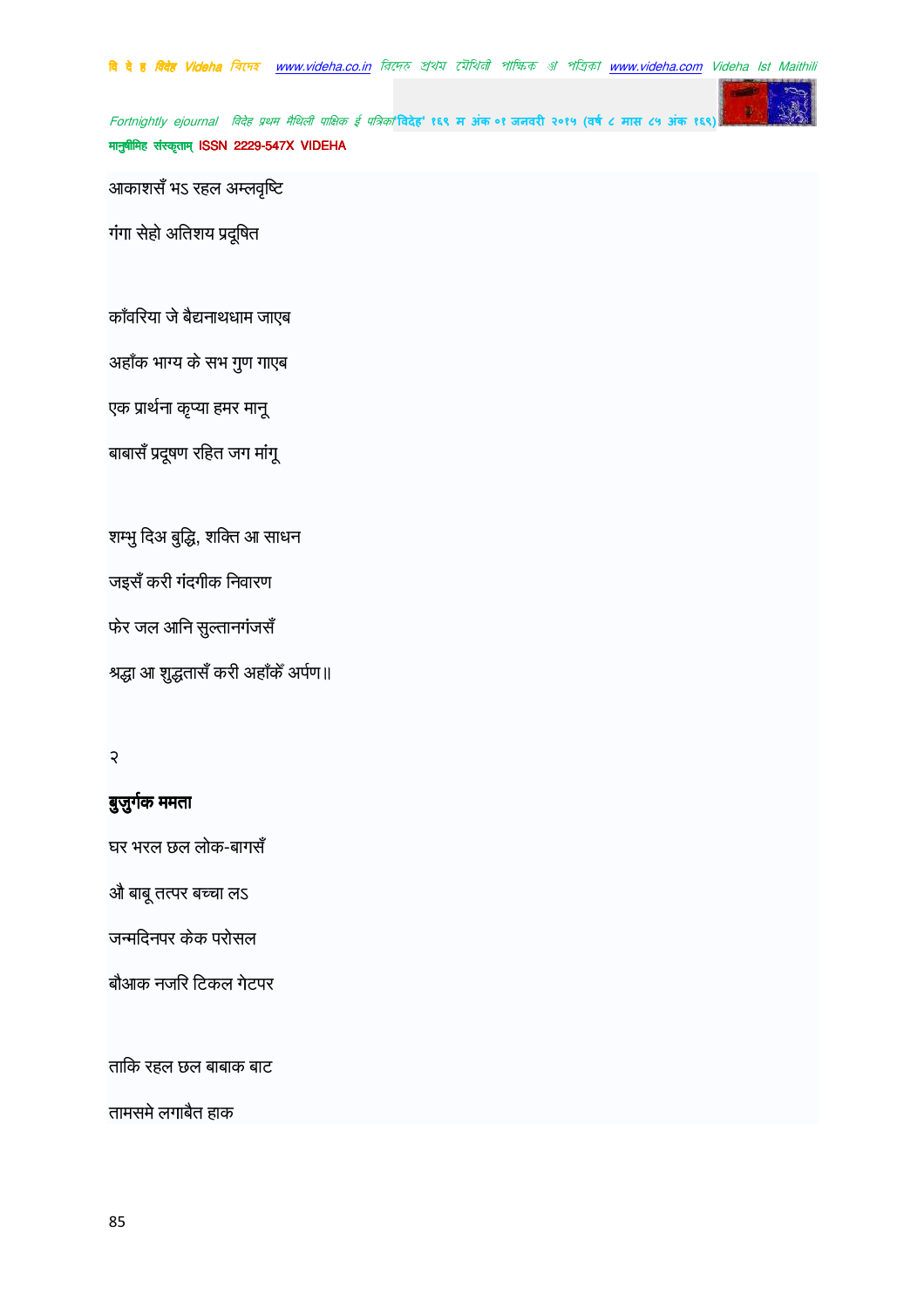आकाशसँ भऽ रहल अम्लवृष्टि

गंगा सेहो अतिशय प्रदूषित

काँवरिया जे बैद्यनाथधाम जाएब

अहाँक भाग्य के सभ गुण गाएब

एक प्रार्थना कृप्या हमर मानू

बाबासँ प्रदूषण रहित जग मांगू

शम्भु दिअ बुद्धि, शक्ति आ साधन

जइसँ करी गंदगीक निवारण

फेर जल आनि सुल्तानगंजसँ

श्रद्धा आ शुद्धतासँ करी अहाँकेँ अर्पण॥

२

**बुजुर्गक ममता**

घर भरल छल लोक-बागसँ

औ बाबू तत्पर बच्चा लऽ

जन्मदिनपर केक परोसल

बौआक नजरि टिकल गेटपर

ताकि रहल छल बाबाक बाट

तामसमे लगाबैत हाक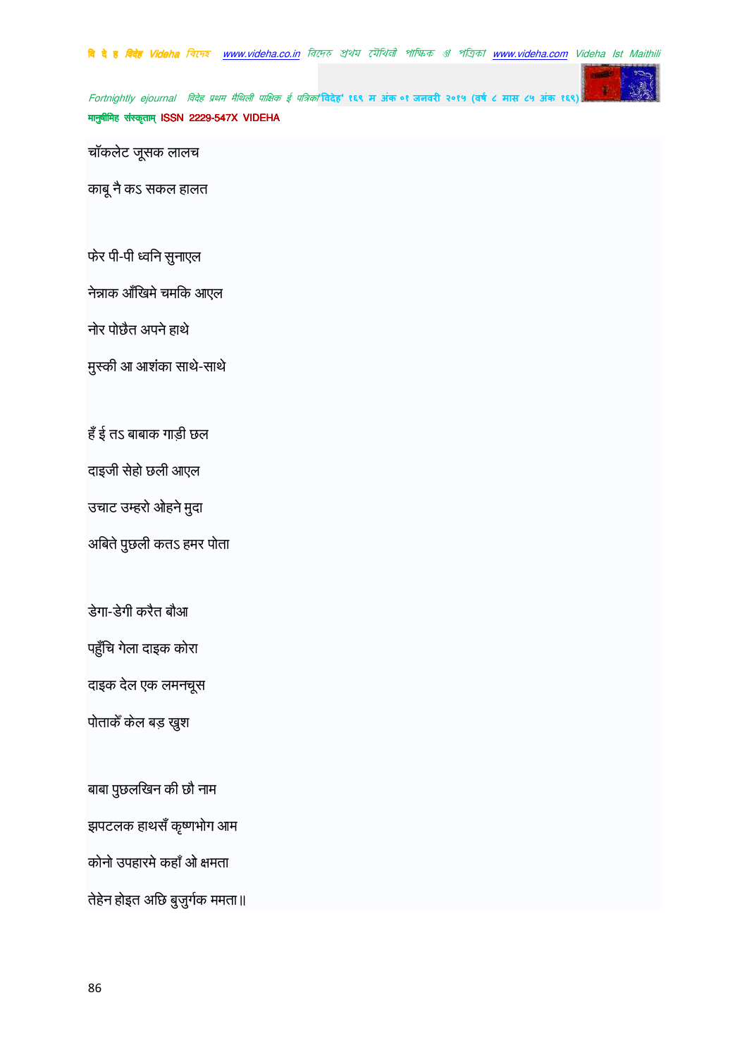चॉकलेट जूसक लालच

काबू नै कऽ सकल हालत

फेर पी-पी ध्वनि सुनाएल

नेन्नाक आँखिमे चमकि आएल

नोर पोछैत अपने हाथे

मुस्की आ आशंका साथे-साथे

हँ ई तऽ बाबाक गाड़ी छल

दाइजी सेहो छली आएल

उचाट उम्हरो ओहने मुदा

अबिते पुछली कतऽ हमर पोता

डेगा-डेगी करैत बौआ

पहुँचि गेला दाइक कोरा

दाइक देल एक लमनचूस

पोताकेँ केल बड़ खुश

बाबा पुछलखिन की छौ नाम

झपटलक हाथसँ कृष्णभोग आम

कोनो उपहारमे कहाँ ओ क्षमता

तेहेन होइत अछि बुजुर्गक ममता॥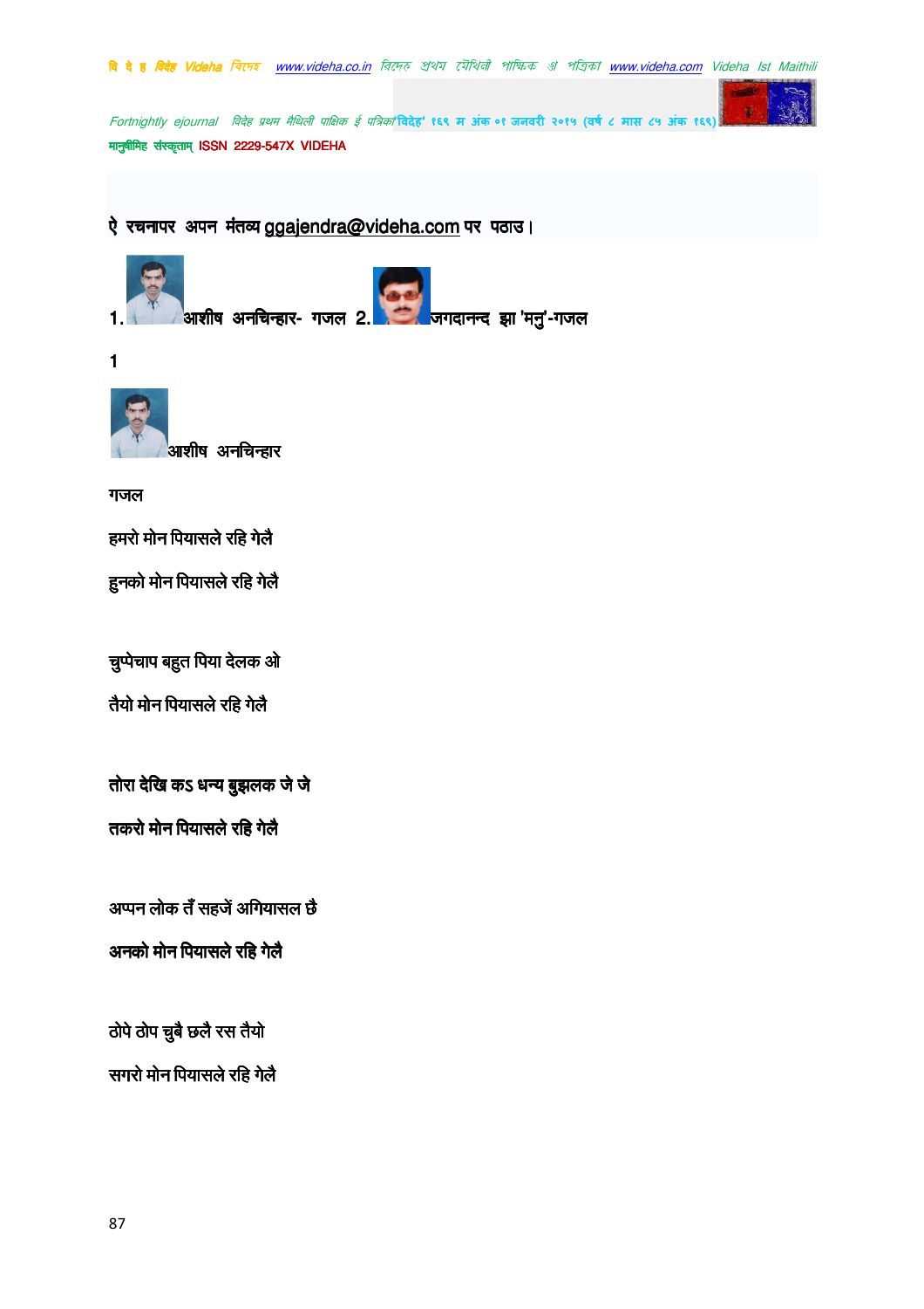ऐ रचनापर अपन मंतव्य ggajendra@videha.com पर पठाउ।

1. आशीष अनचिन्हार- गजल 2. जगदानन्द झा 'मनु'-गजल

1

आशीष अनचिन्हार

गजल

हमरो मोन पियासले रहि गेलै

हुनको मोन पियासले रहि गेलै

चुप्पेचाप बहुत पिया देलक ओ

तैयो मोन पियासले रहि गेलै

तोरा देखि कऽ धन्य बुझलक जे जे

तकरो मोन पियासले रहि गेलै

अप्पन लोक तँ सहजें अगियासल छै

अनको मोन पियासले रहि गेलै

ठोपे ठोप चुबै छलै रस तैयो

सगरो मोन पियासले रहि गेलै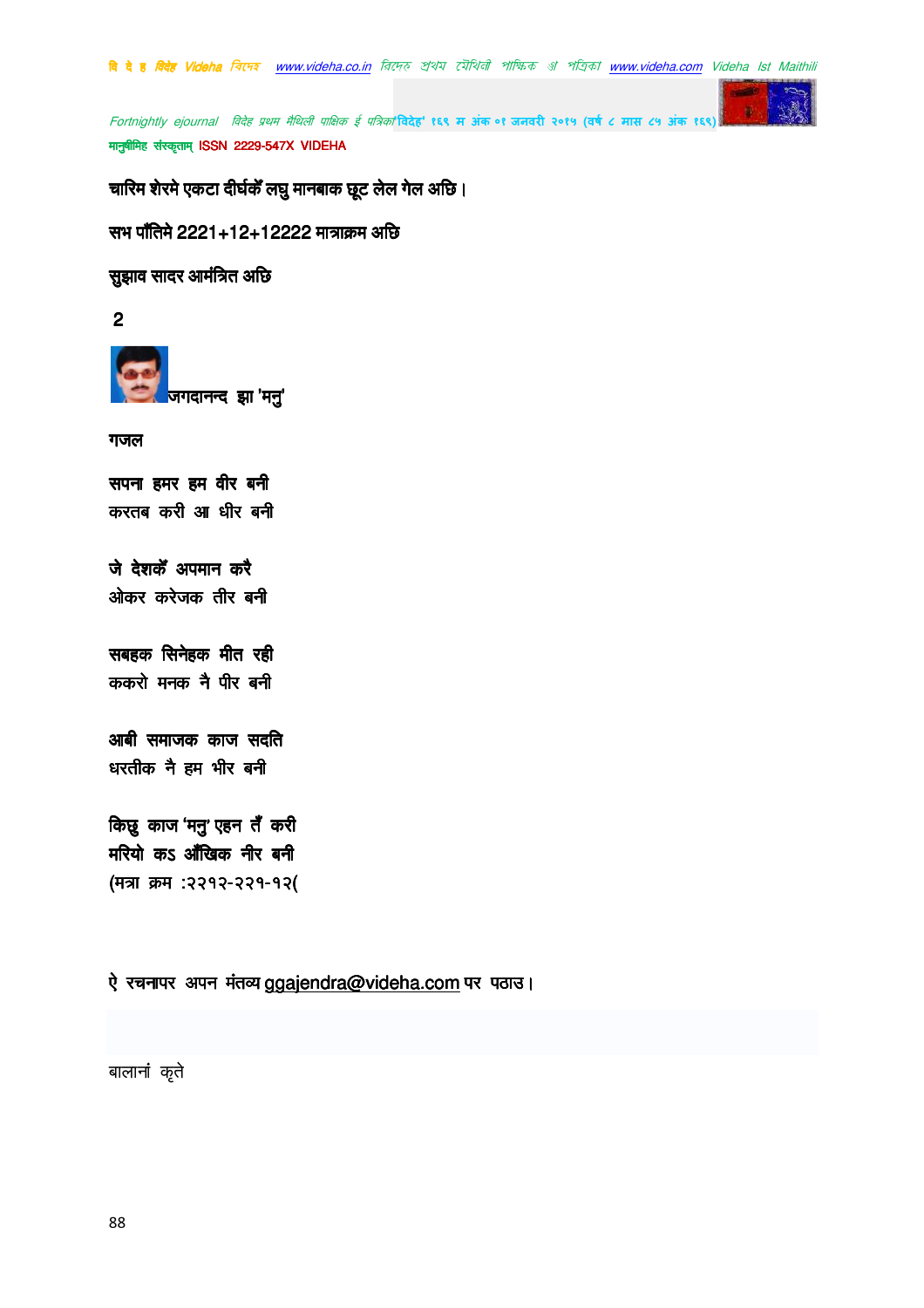चारिम शेरमे एकटा दीर्घकेँ लघु मानबाक छूट लेल गेल अछि।

सभ पाँतिमे 2221+12+12222 मात्राक्रम अछि

सुझाव सादर आमंत्रित अछि

2

जगदानन्द झा 'मनु'

गजल

सपना हमर हम वीर बनी
करतब करी आ धीर बनी

जे देशकेँ अपमान करै
ओकर करेजक तीर बनी

सबहक सिनेहक मीत रही
ककरो मनक नै पीर बनी

आबी समाजक काज सदति
धरतीक नै हम भीर बनी

किछु काज 'मनु' एहन तँ करी
मरियो कऽ आँखिक नीर बनी
(मत्रा क्रम :२२१२-२२१-१२(

ऐ रचनापर अपन मंतव्य ggajendra@videha.com पर पठाउ।

बालानां कृते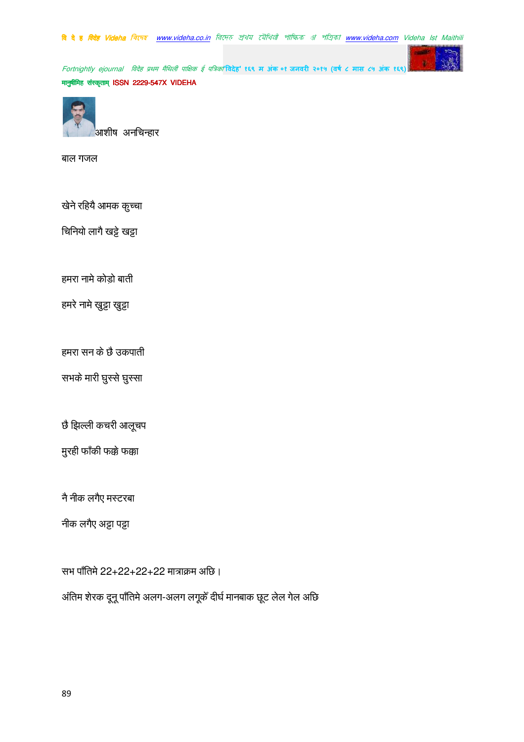आशीष अनचिन्हार

बाल गजल

खेने रहियै आमक कुच्चा

चिनियो लागै खट्टे खट्टा

हमरा नामे कोड़ो बाती

हमरे नामे खुट्टा खुट्टा

हमरा सन के छै उकपाती

सभके मारी घुस्से घुस्सा

छै झिल्ली कचरी आलूचप

मुरही फाँकी फक्के फक्का

नै नीक लगैए मस्टरबा

नीक लगैए अट्टा पट्टा

सभ पाँतिमे 22+22+22+22 मात्राक्रम अछि।

अंतिम शेरक दूनू पाँतिमे अलग-अलग लगूकेँ दीर्घ मानबाक छूट लेल गेल अछि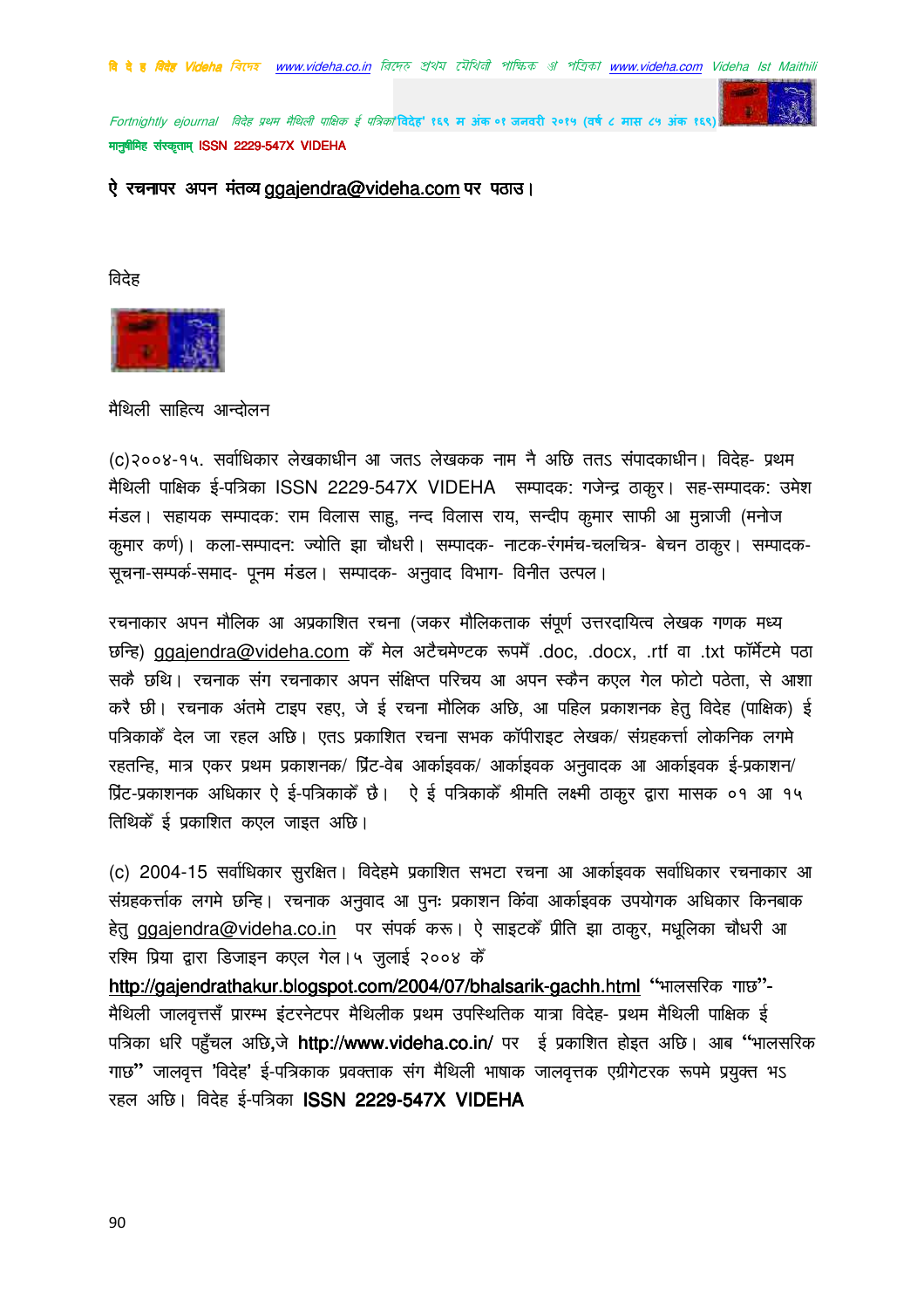ऐ रचनापर अपन मंतव्य ggajendra@videha.com पर पठाउ।

विदेह

मैथिली साहित्य आन्दोलन

(c)२००४-१५. सर्वाधिकार लेखकाधीन आ जतऽ लेखकक नाम नै अछि ततऽ संपादकाधीन। विदेह- प्रथम मैथिली पाक्षिक ई-पत्रिका ISSN 2229-547X VIDEHA सम्पादक: गजेन्द्र ठाकुर। सह-सम्पादक: उमेश मंडल। सहायक सम्पादक: राम विलास साहु, नन्द विलास राय, सन्दीप कुमार साफी आ मुन्नाजी (मनोज कुमार कर्ण)। कला-सम्पादन: ज्योति झा चौधरी। सम्पादक- नाटक-रंगमंच-चलचित्र- बेचन ठाकुर। सम्पादक- सूचना-सम्पर्क-समाद- पूनम मंडल। सम्पादक- अनुवाद विभाग- विनीत उत्पल।

रचनाकार अपन मौलिक आ अप्रकाशित रचना (जकर मौलिकताक संपूर्ण उत्तरदायित्व लेखक गणक मध्य छन्हि) ggajendra@videha.com केँ मेल अटैचमेण्टक रूपमेँ .doc, .docx, .rtf वा .txt फॉर्मेटमे पठा सकै छथि। रचनाक संग रचनाकार अपन संक्षिप्त परिचय आ अपन स्कैन कएल गेल फोटो पठेता, से आशा करै छी। रचनाक अंतमे टाइप रहए, जे ई रचना मौलिक अछि, आ पहिल प्रकाशनक हेतु विदेह (पाक्षिक) ई पत्रिकाकेँ देल जा रहल अछि। एतऽ प्रकाशित रचना सभक कॉपीराइट लेखक/ संग्रहकर्त्ता लोकनिक लगमे रहतन्हि, मात्र एकर प्रथम प्रकाशनक/ प्रिंट-वेब आर्काइवक/ आर्काइवक अनुवादक आ आर्काइवक ई-प्रकाशन/ प्रिंट-प्रकाशनक अधिकार ऐ ई-पत्रिकाकेँ छै। ऐ ई पत्रिकाकेँ श्रीमति लक्ष्मी ठाकुर द्वारा मासक ०१ आ १५ तिथिकेँ ई प्रकाशित कएल जाइत अछि।

(c) 2004-15 सर्वाधिकार सुरक्षित। विदेहमे प्रकाशित सभटा रचना आ आर्काइवक सर्वाधिकार रचनाकार आ संग्रहकर्त्ताक लगमे छन्हि। रचनाक अनुवाद आ पुनः प्रकाशन किंवा आर्काइवक उपयोगक अधिकार किनबाक हेतु ggajendra@videha.co.in पर संपर्क करू। ऐ साइटकेँ प्रीति झा ठाकुर, मधूलिका चौधरी आ रश्मि प्रिया द्वारा डिजाइन कएल गेल।५ जुलाई २००४ केँ **http://gajendrathakur.blogspot.com/2004/07/bhalsarik-gachh.html** "भालसरिक गाछ"- मैथिली जालवृत्तसँ प्रारम्भ इंटरनेटपर मैथिलीक प्रथम उपस्थितिक यात्रा विदेह- प्रथम मैथिली पाक्षिक ई पत्रिका धरि पहुँचल अछि,जे **http://www.videha.co.in/** पर ई प्रकाशित होइत अछि। आब "भालसरिक गाछ" जालवृत्त 'विदेह' ई-पत्रिकाक प्रवक्ताक संग मैथिली भाषाक जालवृत्तक एग्रीगेटरक रूपमे प्रयुक्त भऽ रहल अछि। विदेह ई-पत्रिका **ISSN 2229-547X VIDEHA**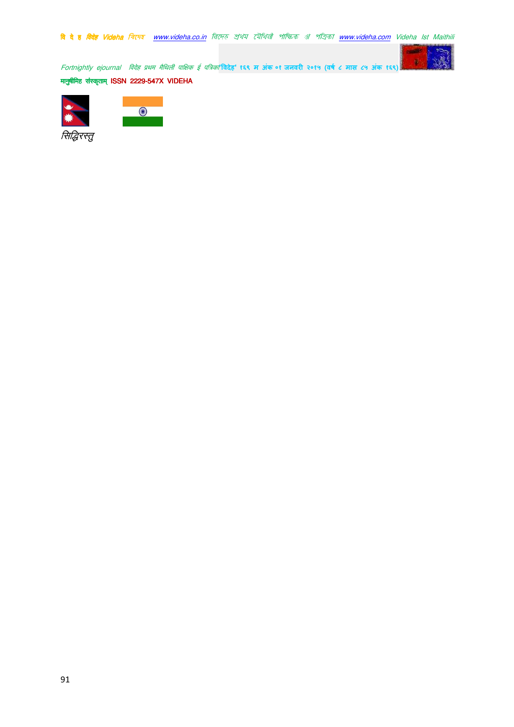सिद्धिरस्तु